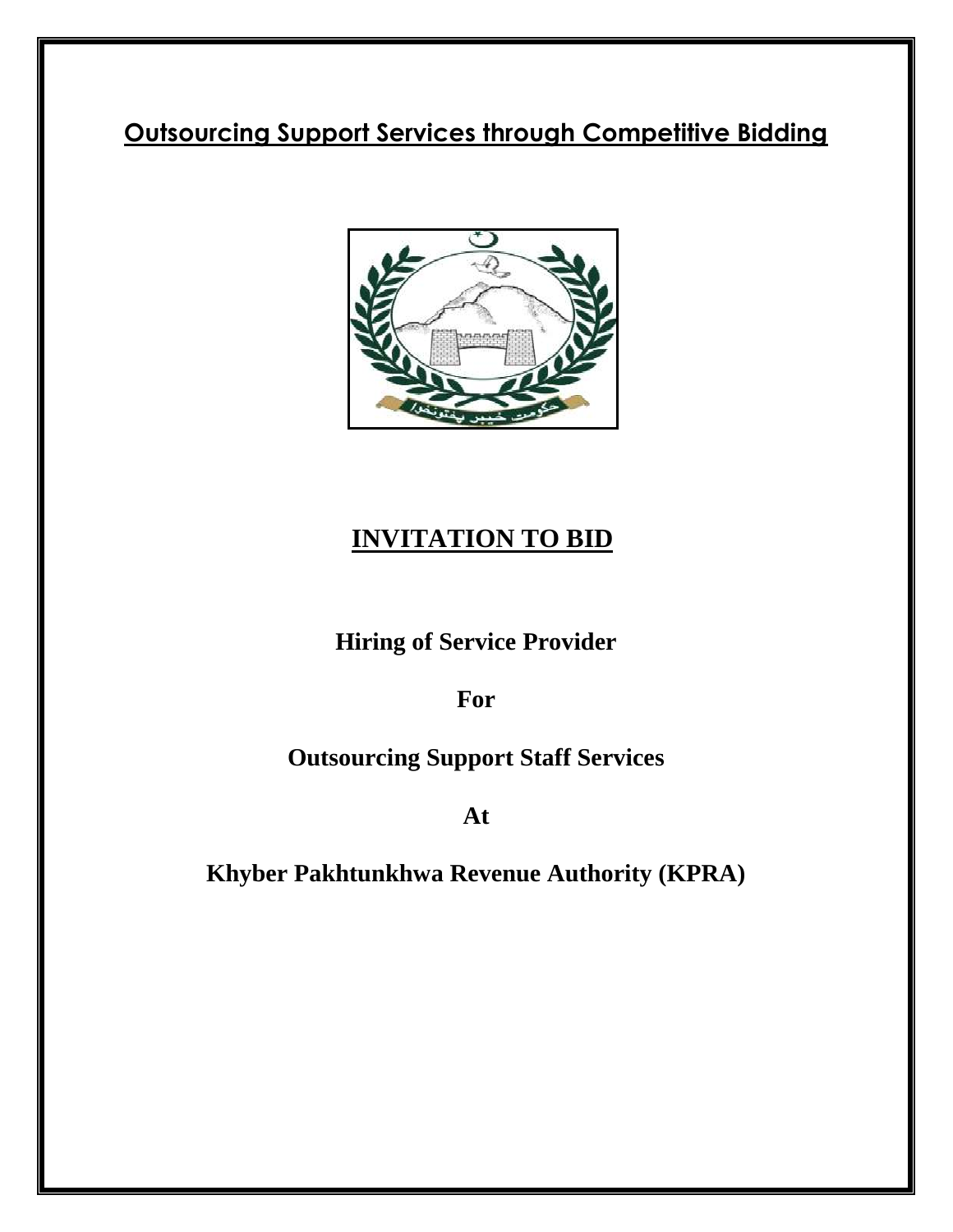**Outsourcing Support Services through Competitive Bidding**

# INVITATION TO BID

**Hiring of Service Provider**

**For**

**Outsourcing Support Staff Services**

**At**

**Khyber Pakhtunkhwa Revenue Authority (KPRA)**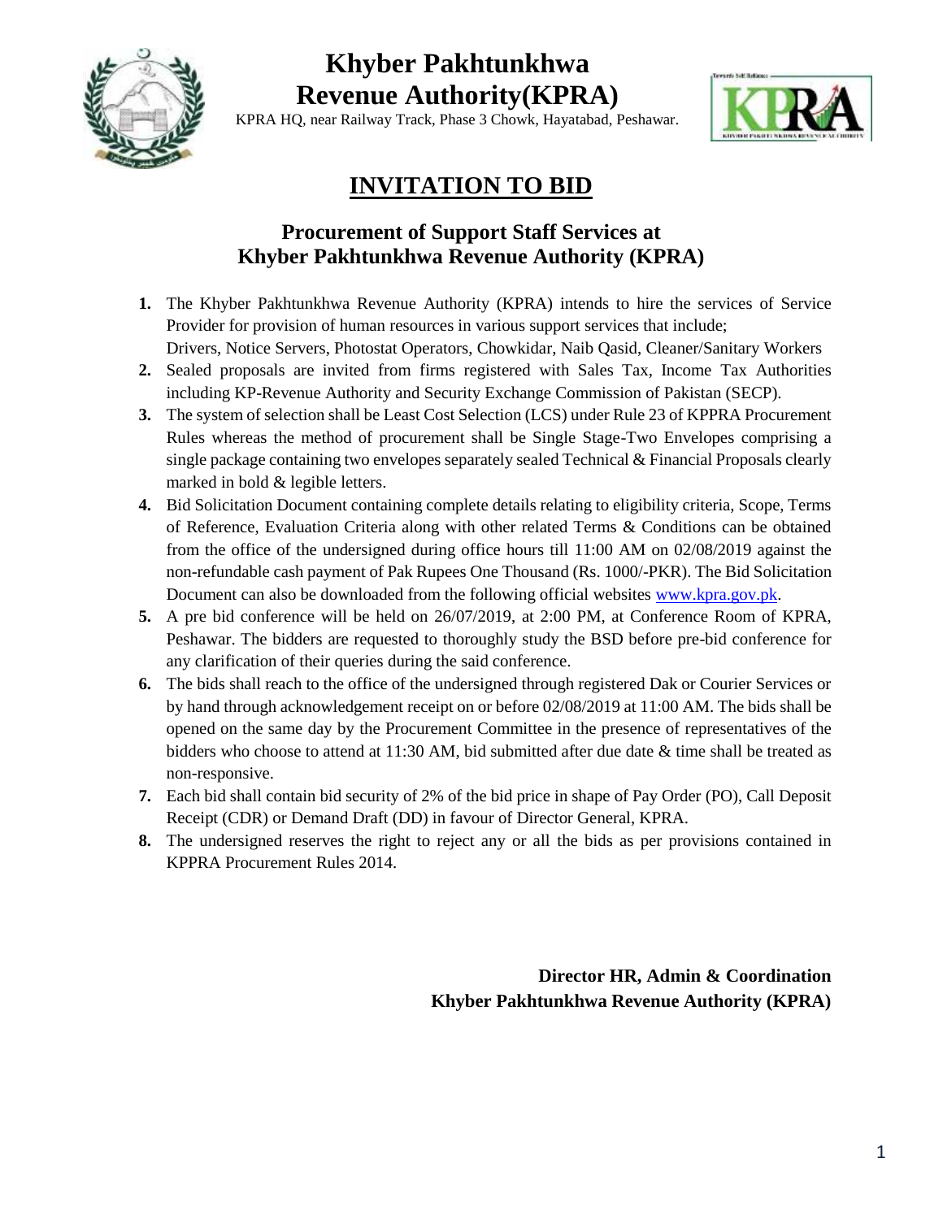# Khyber Pakhtunkhwa Revenue Authority(KPRA)

KPRA HQ, near Railway Track, Phase 3 Chowk, Hayatabad, Peshawar.

## INVITATION TO BID

### Procurement of Support Staff Services at Khyber Pakhtunkhwa Revenue Authority (KPRA)

1. The Khyber Pakhtunkhwa Revenue Authority (KPRA) intends to hire the services of Service Provider for provision of human resources in various support services that include; Drivers, Notice Servers, Photostat Operators, Chowkidar, Naib Qasid, Cleaner/Sanitary Workers
2. Sealed proposals are invited from firms registered with Sales Tax, Income Tax Authorities including KP-Revenue Authority and Security Exchange Commission of Pakistan (SECP).
3. The system of selection shall be Least Cost Selection (LCS) under Rule 23 of KPPRA Procurement Rules whereas the method of procurement shall be Single Stage-Two Envelopes comprising a single package containing two envelopes separately sealed Technical & Financial Proposals clearly marked in bold & legible letters.
4. Bid Solicitation Document containing complete details relating to eligibility criteria, Scope, Terms of Reference, Evaluation Criteria along with other related Terms & Conditions can be obtained from the office of the undersigned during office hours till 11:00 AM on 02/08/2019 against the non-refundable cash payment of Pak Rupees One Thousand (Rs. 1000/-PKR). The Bid Solicitation Document can also be downloaded from the following official websites www.kpra.gov.pk.
5. A pre bid conference will be held on 26/07/2019, at 2:00 PM, at Conference Room of KPRA, Peshawar. The bidders are requested to thoroughly study the BSD before pre-bid conference for any clarification of their queries during the said conference.
6. The bids shall reach to the office of the undersigned through registered Dak or Courier Services or by hand through acknowledgement receipt on or before 02/08/2019 at 11:00 AM. The bids shall be opened on the same day by the Procurement Committee in the presence of representatives of the bidders who choose to attend at 11:30 AM, bid submitted after due date & time shall be treated as non-responsive.
7. Each bid shall contain bid security of 2% of the bid price in shape of Pay Order (PO), Call Deposit Receipt (CDR) or Demand Draft (DD) in favour of Director General, KPRA.
8. The undersigned reserves the right to reject any or all the bids as per provisions contained in KPPRA Procurement Rules 2014.

**Director HR, Admin & Coordination**
**Khyber Pakhtunkhwa Revenue Authority (KPRA)**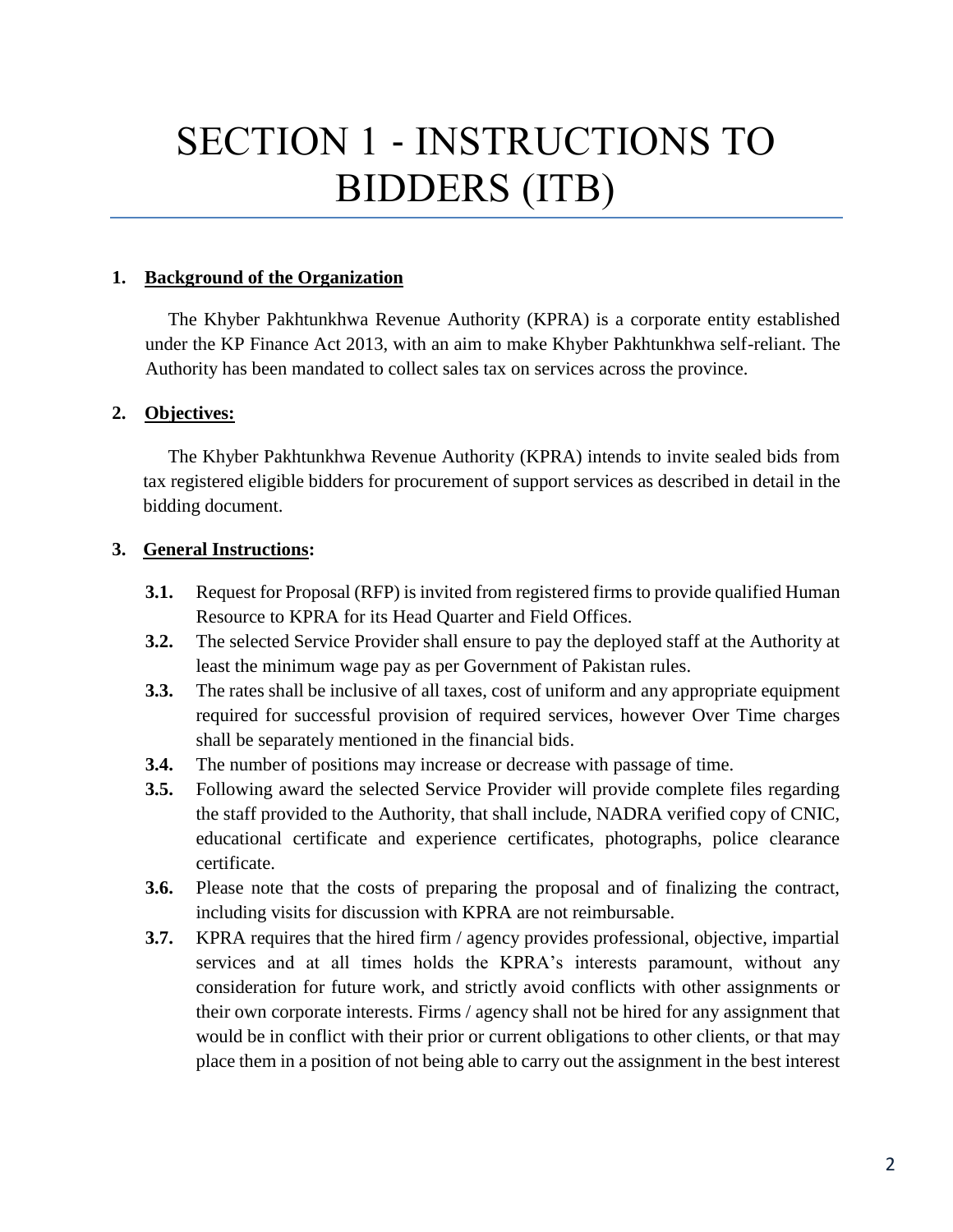# SECTION 1 - INSTRUCTIONS TO BIDDERS (ITB)

**1. Background of the Organization**

The Khyber Pakhtunkhwa Revenue Authority (KPRA) is a corporate entity established under the KP Finance Act 2013, with an aim to make Khyber Pakhtunkhwa self-reliant. The Authority has been mandated to collect sales tax on services across the province.

**2. Objectives:**

The Khyber Pakhtunkhwa Revenue Authority (KPRA) intends to invite sealed bids from tax registered eligible bidders for procurement of support services as described in detail in the bidding document.

**3. General Instructions:**

**3.1.** Request for Proposal (RFP) is invited from registered firms to provide qualified Human Resource to KPRA for its Head Quarter and Field Offices.

**3.2.** The selected Service Provider shall ensure to pay the deployed staff at the Authority at least the minimum wage pay as per Government of Pakistan rules.

**3.3.** The rates shall be inclusive of all taxes, cost of uniform and any appropriate equipment required for successful provision of required services, however Over Time charges shall be separately mentioned in the financial bids.

**3.4.** The number of positions may increase or decrease with passage of time.

**3.5.** Following award the selected Service Provider will provide complete files regarding the staff provided to the Authority, that shall include, NADRA verified copy of CNIC, educational certificate and experience certificates, photographs, police clearance certificate.

**3.6.** Please note that the costs of preparing the proposal and of finalizing the contract, including visits for discussion with KPRA are not reimbursable.

**3.7.** KPRA requires that the hired firm / agency provides professional, objective, impartial services and at all times holds the KPRA's interests paramount, without any consideration for future work, and strictly avoid conflicts with other assignments or their own corporate interests. Firms / agency shall not be hired for any assignment that would be in conflict with their prior or current obligations to other clients, or that may place them in a position of not being able to carry out the assignment in the best interest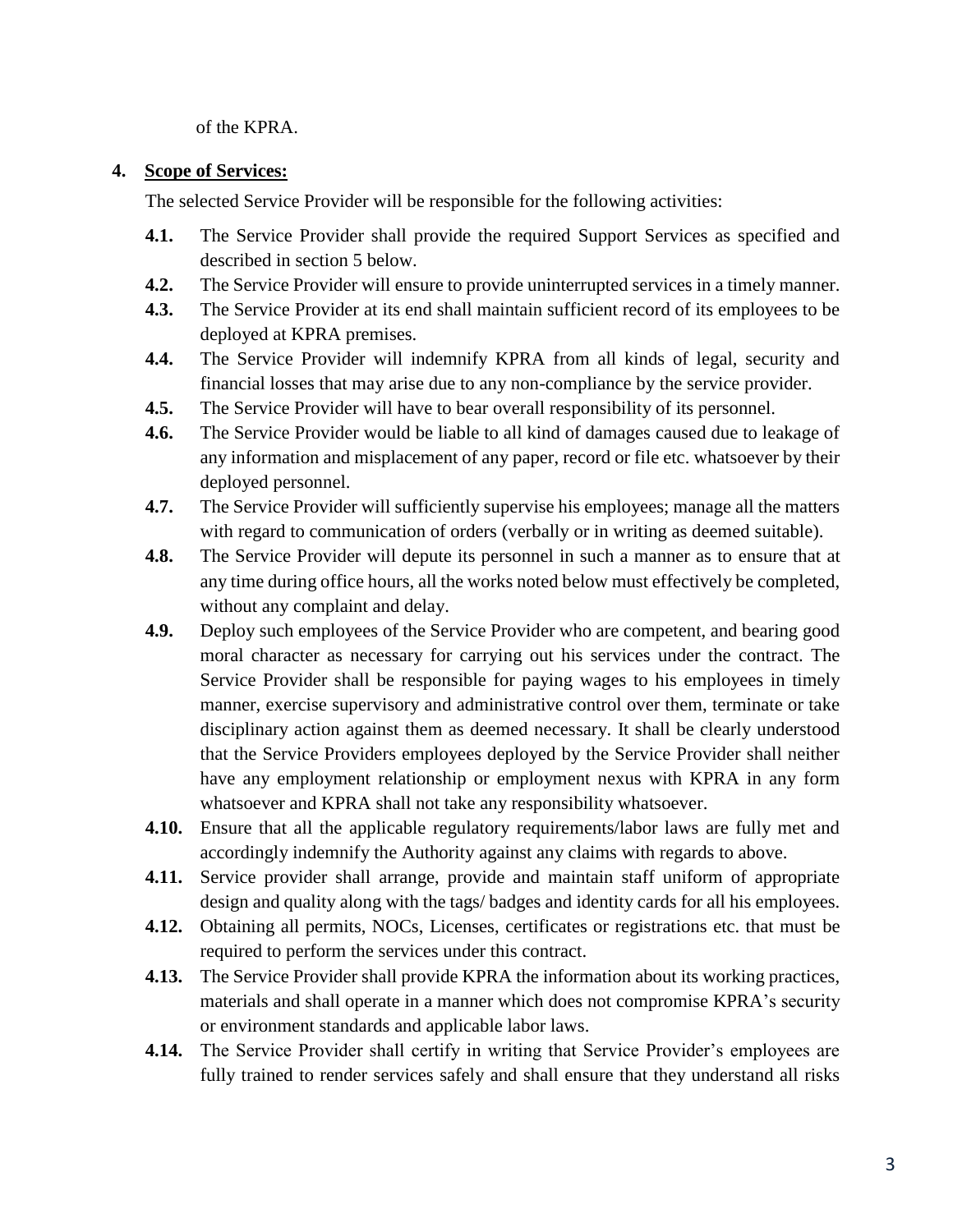of the KPRA.

**4. <u>Scope of Services:</u>**

The selected Service Provider will be responsible for the following activities:

**4.1.** The Service Provider shall provide the required Support Services as specified and described in section 5 below.

**4.2.** The Service Provider will ensure to provide uninterrupted services in a timely manner.

**4.3.** The Service Provider at its end shall maintain sufficient record of its employees to be deployed at KPRA premises.

**4.4.** The Service Provider will indemnify KPRA from all kinds of legal, security and financial losses that may arise due to any non-compliance by the service provider.

**4.5.** The Service Provider will have to bear overall responsibility of its personnel.

**4.6.** The Service Provider would be liable to all kind of damages caused due to leakage of any information and misplacement of any paper, record or file etc. whatsoever by their deployed personnel.

**4.7.** The Service Provider will sufficiently supervise his employees; manage all the matters with regard to communication of orders (verbally or in writing as deemed suitable).

**4.8.** The Service Provider will depute its personnel in such a manner as to ensure that at any time during office hours, all the works noted below must effectively be completed, without any complaint and delay.

**4.9.** Deploy such employees of the Service Provider who are competent, and bearing good moral character as necessary for carrying out his services under the contract. The Service Provider shall be responsible for paying wages to his employees in timely manner, exercise supervisory and administrative control over them, terminate or take disciplinary action against them as deemed necessary. It shall be clearly understood that the Service Providers employees deployed by the Service Provider shall neither have any employment relationship or employment nexus with KPRA in any form whatsoever and KPRA shall not take any responsibility whatsoever.

**4.10.** Ensure that all the applicable regulatory requirements/labor laws are fully met and accordingly indemnify the Authority against any claims with regards to above.

**4.11.** Service provider shall arrange, provide and maintain staff uniform of appropriate design and quality along with the tags/ badges and identity cards for all his employees.

**4.12.** Obtaining all permits, NOCs, Licenses, certificates or registrations etc. that must be required to perform the services under this contract.

**4.13.** The Service Provider shall provide KPRA the information about its working practices, materials and shall operate in a manner which does not compromise KPRA's security or environment standards and applicable labor laws.

**4.14.** The Service Provider shall certify in writing that Service Provider's employees are fully trained to render services safely and shall ensure that they understand all risks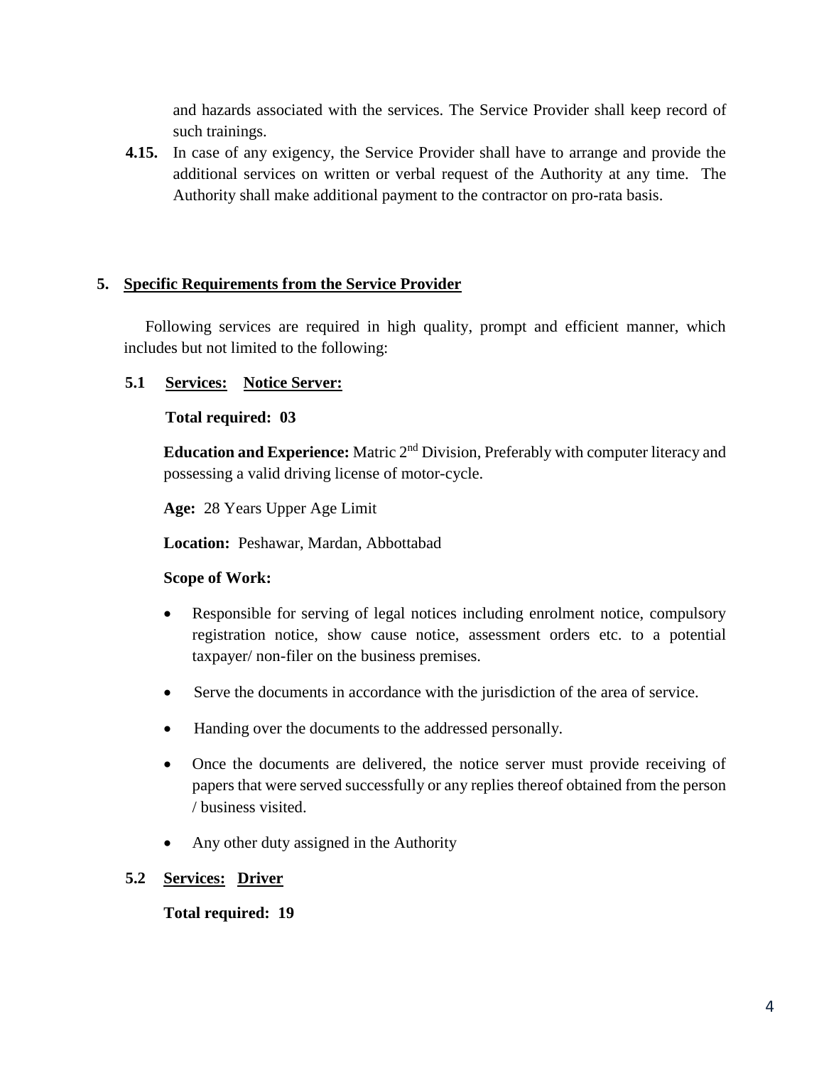and hazards associated with the services. The Service Provider shall keep record of such trainings.

**4.15.** In case of any exigency, the Service Provider shall have to arrange and provide the additional services on written or verbal request of the Authority at any time. The Authority shall make additional payment to the contractor on pro-rata basis.

## 5. Specific Requirements from the Service Provider

Following services are required in high quality, prompt and efficient manner, which includes but not limited to the following:

### 5.1 Services: Notice Server:

**Total required: 03**

**Education and Experience:** Matric 2nd Division, Preferably with computer literacy and possessing a valid driving license of motor-cycle.

**Age:** 28 Years Upper Age Limit

**Location:** Peshawar, Mardan, Abbottabad

**Scope of Work:**

- Responsible for serving of legal notices including enrolment notice, compulsory registration notice, show cause notice, assessment orders etc. to a potential taxpayer/ non-filer on the business premises.
- Serve the documents in accordance with the jurisdiction of the area of service.
- Handing over the documents to the addressed personally.
- Once the documents are delivered, the notice server must provide receiving of papers that were served successfully or any replies thereof obtained from the person / business visited.
- Any other duty assigned in the Authority

### 5.2 Services: Driver

**Total required: 19**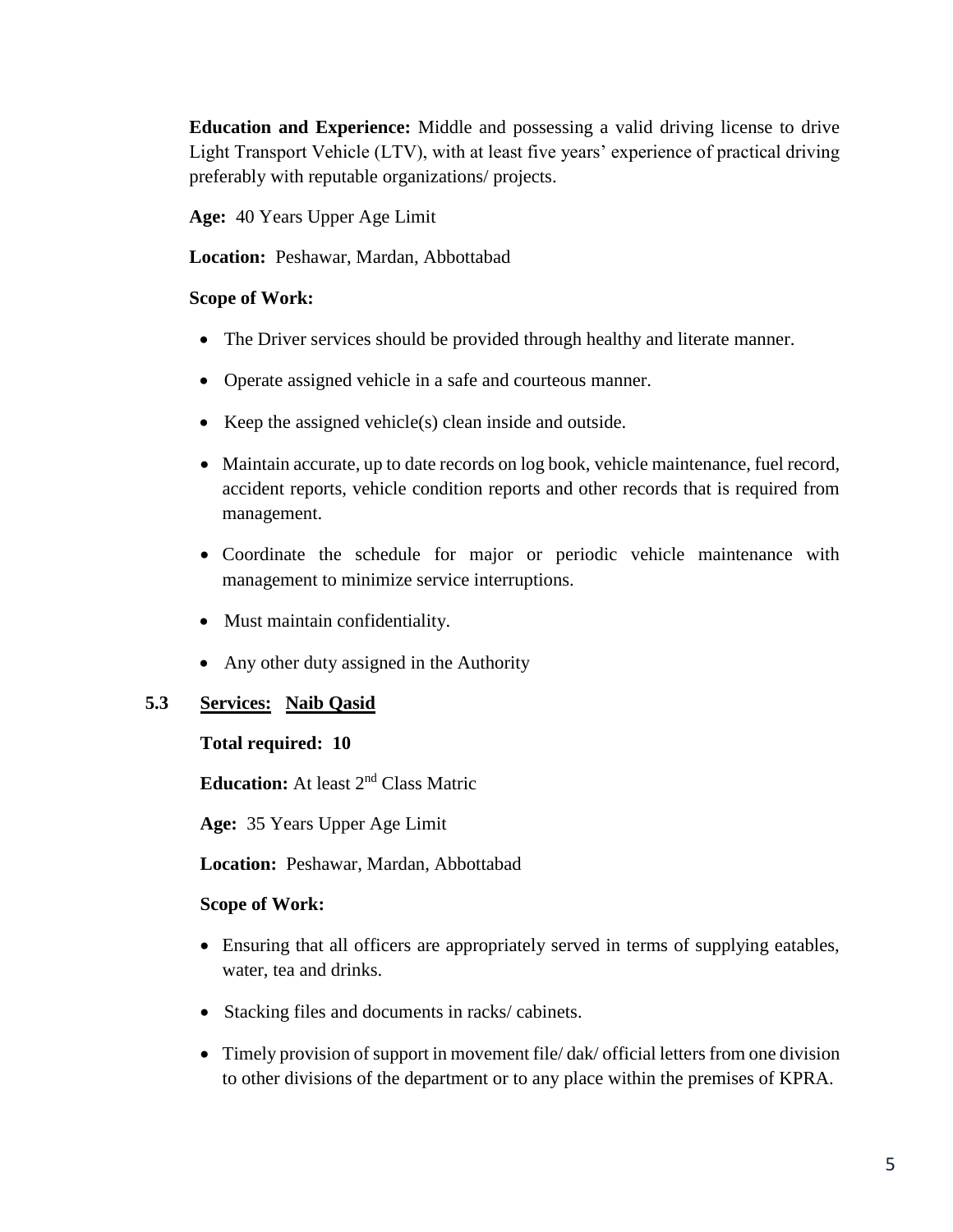**Education and Experience:** Middle and possessing a valid driving license to drive Light Transport Vehicle (LTV), with at least five years' experience of practical driving preferably with reputable organizations/ projects.

**Age:** 40 Years Upper Age Limit

**Location:** Peshawar, Mardan, Abbottabad

**Scope of Work:**

- The Driver services should be provided through healthy and literate manner.
- Operate assigned vehicle in a safe and courteous manner.
- Keep the assigned vehicle(s) clean inside and outside.
- Maintain accurate, up to date records on log book, vehicle maintenance, fuel record, accident reports, vehicle condition reports and other records that is required from management.
- Coordinate the schedule for major or periodic vehicle maintenance with management to minimize service interruptions.
- Must maintain confidentiality.
- Any other duty assigned in the Authority

**5.3 <u>Services:</u> <u>Naib Qasid</u>**

**Total required: 10**

**Education:** At least 2nd Class Matric

**Age:** 35 Years Upper Age Limit

**Location:** Peshawar, Mardan, Abbottabad

**Scope of Work:**

- Ensuring that all officers are appropriately served in terms of supplying eatables, water, tea and drinks.
- Stacking files and documents in racks/ cabinets.
- Timely provision of support in movement file/ dak/ official letters from one division to other divisions of the department or to any place within the premises of KPRA.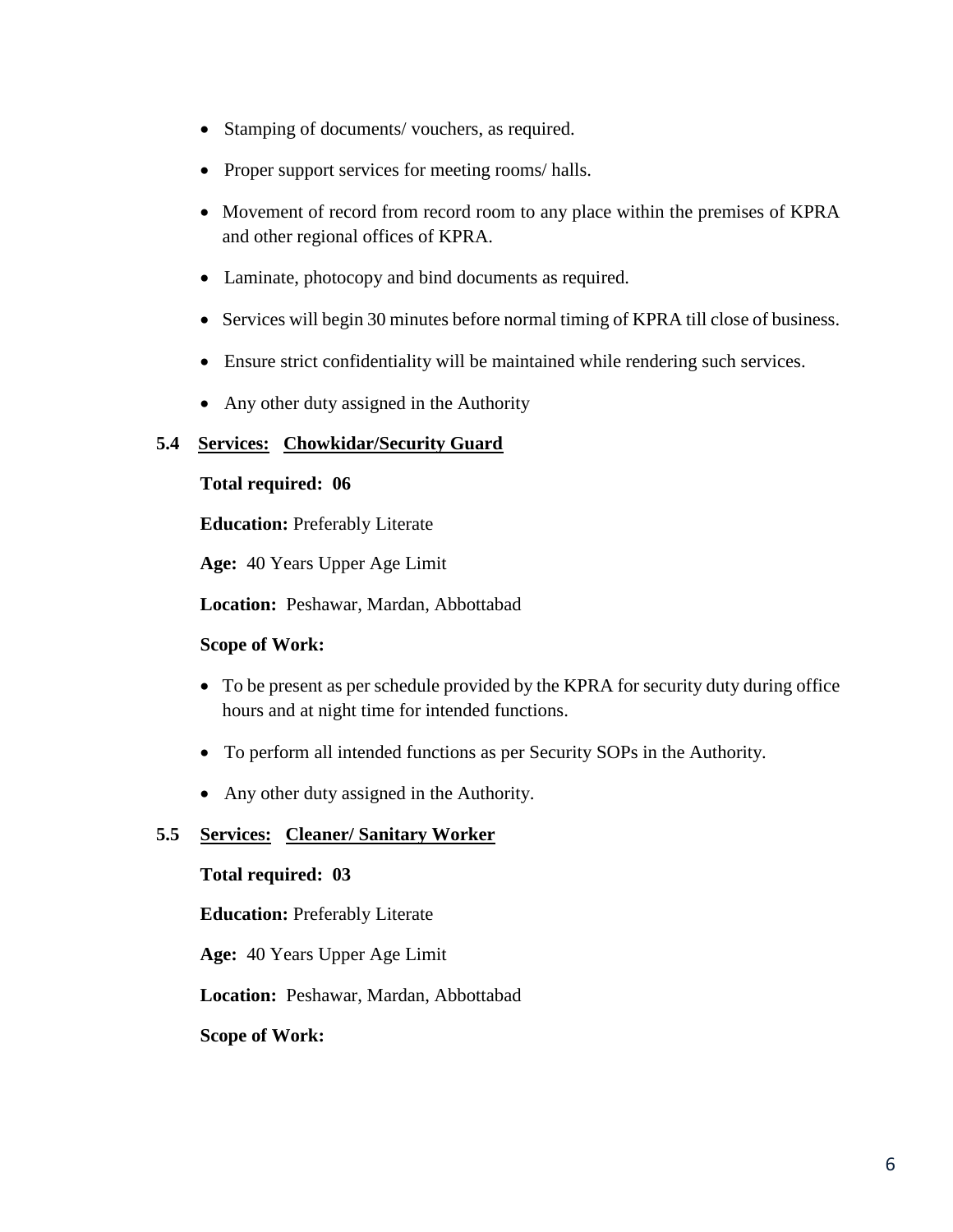- Stamping of documents/ vouchers, as required.
- Proper support services for meeting rooms/ halls.
- Movement of record from record room to any place within the premises of KPRA and other regional offices of KPRA.
- Laminate, photocopy and bind documents as required.
- Services will begin 30 minutes before normal timing of KPRA till close of business.
- Ensure strict confidentiality will be maintained while rendering such services.
- Any other duty assigned in the Authority

### 5.4 Services: Chowkidar/Security Guard

**Total required: 06**

**Education:** Preferably Literate

**Age:** 40 Years Upper Age Limit

**Location:** Peshawar, Mardan, Abbottabad

**Scope of Work:**

- To be present as per schedule provided by the KPRA for security duty during office hours and at night time for intended functions.
- To perform all intended functions as per Security SOPs in the Authority.
- Any other duty assigned in the Authority.

### 5.5 Services: Cleaner/ Sanitary Worker

**Total required: 03**

**Education:** Preferably Literate

**Age:** 40 Years Upper Age Limit

**Location:** Peshawar, Mardan, Abbottabad

**Scope of Work:**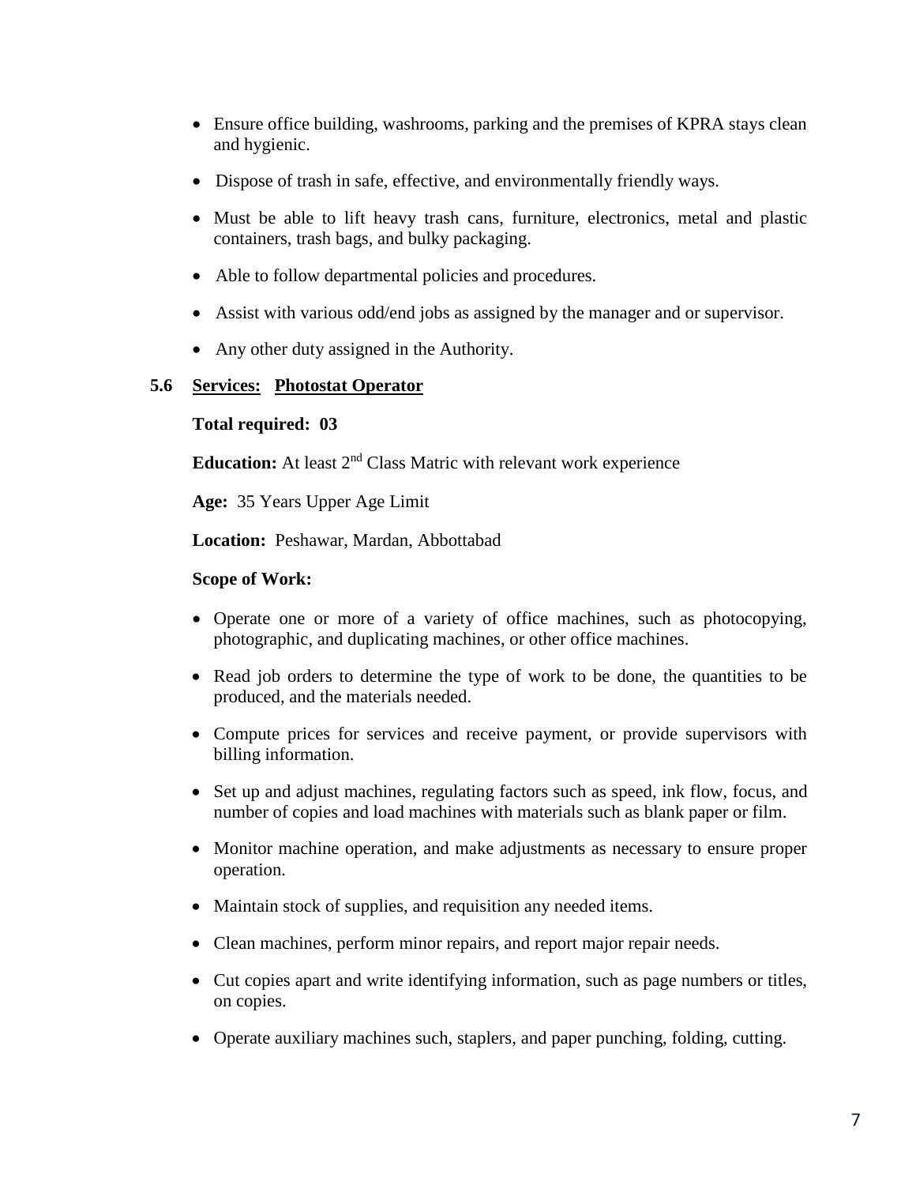- Ensure office building, washrooms, parking and the premises of KPRA stays clean and hygienic.
- Dispose of trash in safe, effective, and environmentally friendly ways.
- Must be able to lift heavy trash cans, furniture, electronics, metal and plastic containers, trash bags, and bulky packaging.
- Able to follow departmental policies and procedures.
- Assist with various odd/end jobs as assigned by the manager and or supervisor.
- Any other duty assigned in the Authority.

### 5.6 Services: Photostat Operator

**Total required: 03**

**Education:** At least 2nd Class Matric with relevant work experience

**Age:** 35 Years Upper Age Limit

**Location:** Peshawar, Mardan, Abbottabad

**Scope of Work:**

- Operate one or more of a variety of office machines, such as photocopying, photographic, and duplicating machines, or other office machines.
- Read job orders to determine the type of work to be done, the quantities to be produced, and the materials needed.
- Compute prices for services and receive payment, or provide supervisors with billing information.
- Set up and adjust machines, regulating factors such as speed, ink flow, focus, and number of copies and load machines with materials such as blank paper or film.
- Monitor machine operation, and make adjustments as necessary to ensure proper operation.
- Maintain stock of supplies, and requisition any needed items.
- Clean machines, perform minor repairs, and report major repair needs.
- Cut copies apart and write identifying information, such as page numbers or titles, on copies.
- Operate auxiliary machines such, staplers, and paper punching, folding, cutting.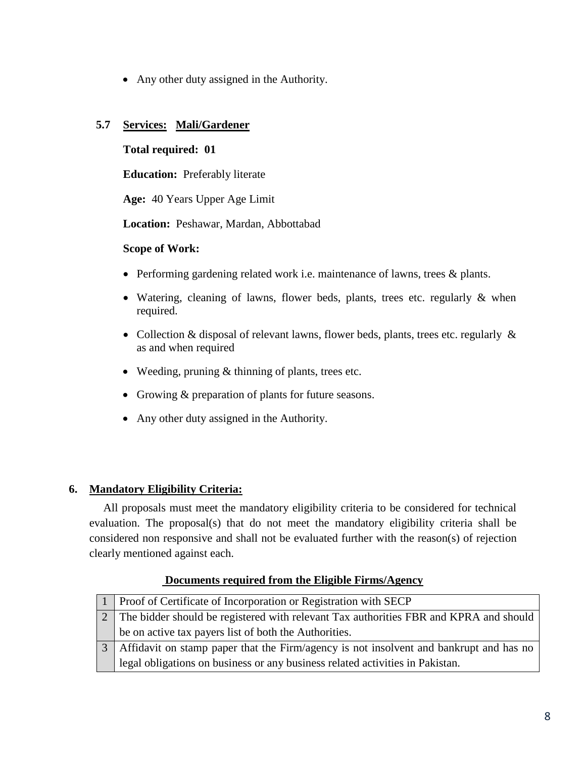- Any other duty assigned in the Authority.

### 5.7 Services: Mali/Gardener

**Total required: 01**

**Education:** Preferably literate

**Age:** 40 Years Upper Age Limit

**Location:** Peshawar, Mardan, Abbottabad

**Scope of Work:**

- Performing gardening related work i.e. maintenance of lawns, trees & plants.
- Watering, cleaning of lawns, flower beds, plants, trees etc. regularly & when required.
- Collection & disposal of relevant lawns, flower beds, plants, trees etc. regularly & as and when required
- Weeding, pruning & thinning of plants, trees etc.
- Growing & preparation of plants for future seasons.
- Any other duty assigned in the Authority.

## 6. Mandatory Eligibility Criteria:

All proposals must meet the mandatory eligibility criteria to be considered for technical evaluation. The proposal(s) that do not meet the mandatory eligibility criteria shall be considered non responsive and shall not be evaluated further with the reason(s) of rejection clearly mentioned against each.

**Documents required from the Eligible Firms/Agency**

| | |
|---|---|
| 1 | Proof of Certificate of Incorporation or Registration with SECP |
| 2 | The bidder should be registered with relevant Tax authorities FBR and KPRA and should be on active tax payers list of both the Authorities. |
| 3 | Affidavit on stamp paper that the Firm/agency is not insolvent and bankrupt and has no legal obligations on business or any business related activities in Pakistan. |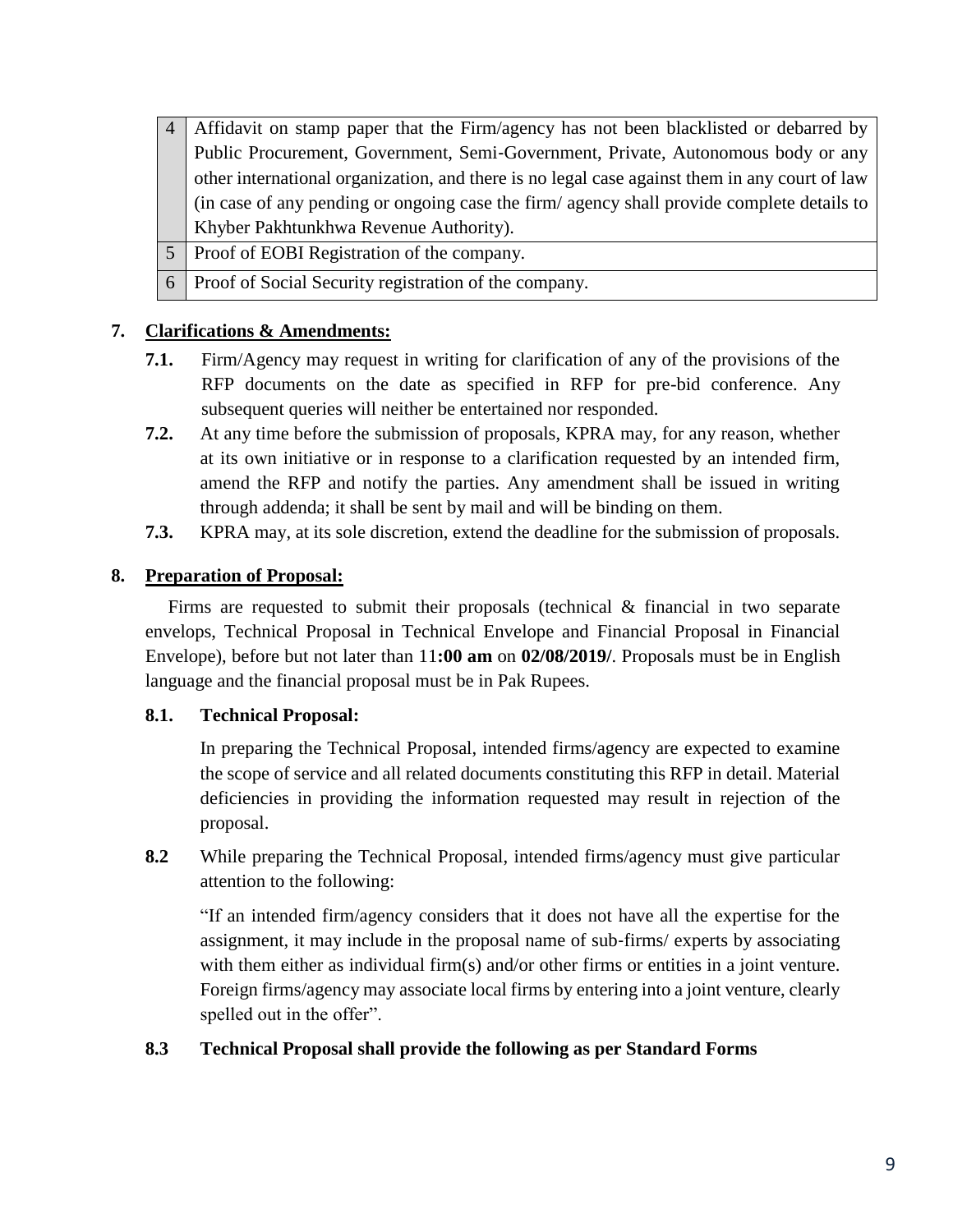| | |
|---|---|
| 4 | Affidavit on stamp paper that the Firm/agency has not been blacklisted or debarred by Public Procurement, Government, Semi-Government, Private, Autonomous body or any other international organization, and there is no legal case against them in any court of law (in case of any pending or ongoing case the firm/ agency shall provide complete details to Khyber Pakhtunkhwa Revenue Authority). |
| 5 | Proof of EOBI Registration of the company. |
| 6 | Proof of Social Security registration of the company. |

**7. Clarifications & Amendments:**

**7.1.** Firm/Agency may request in writing for clarification of any of the provisions of the RFP documents on the date as specified in RFP for pre-bid conference. Any subsequent queries will neither be entertained nor responded.

**7.2.** At any time before the submission of proposals, KPRA may, for any reason, whether at its own initiative or in response to a clarification requested by an intended firm, amend the RFP and notify the parties. Any amendment shall be issued in writing through addenda; it shall be sent by mail and will be binding on them.

**7.3.** KPRA may, at its sole discretion, extend the deadline for the submission of proposals.

**8. Preparation of Proposal:**

Firms are requested to submit their proposals (technical & financial in two separate envelops, Technical Proposal in Technical Envelope and Financial Proposal in Financial Envelope), before but not later than 11**:00 am** on **02/08/2019/**. Proposals must be in English language and the financial proposal must be in Pak Rupees.

**8.1. Technical Proposal:**

In preparing the Technical Proposal, intended firms/agency are expected to examine the scope of service and all related documents constituting this RFP in detail. Material deficiencies in providing the information requested may result in rejection of the proposal.

**8.2** While preparing the Technical Proposal, intended firms/agency must give particular attention to the following:

"If an intended firm/agency considers that it does not have all the expertise for the assignment, it may include in the proposal name of sub-firms/ experts by associating with them either as individual firm(s) and/or other firms or entities in a joint venture. Foreign firms/agency may associate local firms by entering into a joint venture, clearly spelled out in the offer".

**8.3 Technical Proposal shall provide the following as per Standard Forms**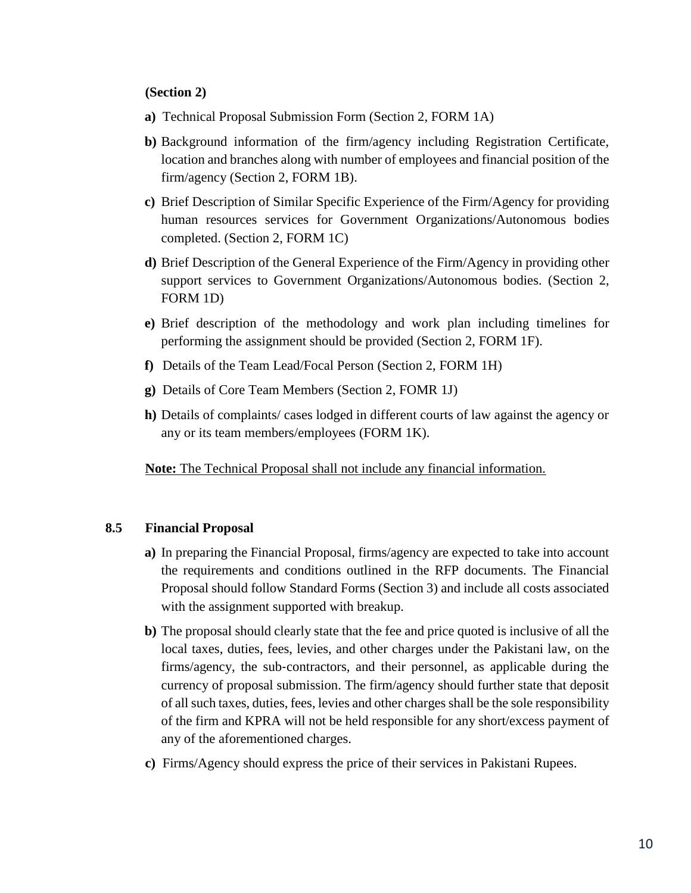**(Section 2)**

**a)** Technical Proposal Submission Form (Section 2, FORM 1A)

**b)** Background information of the firm/agency including Registration Certificate, location and branches along with number of employees and financial position of the firm/agency (Section 2, FORM 1B).

**c)** Brief Description of Similar Specific Experience of the Firm/Agency for providing human resources services for Government Organizations/Autonomous bodies completed. (Section 2, FORM 1C)

**d)** Brief Description of the General Experience of the Firm/Agency in providing other support services to Government Organizations/Autonomous bodies. (Section 2, FORM 1D)

**e)** Brief description of the methodology and work plan including timelines for performing the assignment should be provided (Section 2, FORM 1F).

**f)** Details of the Team Lead/Focal Person (Section 2, FORM 1H)

**g)** Details of Core Team Members (Section 2, FOMR 1J)

**h)** Details of complaints/ cases lodged in different courts of law against the agency or any or its team members/employees (FORM 1K).

<u>**Note:** The Technical Proposal shall not include any financial information.</u>

### 8.5 Financial Proposal

**a)** In preparing the Financial Proposal, firms/agency are expected to take into account the requirements and conditions outlined in the RFP documents. The Financial Proposal should follow Standard Forms (Section 3) and include all costs associated with the assignment supported with breakup.

**b)** The proposal should clearly state that the fee and price quoted is inclusive of all the local taxes, duties, fees, levies, and other charges under the Pakistani law, on the firms/agency, the sub-contractors, and their personnel, as applicable during the currency of proposal submission. The firm/agency should further state that deposit of all such taxes, duties, fees, levies and other charges shall be the sole responsibility of the firm and KPRA will not be held responsible for any short/excess payment of any of the aforementioned charges.

**c)** Firms/Agency should express the price of their services in Pakistani Rupees.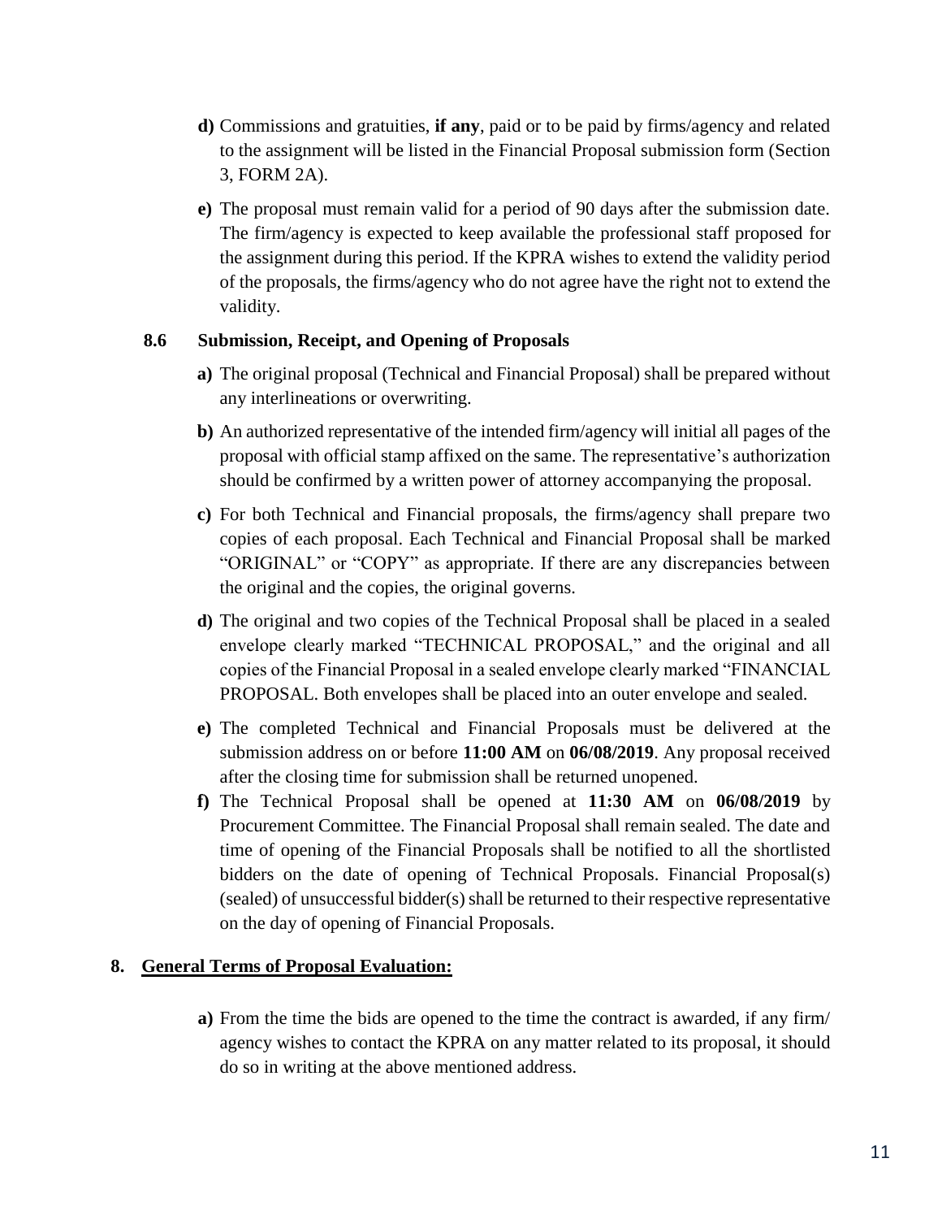**d)** Commissions and gratuities, **if any**, paid or to be paid by firms/agency and related to the assignment will be listed in the Financial Proposal submission form (Section 3, FORM 2A).

**e)** The proposal must remain valid for a period of 90 days after the submission date. The firm/agency is expected to keep available the professional staff proposed for the assignment during this period. If the KPRA wishes to extend the validity period of the proposals, the firms/agency who do not agree have the right not to extend the validity.

### 8.6 Submission, Receipt, and Opening of Proposals

**a)** The original proposal (Technical and Financial Proposal) shall be prepared without any interlineations or overwriting.

**b)** An authorized representative of the intended firm/agency will initial all pages of the proposal with official stamp affixed on the same. The representative's authorization should be confirmed by a written power of attorney accompanying the proposal.

**c)** For both Technical and Financial proposals, the firms/agency shall prepare two copies of each proposal. Each Technical and Financial Proposal shall be marked "ORIGINAL" or "COPY" as appropriate. If there are any discrepancies between the original and the copies, the original governs.

**d)** The original and two copies of the Technical Proposal shall be placed in a sealed envelope clearly marked "TECHNICAL PROPOSAL," and the original and all copies of the Financial Proposal in a sealed envelope clearly marked "FINANCIAL PROPOSAL. Both envelopes shall be placed into an outer envelope and sealed.

**e)** The completed Technical and Financial Proposals must be delivered at the submission address on or before **11:00 AM** on **06/08/2019**. Any proposal received after the closing time for submission shall be returned unopened.

**f)** The Technical Proposal shall be opened at **11:30 AM** on **06/08/2019** by Procurement Committee. The Financial Proposal shall remain sealed. The date and time of opening of the Financial Proposals shall be notified to all the shortlisted bidders on the date of opening of Technical Proposals. Financial Proposal(s) (sealed) of unsuccessful bidder(s) shall be returned to their respective representative on the day of opening of Financial Proposals.

## 8. General Terms of Proposal Evaluation:

**a)** From the time the bids are opened to the time the contract is awarded, if any firm/ agency wishes to contact the KPRA on any matter related to its proposal, it should do so in writing at the above mentioned address.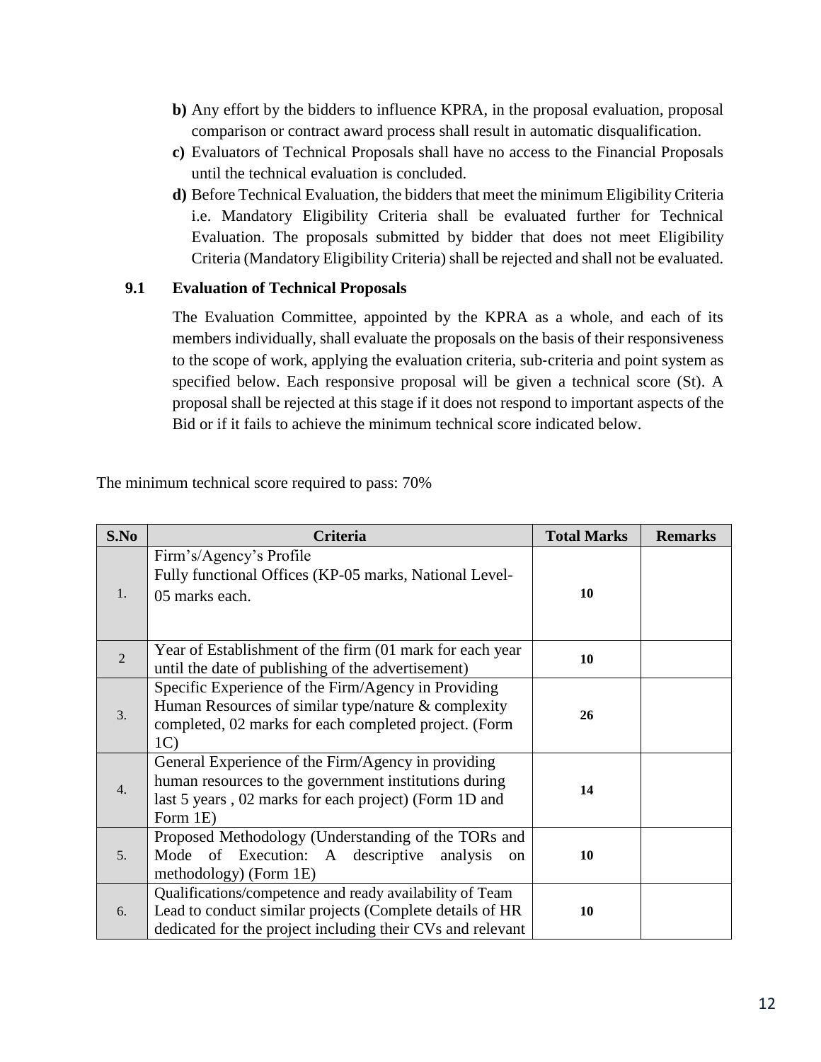**b)** Any effort by the bidders to influence KPRA, in the proposal evaluation, proposal comparison or contract award process shall result in automatic disqualification.

**c)** Evaluators of Technical Proposals shall have no access to the Financial Proposals until the technical evaluation is concluded.

**d)** Before Technical Evaluation, the bidders that meet the minimum Eligibility Criteria i.e. Mandatory Eligibility Criteria shall be evaluated further for Technical Evaluation. The proposals submitted by bidder that does not meet Eligibility Criteria (Mandatory Eligibility Criteria) shall be rejected and shall not be evaluated.

### 9.1 Evaluation of Technical Proposals

The Evaluation Committee, appointed by the KPRA as a whole, and each of its members individually, shall evaluate the proposals on the basis of their responsiveness to the scope of work, applying the evaluation criteria, sub-criteria and point system as specified below. Each responsive proposal will be given a technical score (St). A proposal shall be rejected at this stage if it does not respond to important aspects of the Bid or if it fails to achieve the minimum technical score indicated below.

The minimum technical score required to pass: 70%

| S.No | Criteria | Total Marks | Remarks |
|---|---|---|---|
| 1. | Firm's/Agency's Profile<br>Fully functional Offices (KP-05 marks, National Level-05 marks each. | **10** | |
| 2 | Year of Establishment of the firm (01 mark for each year until the date of publishing of the advertisement) | **10** | |
| 3. | Specific Experience of the Firm/Agency in Providing Human Resources of similar type/nature & complexity completed, 02 marks for each completed project. (Form 1C) | **26** | |
| 4. | General Experience of the Firm/Agency in providing human resources to the government institutions during last 5 years , 02 marks for each project) (Form 1D and Form 1E) | **14** | |
| 5. | Proposed Methodology (Understanding of the TORs and Mode of Execution: A descriptive analysis on methodology) (Form 1E) | **10** | |
| 6. | Qualifications/competence and ready availability of Team Lead to conduct similar projects (Complete details of HR dedicated for the project including their CVs and relevant | **10** | |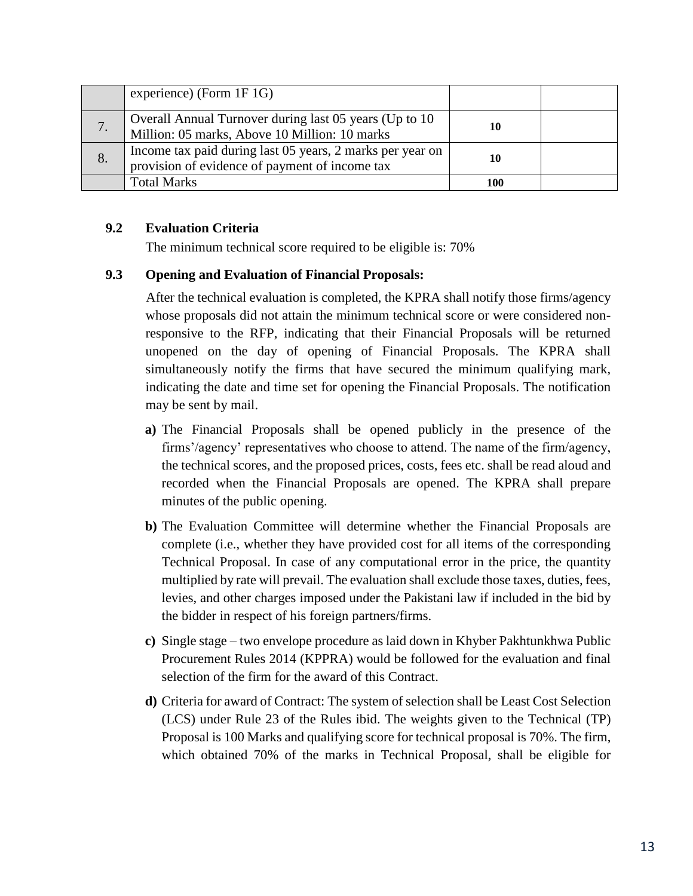| | | | |
|---|---|---|---|
| | experience) (Form 1F 1G) | | |
| 7. | Overall Annual Turnover during last 05 years (Up to 10 Million: 05 marks, Above 10 Million: 10 marks | **10** | |
| 8. | Income tax paid during last 05 years, 2 marks per year on provision of evidence of payment of income tax | **10** | |
| | Total Marks | **100** | |

**9.2 Evaluation Criteria**

The minimum technical score required to be eligible is: 70%

**9.3 Opening and Evaluation of Financial Proposals:**

After the technical evaluation is completed, the KPRA shall notify those firms/agency whose proposals did not attain the minimum technical score or were considered non-responsive to the RFP, indicating that their Financial Proposals will be returned unopened on the day of opening of Financial Proposals. The KPRA shall simultaneously notify the firms that have secured the minimum qualifying mark, indicating the date and time set for opening the Financial Proposals. The notification may be sent by mail.

**a)** The Financial Proposals shall be opened publicly in the presence of the firms'/agency' representatives who choose to attend. The name of the firm/agency, the technical scores, and the proposed prices, costs, fees etc. shall be read aloud and recorded when the Financial Proposals are opened. The KPRA shall prepare minutes of the public opening.

**b)** The Evaluation Committee will determine whether the Financial Proposals are complete (i.e., whether they have provided cost for all items of the corresponding Technical Proposal. In case of any computational error in the price, the quantity multiplied by rate will prevail. The evaluation shall exclude those taxes, duties, fees, levies, and other charges imposed under the Pakistani law if included in the bid by the bidder in respect of his foreign partners/firms.

**c)** Single stage – two envelope procedure as laid down in Khyber Pakhtunkhwa Public Procurement Rules 2014 (KPPRA) would be followed for the evaluation and final selection of the firm for the award of this Contract.

**d)** Criteria for award of Contract: The system of selection shall be Least Cost Selection (LCS) under Rule 23 of the Rules ibid. The weights given to the Technical (TP) Proposal is 100 Marks and qualifying score for technical proposal is 70%. The firm, which obtained 70% of the marks in Technical Proposal, shall be eligible for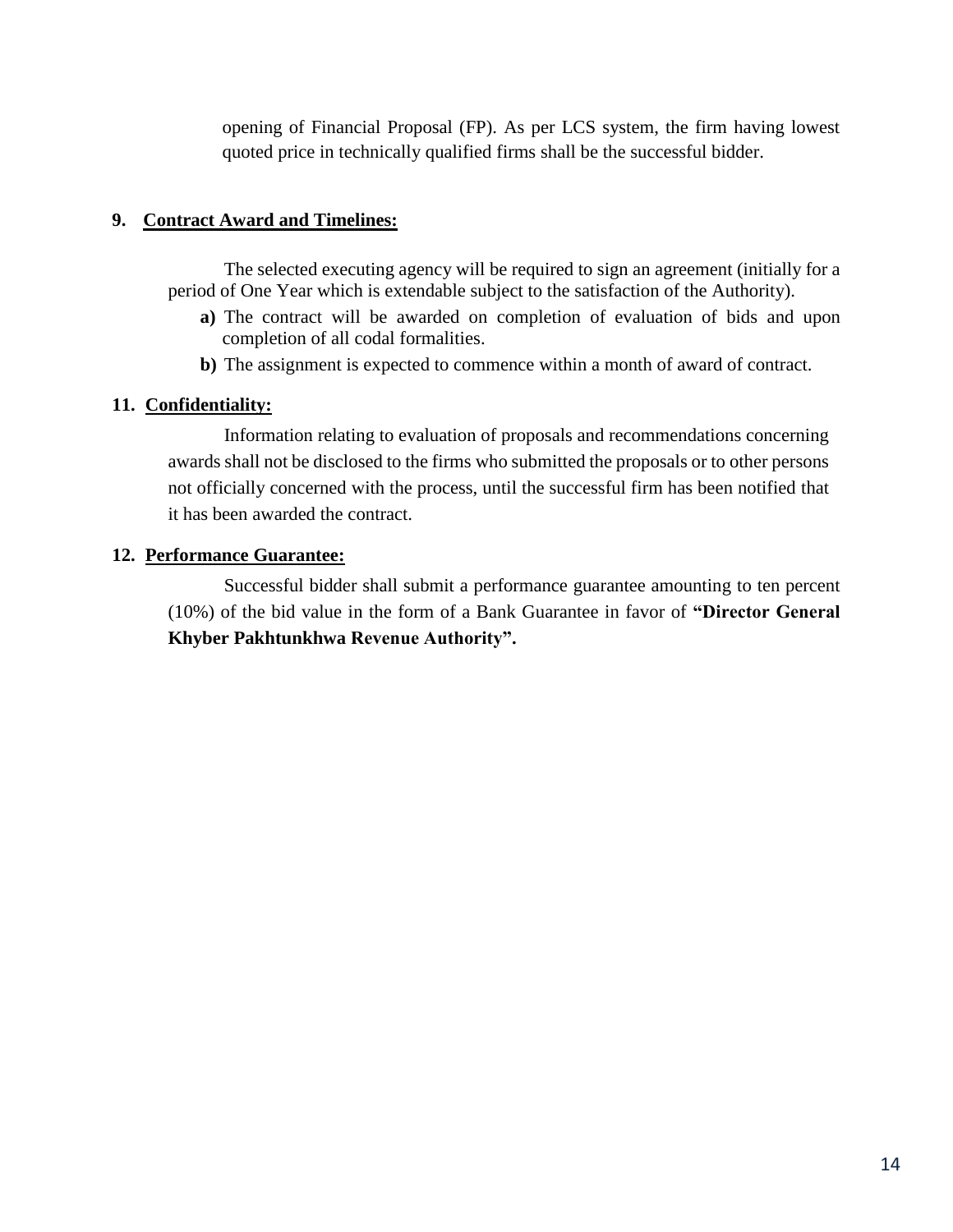opening of Financial Proposal (FP). As per LCS system, the firm having lowest quoted price in technically qualified firms shall be the successful bidder.

**9. Contract Award and Timelines:**

The selected executing agency will be required to sign an agreement (initially for a period of One Year which is extendable subject to the satisfaction of the Authority).

**a)** The contract will be awarded on completion of evaluation of bids and upon completion of all codal formalities.

**b)** The assignment is expected to commence within a month of award of contract.

**11. Confidentiality:**

Information relating to evaluation of proposals and recommendations concerning awards shall not be disclosed to the firms who submitted the proposals or to other persons not officially concerned with the process, until the successful firm has been notified that it has been awarded the contract.

**12. Performance Guarantee:**

Successful bidder shall submit a performance guarantee amounting to ten percent (10%) of the bid value in the form of a Bank Guarantee in favor of **"Director General Khyber Pakhtunkhwa Revenue Authority".**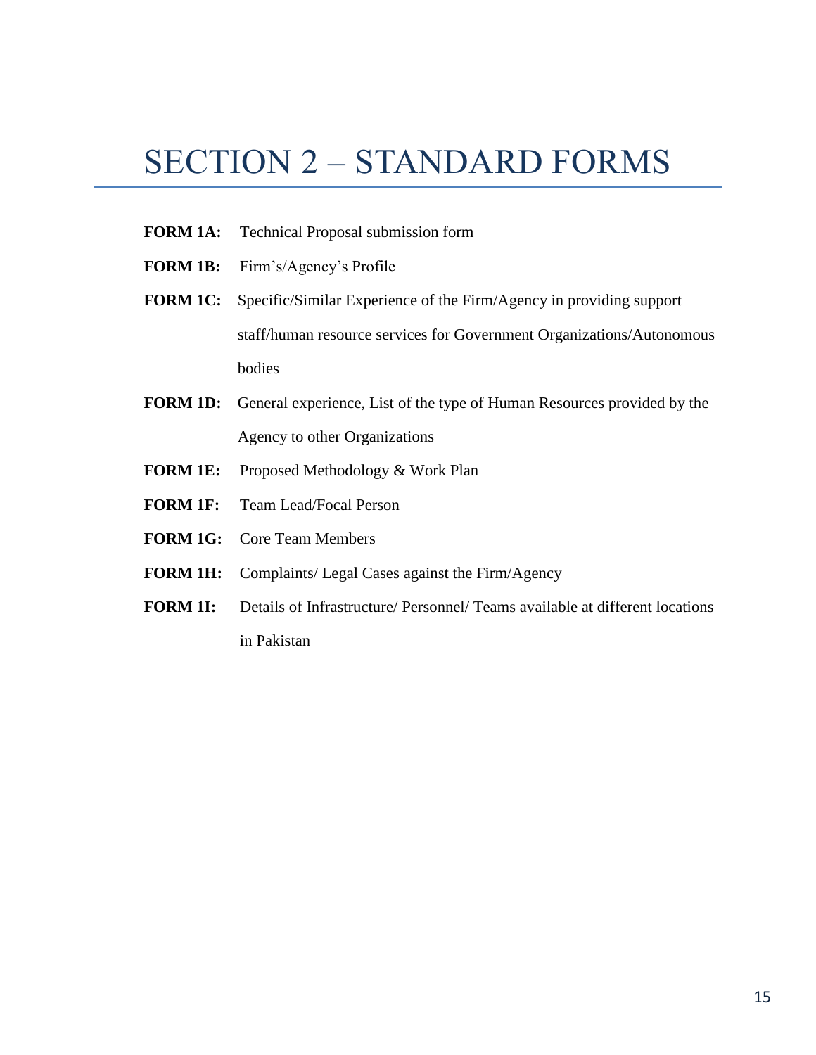# SECTION 2 – STANDARD FORMS

**FORM 1A:** Technical Proposal submission form

**FORM 1B:** Firm's/Agency's Profile

**FORM 1C:** Specific/Similar Experience of the Firm/Agency in providing support staff/human resource services for Government Organizations/Autonomous bodies

**FORM 1D:** General experience, List of the type of Human Resources provided by the Agency to other Organizations

**FORM 1E:** Proposed Methodology & Work Plan

**FORM 1F:** Team Lead/Focal Person

**FORM 1G:** Core Team Members

**FORM 1H:** Complaints/ Legal Cases against the Firm/Agency

**FORM 1I:** Details of Infrastructure/ Personnel/ Teams available at different locations in Pakistan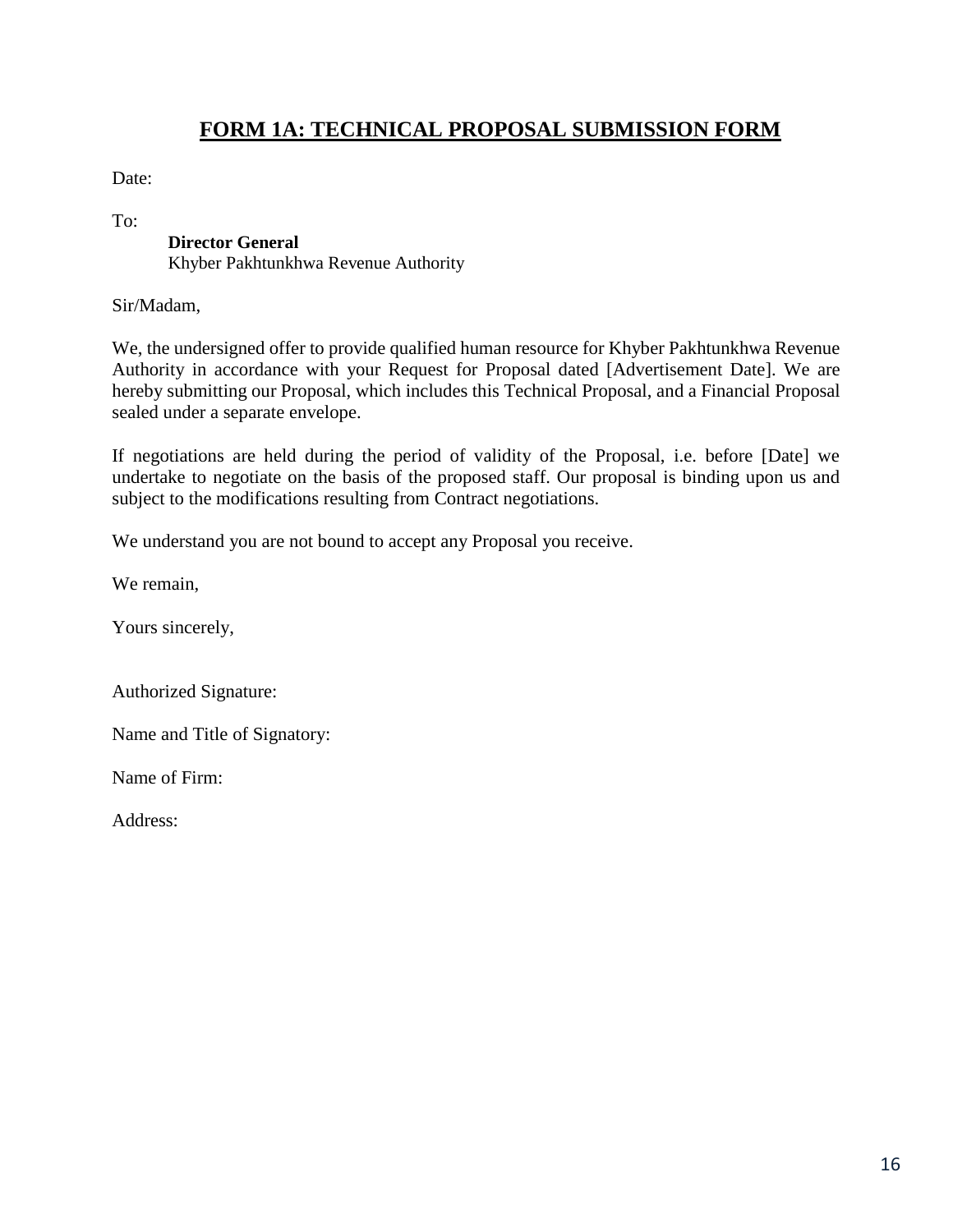# FORM 1A: TECHNICAL PROPOSAL SUBMISSION FORM

Date:

To:

**Director General**
Khyber Pakhtunkhwa Revenue Authority

Sir/Madam,

We, the undersigned offer to provide qualified human resource for Khyber Pakhtunkhwa Revenue Authority in accordance with your Request for Proposal dated [Advertisement Date]. We are hereby submitting our Proposal, which includes this Technical Proposal, and a Financial Proposal sealed under a separate envelope.

If negotiations are held during the period of validity of the Proposal, i.e. before [Date] we undertake to negotiate on the basis of the proposed staff. Our proposal is binding upon us and subject to the modifications resulting from Contract negotiations.

We understand you are not bound to accept any Proposal you receive.

We remain,

Yours sincerely,

Authorized Signature:

Name and Title of Signatory:

Name of Firm:

Address: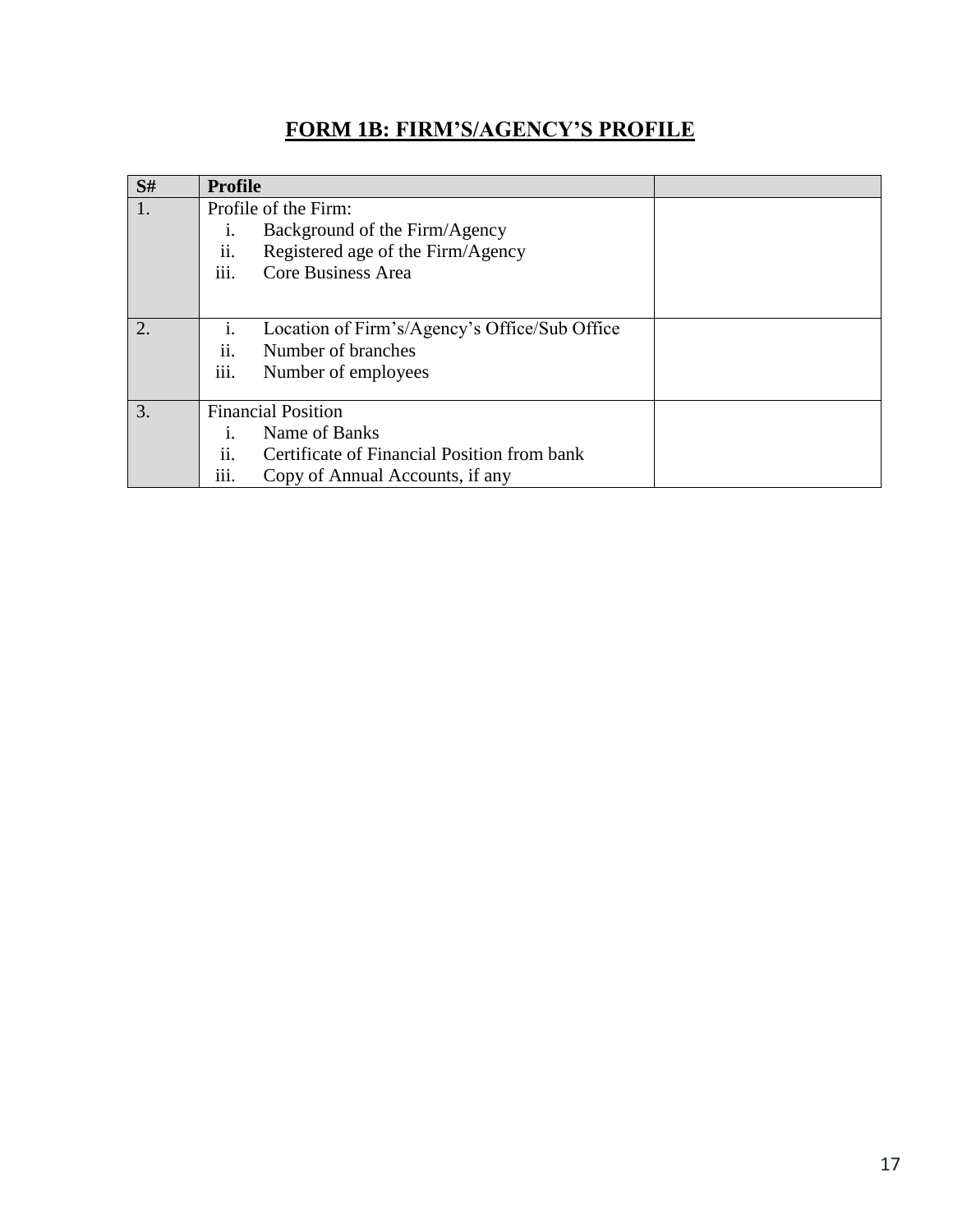## FORM 1B: FIRM'S/AGENCY'S PROFILE

| S# | Profile | |
|---|---|---|
| 1. | Profile of the Firm:<br>i. Background of the Firm/Agency<br>ii. Registered age of the Firm/Agency<br>iii. Core Business Area | |
| 2. | i. Location of Firm's/Agency's Office/Sub Office<br>ii. Number of branches<br>iii. Number of employees | |
| 3. | Financial Position<br>i. Name of Banks<br>ii. Certificate of Financial Position from bank<br>iii. Copy of Annual Accounts, if any | |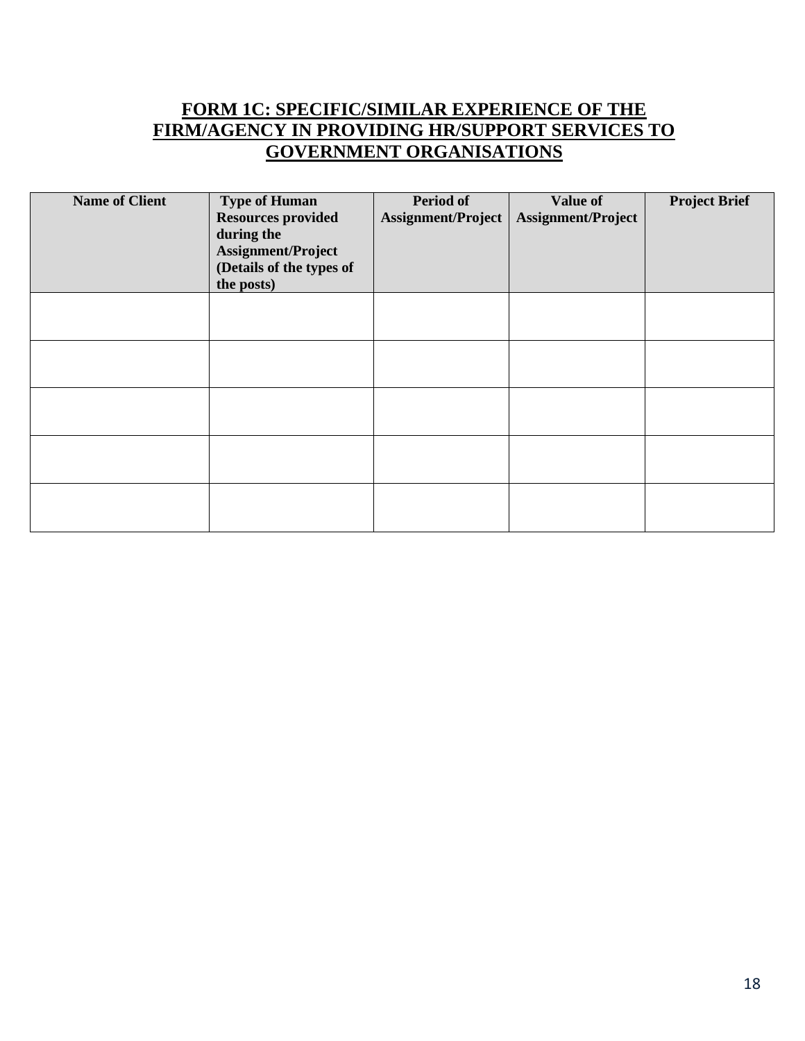## FORM 1C: SPECIFIC/SIMILAR EXPERIENCE OF THE FIRM/AGENCY IN PROVIDING HR/SUPPORT SERVICES TO GOVERNMENT ORGANISATIONS

| Name of Client | Type of Human Resources provided during the Assignment/Project (Details of the types of the posts) | Period of Assignment/Project | Value of Assignment/Project | Project Brief |
|---|---|---|---|---|
| | | | | |
| | | | | |
| | | | | |
| | | | | |
| | | | | |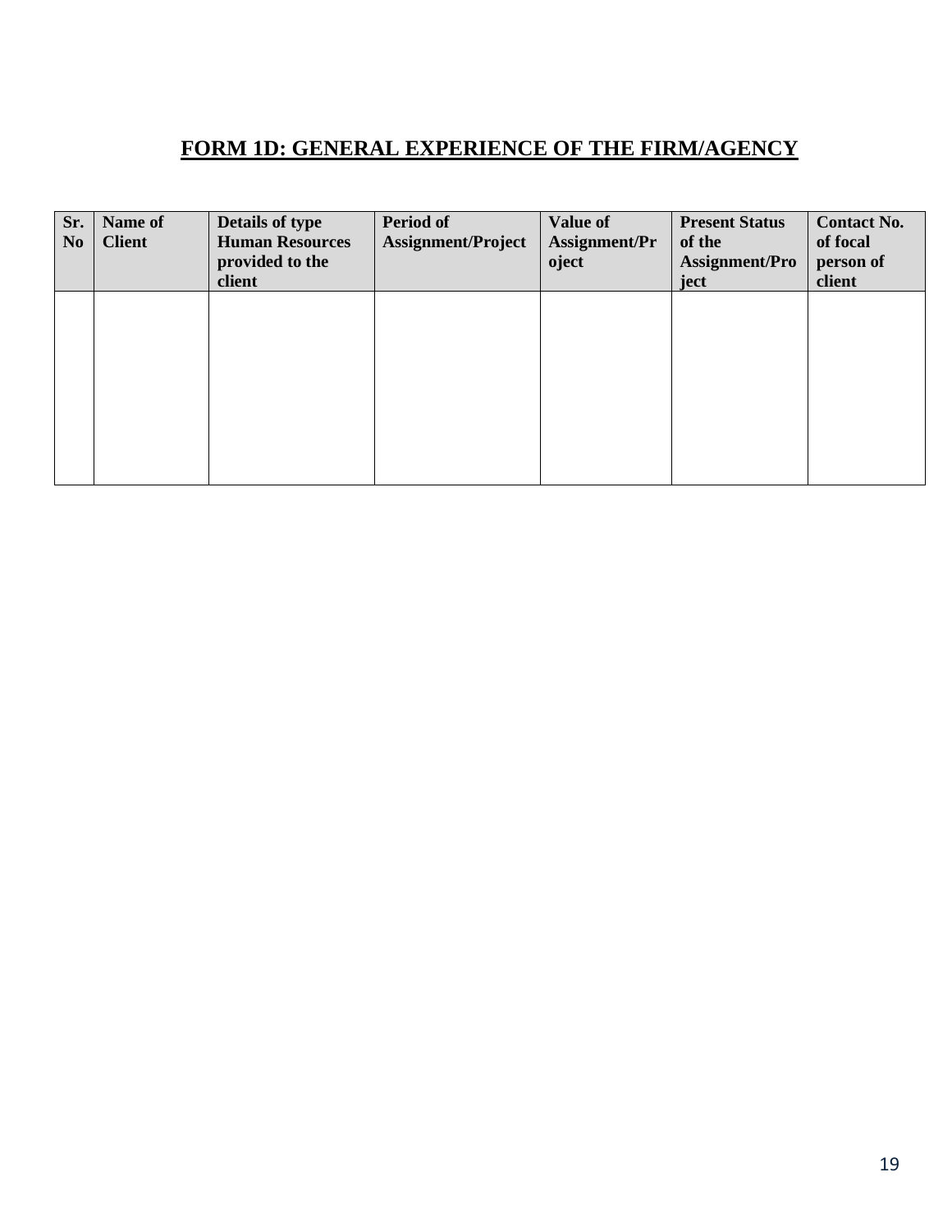# FORM 1D: GENERAL EXPERIENCE OF THE FIRM/AGENCY

| Sr. No | Name of Client | Details of type Human Resources provided to the client | Period of Assignment/Project | Value of Assignment/Project | Present Status of the Assignment/Project | Contact No. of focal person of client |
|---|---|---|---|---|---|---|
| | | | | | | |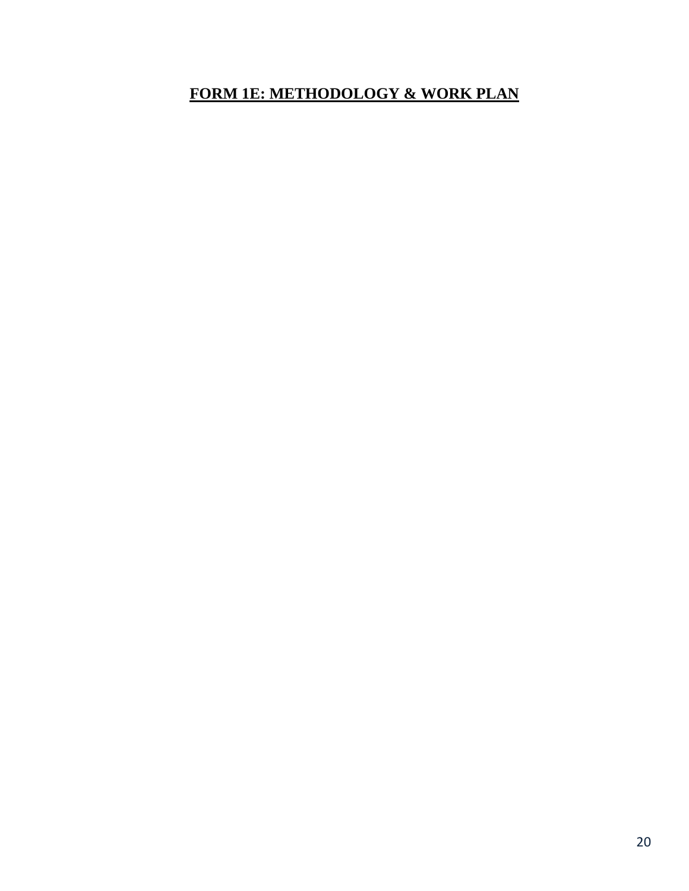# FORM 1E: METHODOLOGY & WORK PLAN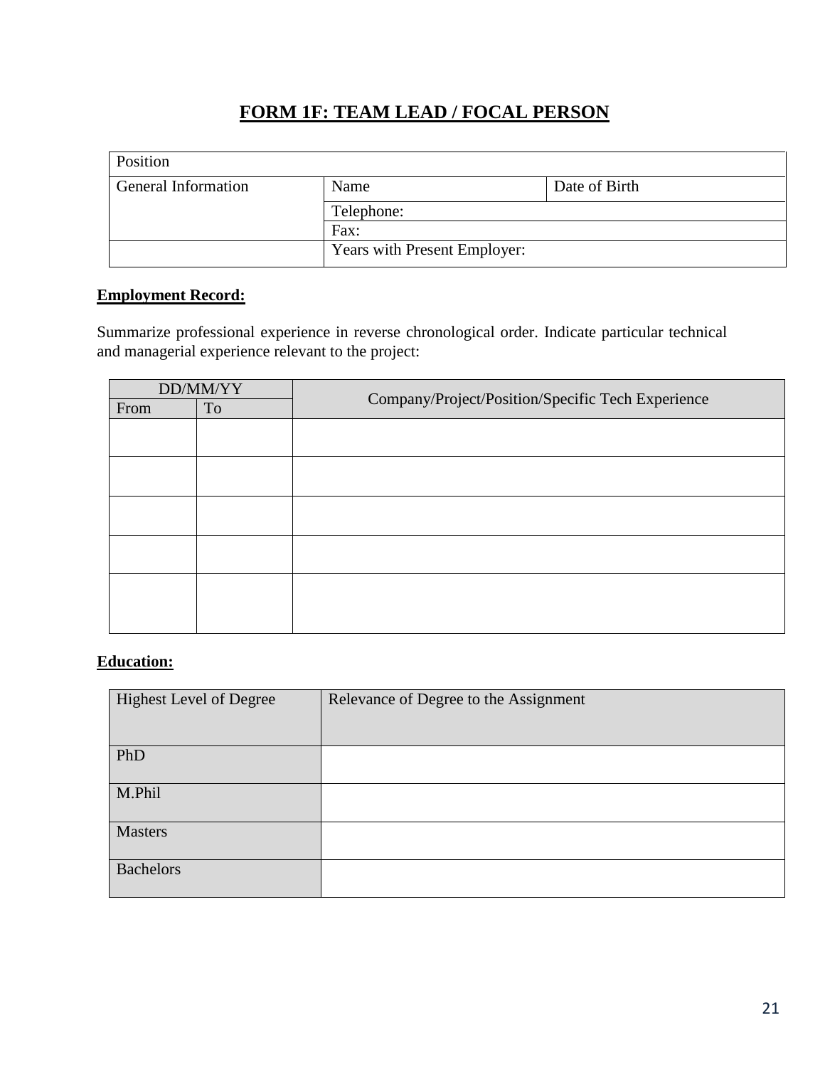# FORM 1F: TEAM LEAD / FOCAL PERSON

| Position | | |
|---|---|---|
| General Information | Name | Date of Birth |
| | Telephone: | |
| | Fax: | |
| | Years with Present Employer: | |

**Employment Record:**

Summarize professional experience in reverse chronological order. Indicate particular technical and managerial experience relevant to the project:

| DD/MM/YY | | Company/Project/Position/Specific Tech Experience |
|---|---|---|
| From | To | |
| | | |
| | | |
| | | |
| | | |
| | | |

**Education:**

| Highest Level of Degree | Relevance of Degree to the Assignment |
|---|---|
| PhD | |
| M.Phil | |
| Masters | |
| Bachelors | |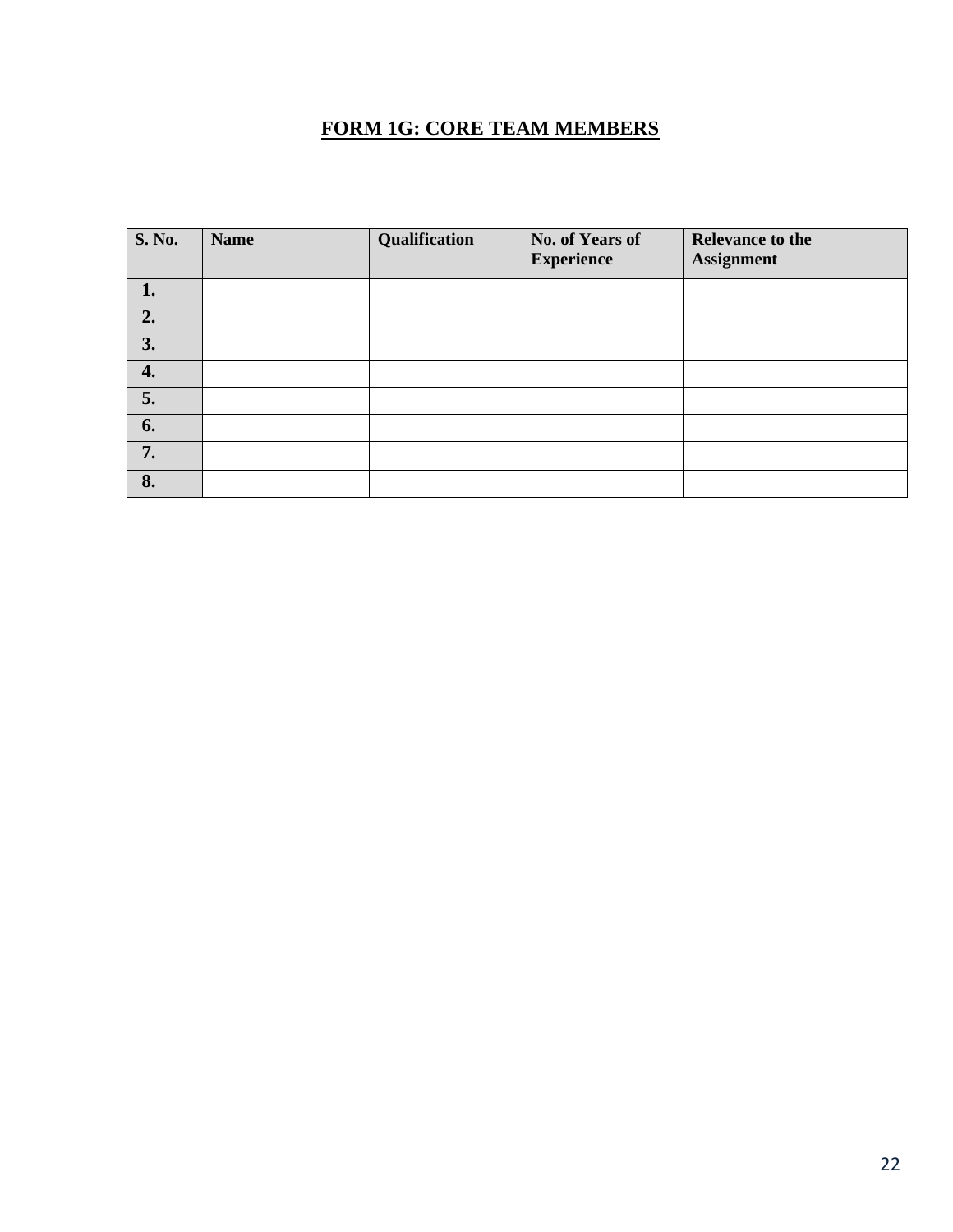## FORM 1G: CORE TEAM MEMBERS

| S. No. | Name | Qualification | No. of Years of Experience | Relevance to the Assignment |
|---|---|---|---|---|
| 1. | | | | |
| 2. | | | | |
| 3. | | | | |
| 4. | | | | |
| 5. | | | | |
| 6. | | | | |
| 7. | | | | |
| 8. | | | | |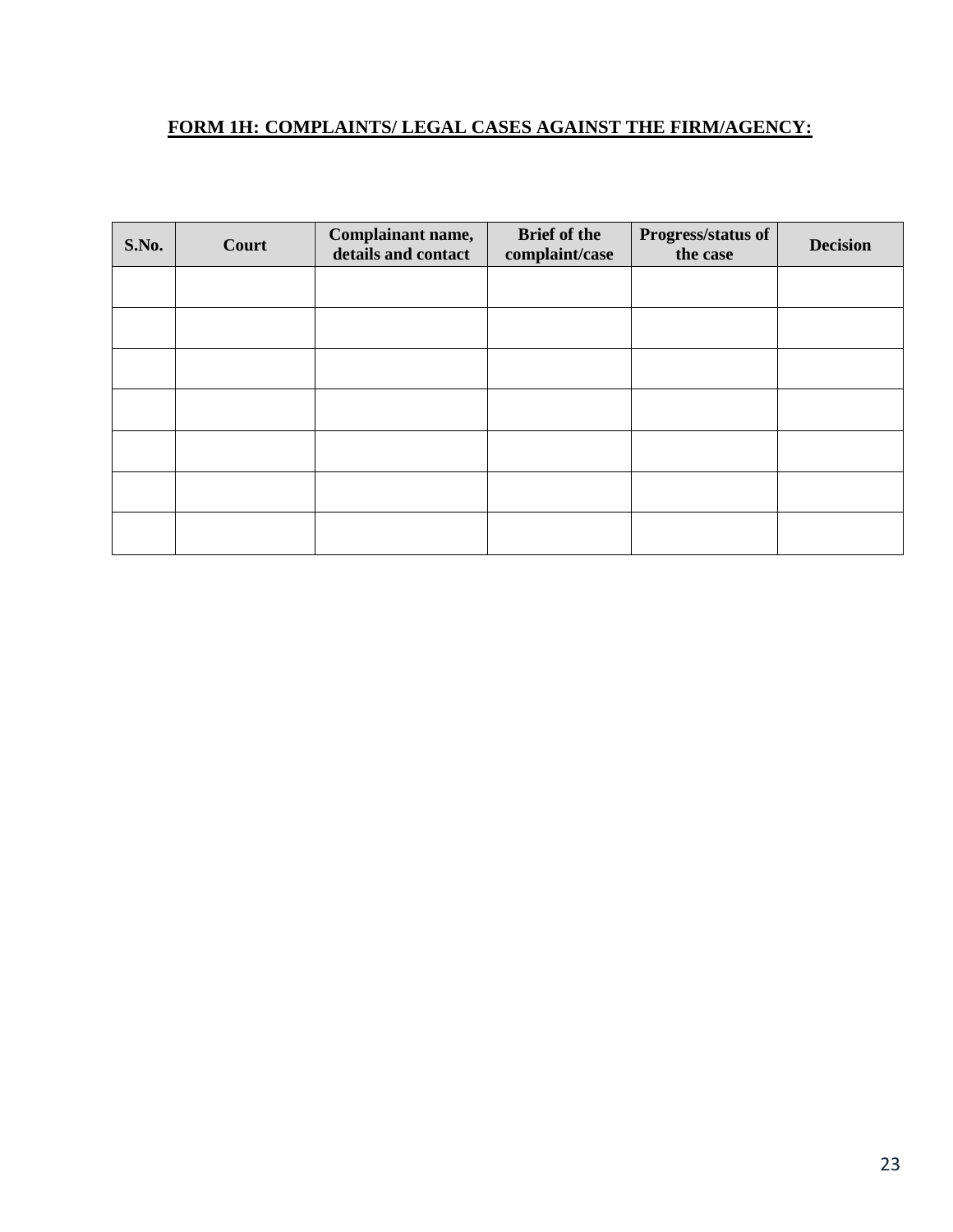## FORM 1H: COMPLAINTS/ LEGAL CASES AGAINST THE FIRM/AGENCY:

| S.No. | Court | Complainant name, details and contact | Brief of the complaint/case | Progress/status of the case | Decision |
|---|---|---|---|---|---|
| | | | | | |
| | | | | | |
| | | | | | |
| | | | | | |
| | | | | | |
| | | | | | |
| | | | | | |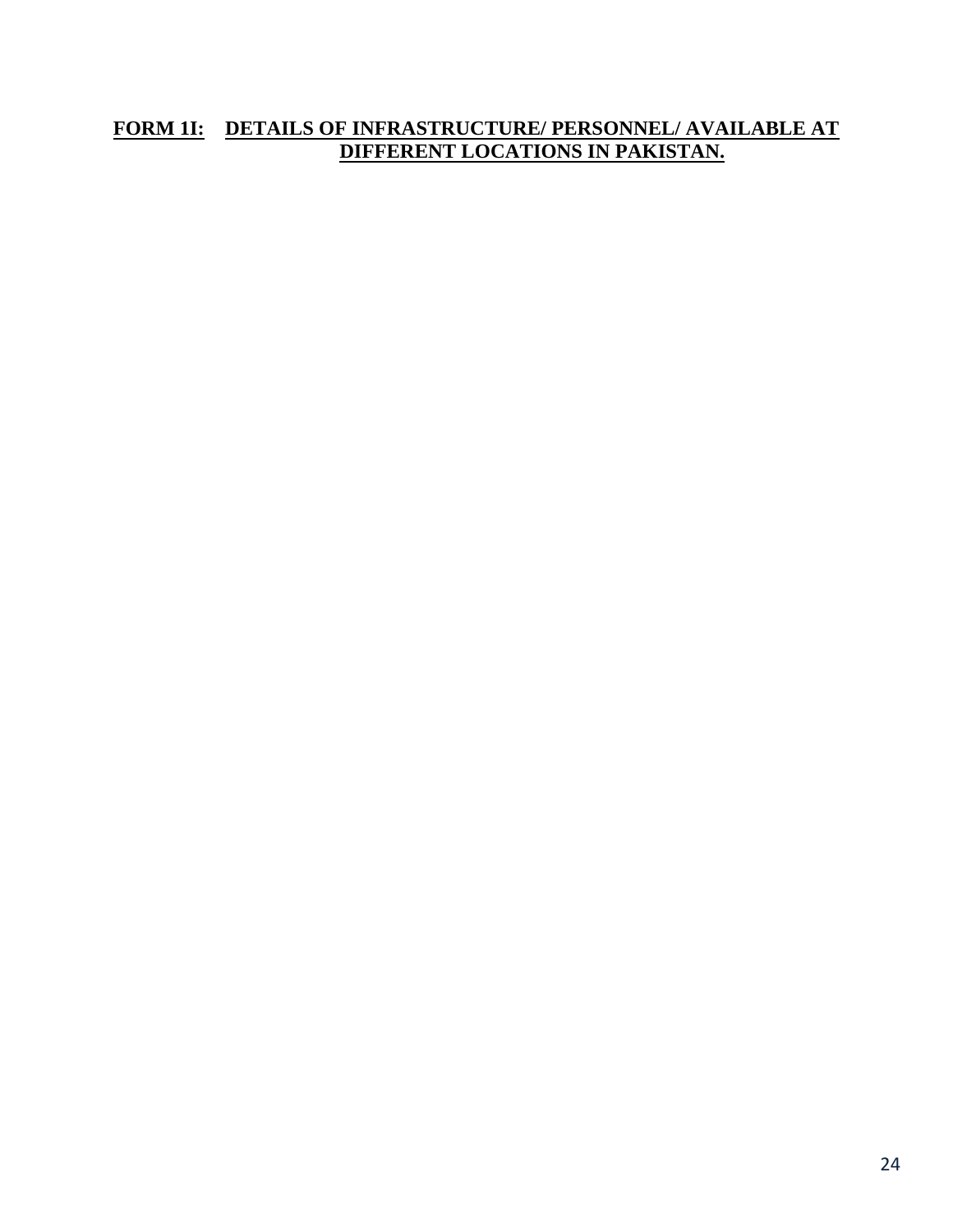**FORM 1I: DETAILS OF INFRASTRUCTURE/ PERSONNEL/ AVAILABLE AT DIFFERENT LOCATIONS IN PAKISTAN.**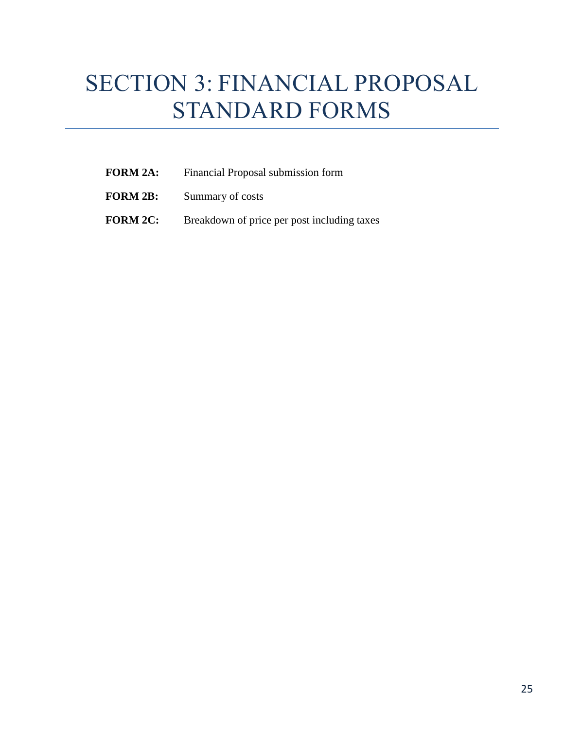# SECTION 3: FINANCIAL PROPOSAL STANDARD FORMS

**FORM 2A:** Financial Proposal submission form

**FORM 2B:** Summary of costs

**FORM 2C:** Breakdown of price per post including taxes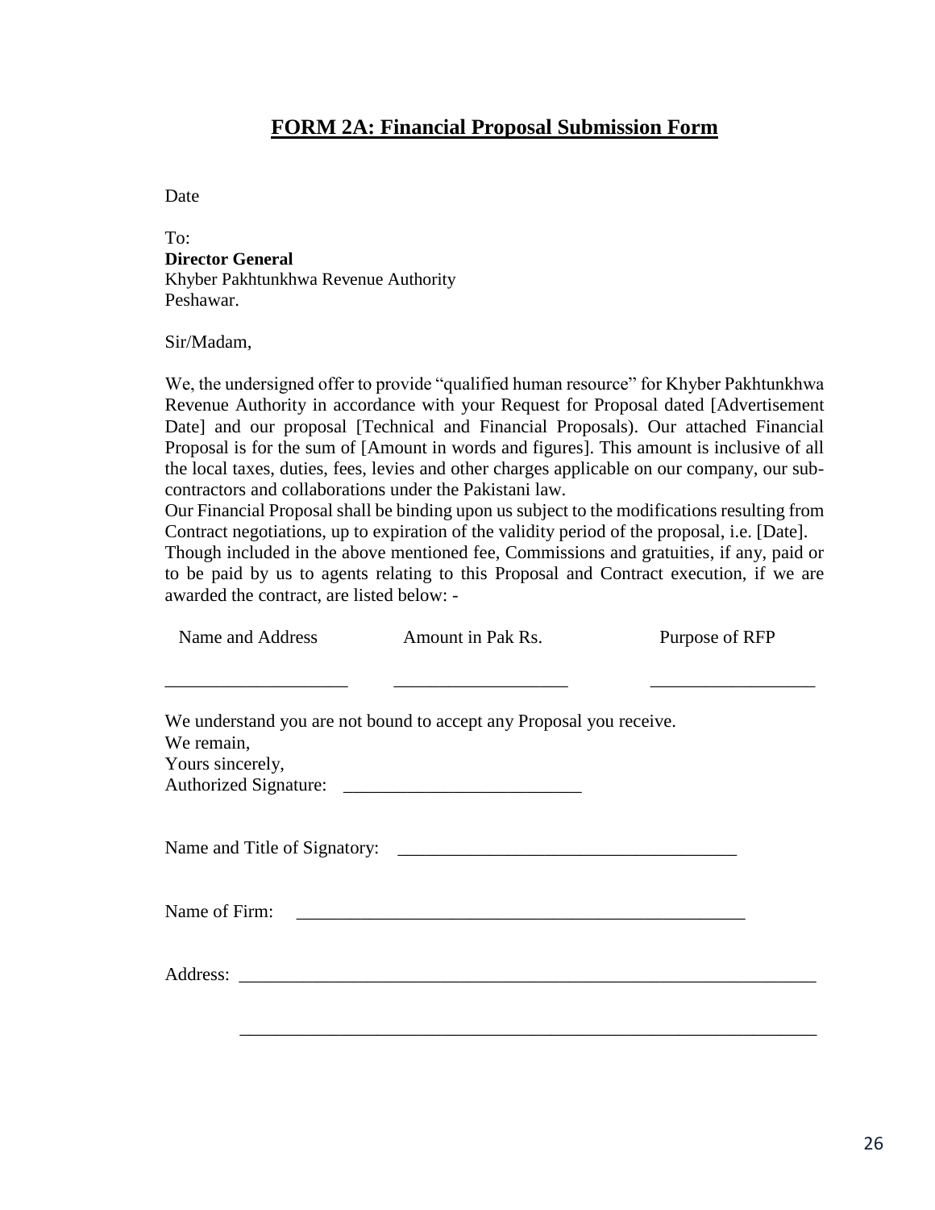## FORM 2A: Financial Proposal Submission Form

Date

To:
**Director General**
Khyber Pakhtunkhwa Revenue Authority
Peshawar.

Sir/Madam,

We, the undersigned offer to provide "qualified human resource" for Khyber Pakhtunkhwa Revenue Authority in accordance with your Request for Proposal dated [Advertisement Date] and our proposal [Technical and Financial Proposals). Our attached Financial Proposal is for the sum of [Amount in words and figures]. This amount is inclusive of all the local taxes, duties, fees, levies and other charges applicable on our company, our sub-contractors and collaborations under the Pakistani law.

Our Financial Proposal shall be binding upon us subject to the modifications resulting from Contract negotiations, up to expiration of the validity period of the proposal, i.e. [Date].

Though included in the above mentioned fee, Commissions and gratuities, if any, paid or to be paid by us to agents relating to this Proposal and Contract execution, if we are awarded the contract, are listed below: -

| Name and Address | Amount in Pak Rs. | Purpose of RFP |
|---|---|---|
| ____________________ | ___________________ | __________________ |

We understand you are not bound to accept any Proposal you receive.
We remain,
Yours sincerely,
Authorized Signature: __________________________

Name and Title of Signatory: _____________________________________

Name of Firm: __________________________________________________

Address: _________________________________________________________

_________________________________________________________________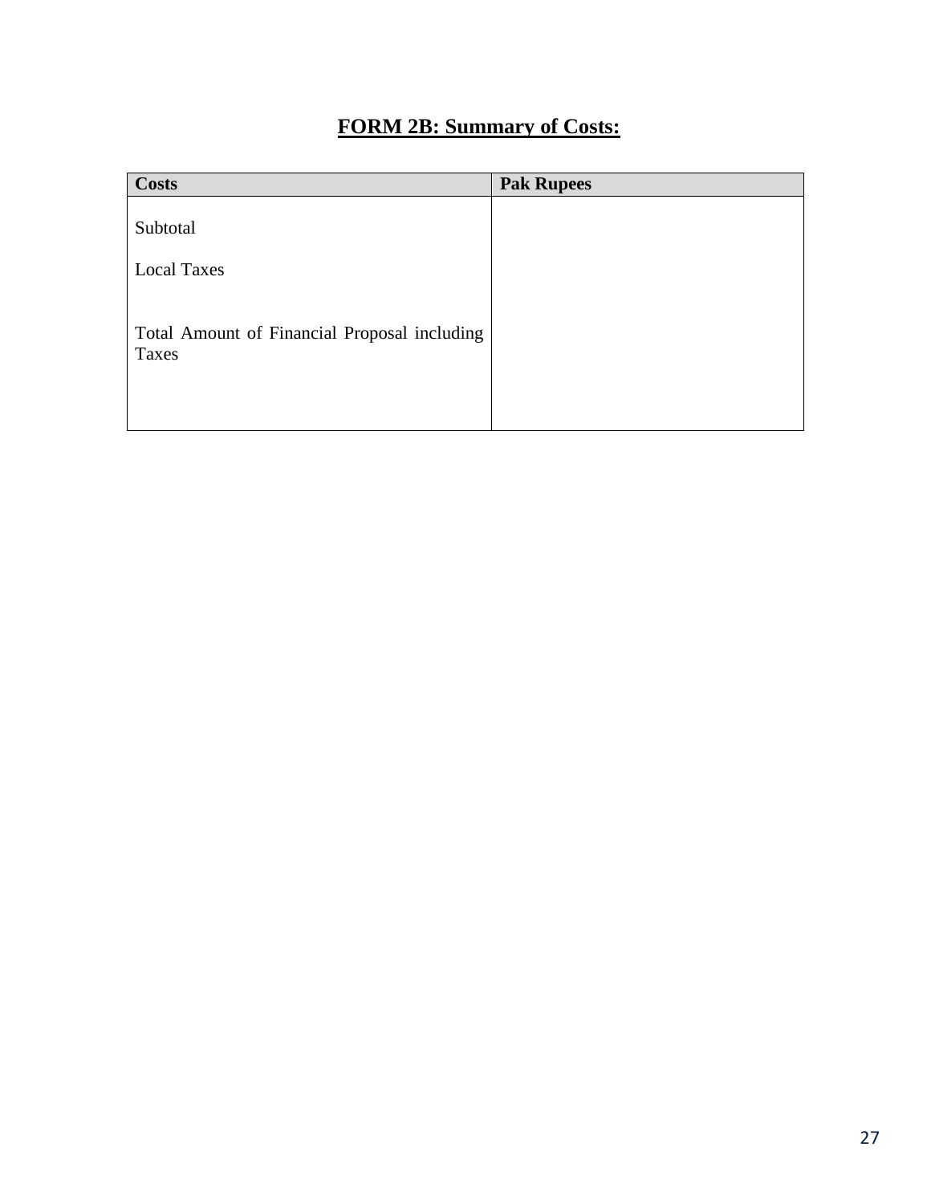## FORM 2B: Summary of Costs:

| Costs | Pak Rupees |
|---|---|
| Subtotal | |
| Local Taxes | |
| Total Amount of Financial Proposal including Taxes | |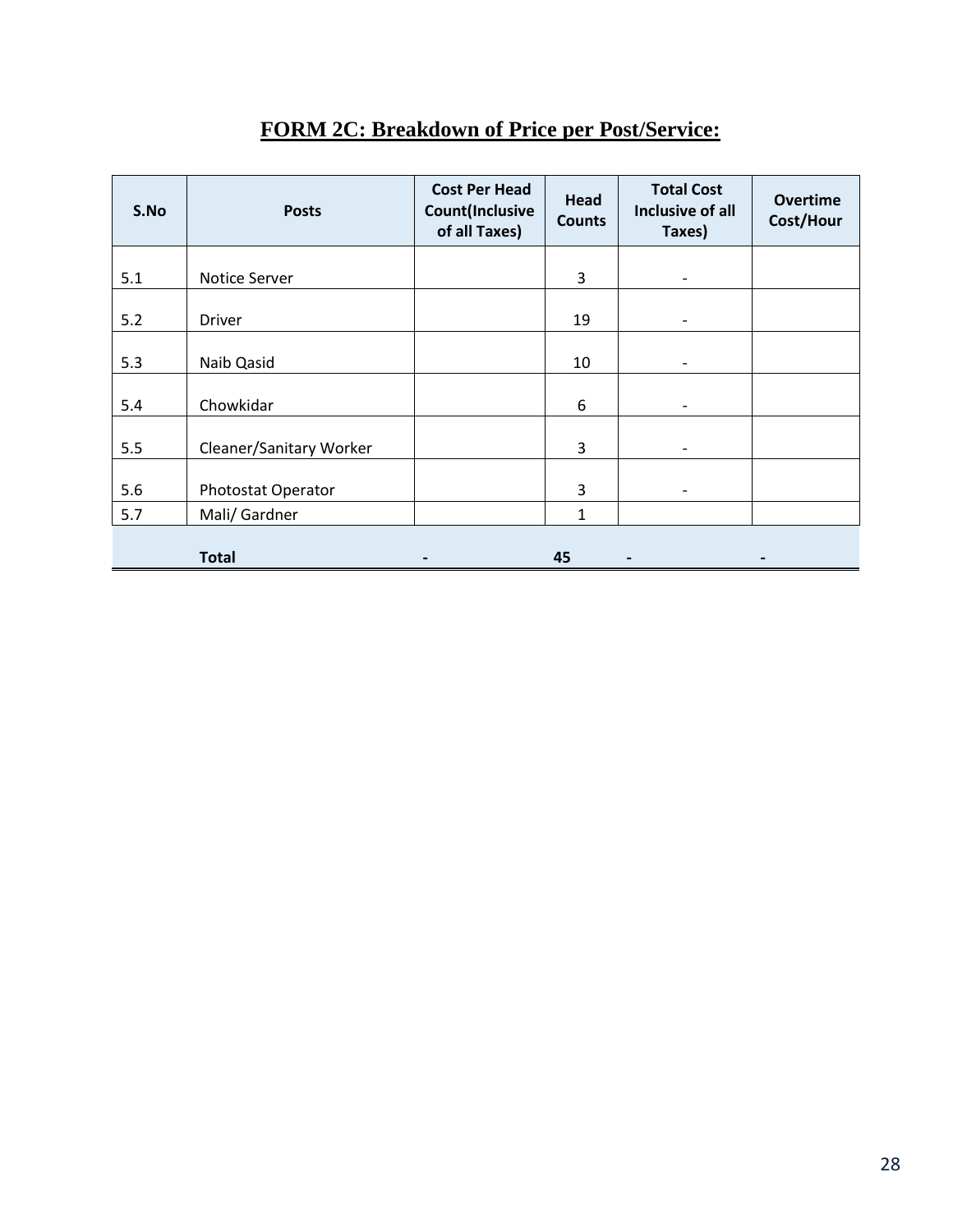## FORM 2C: Breakdown of Price per Post/Service:

| S.No | Posts | Cost Per Head Count(Inclusive of all Taxes) | Head Counts | Total Cost Inclusive of all Taxes) | Overtime Cost/Hour |
|---|---|---|---|---|---|
| 5.1 | Notice Server | | 3 | - | |
| 5.2 | Driver | | 19 | - | |
| 5.3 | Naib Qasid | | 10 | - | |
| 5.4 | Chowkidar | | 6 | - | |
| 5.5 | Cleaner/Sanitary Worker | | 3 | - | |
| 5.6 | Photostat Operator | | 3 | - | |
| 5.7 | Mali/ Gardner | | 1 | | |
| | **Total** | **-** | **45** | **-** | **-** |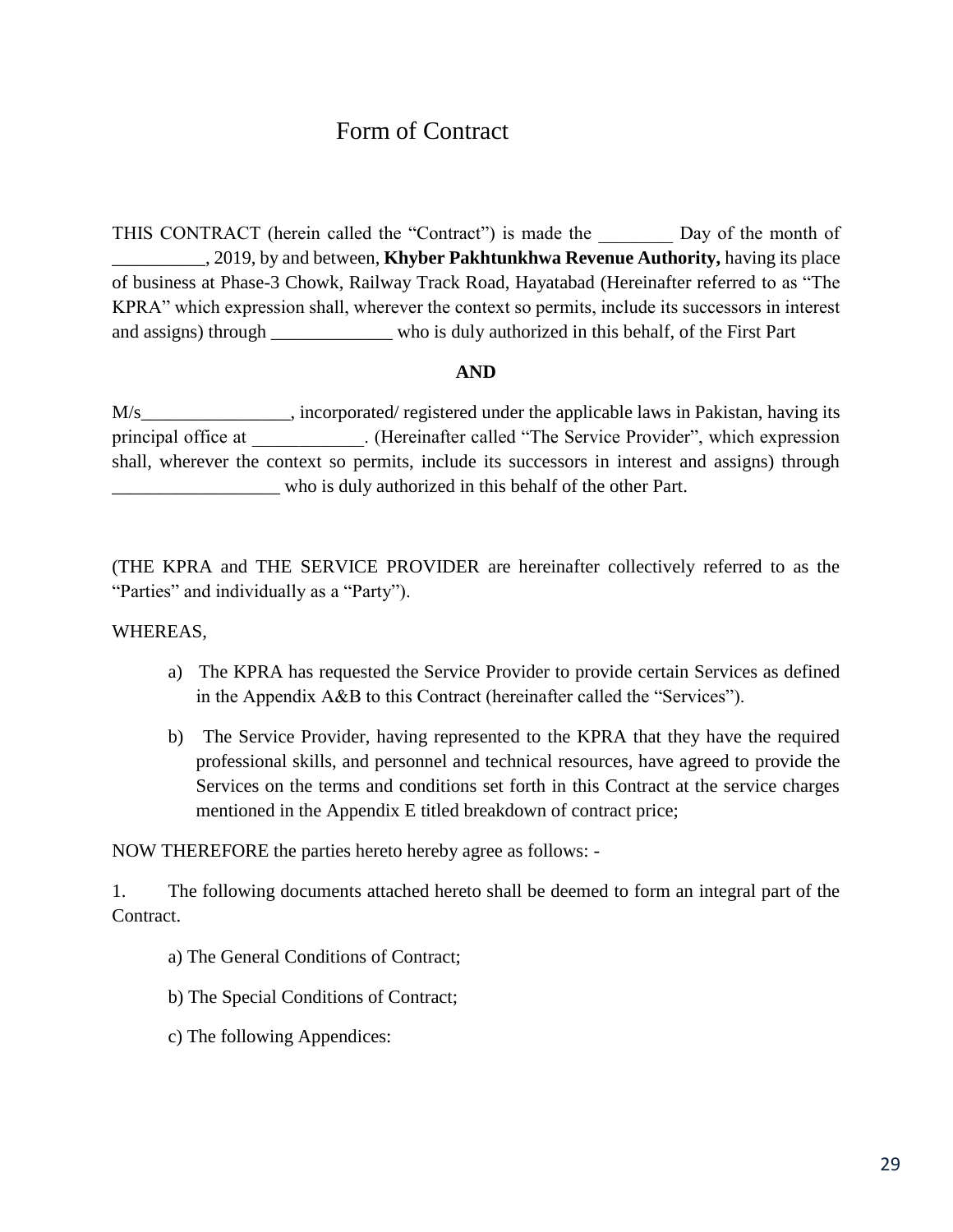# Form of Contract

THIS CONTRACT (herein called the "Contract") is made the ________ Day of the month of __________, 2019, by and between, **Khyber Pakhtunkhwa Revenue Authority,** having its place of business at Phase-3 Chowk, Railway Track Road, Hayatabad (Hereinafter referred to as "The KPRA" which expression shall, wherever the context so permits, include its successors in interest and assigns) through _____________ who is duly authorized in this behalf, of the First Part

**AND**

M/s________________, incorporated/ registered under the applicable laws in Pakistan, having its principal office at ____________. (Hereinafter called "The Service Provider", which expression shall, wherever the context so permits, include its successors in interest and assigns) through __________________ who is duly authorized in this behalf of the other Part.

(THE KPRA and THE SERVICE PROVIDER are hereinafter collectively referred to as the "Parties" and individually as a "Party").

WHEREAS,

a) The KPRA has requested the Service Provider to provide certain Services as defined in the Appendix A&B to this Contract (hereinafter called the "Services").

b) The Service Provider, having represented to the KPRA that they have the required professional skills, and personnel and technical resources, have agreed to provide the Services on the terms and conditions set forth in this Contract at the service charges mentioned in the Appendix E titled breakdown of contract price;

NOW THEREFORE the parties hereto hereby agree as follows: -

1. The following documents attached hereto shall be deemed to form an integral part of the Contract.

   a) The General Conditions of Contract;

   b) The Special Conditions of Contract;

   c) The following Appendices: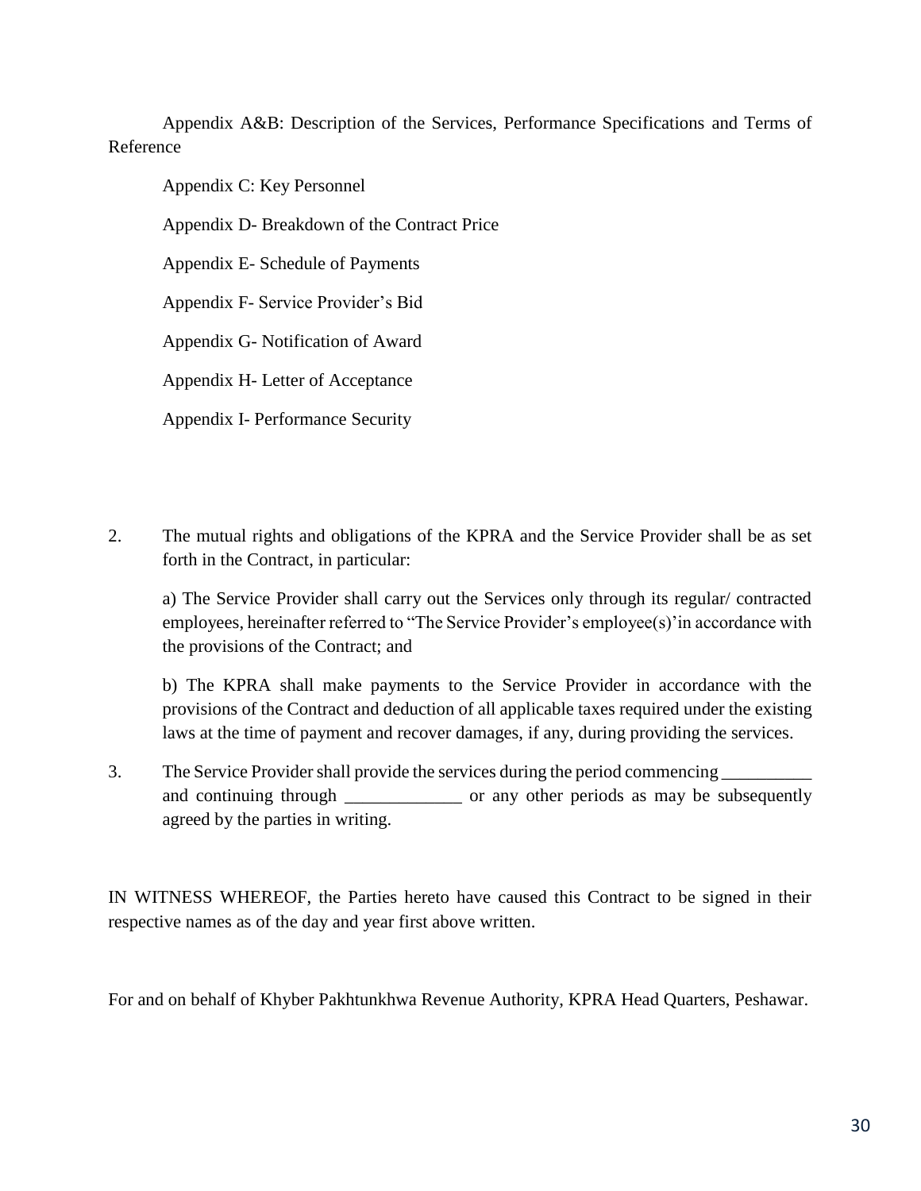Appendix A&B: Description of the Services, Performance Specifications and Terms of Reference

Appendix C: Key Personnel

Appendix D- Breakdown of the Contract Price

Appendix E- Schedule of Payments

Appendix F- Service Provider's Bid

Appendix G- Notification of Award

Appendix H- Letter of Acceptance

Appendix I- Performance Security

2. The mutual rights and obligations of the KPRA and the Service Provider shall be as set forth in the Contract, in particular:

   a) The Service Provider shall carry out the Services only through its regular/ contracted employees, hereinafter referred to "The Service Provider's employee(s)'in accordance with the provisions of the Contract; and

   b) The KPRA shall make payments to the Service Provider in accordance with the provisions of the Contract and deduction of all applicable taxes required under the existing laws at the time of payment and recover damages, if any, during providing the services.

3. The Service Provider shall provide the services during the period commencing __________ and continuing through _____________ or any other periods as may be subsequently agreed by the parties in writing.

IN WITNESS WHEREOF, the Parties hereto have caused this Contract to be signed in their respective names as of the day and year first above written.

For and on behalf of Khyber Pakhtunkhwa Revenue Authority, KPRA Head Quarters, Peshawar.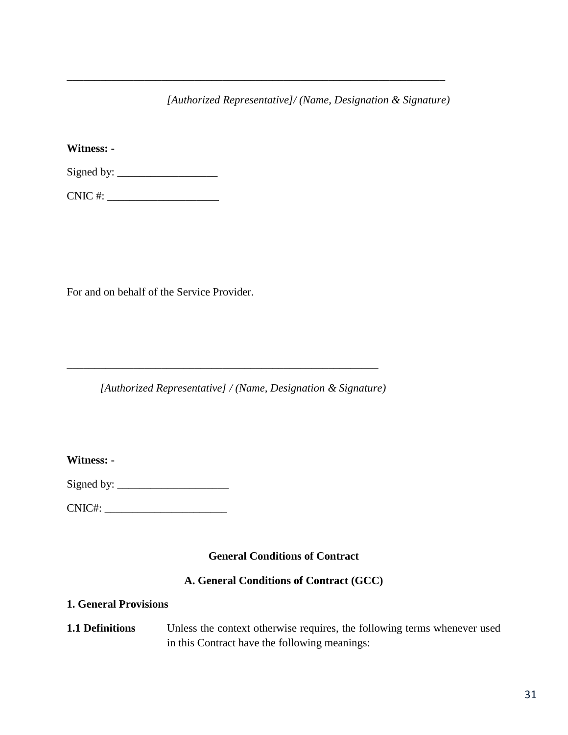_______________________________________________________________________

*[Authorized Representative]/ (Name, Designation & Signature)*

**Witness: -**

Signed by: __________________

CNIC #: ____________________

For and on behalf of the Service Provider.

__________________________________________________________

*[Authorized Representative] / (Name, Designation & Signature)*

**Witness: -**

Signed by: ____________________

CNIC#: ______________________

## General Conditions of Contract

## A. General Conditions of Contract (GCC)

### 1. General Provisions

**1.1 Definitions** Unless the context otherwise requires, the following terms whenever used in this Contract have the following meanings: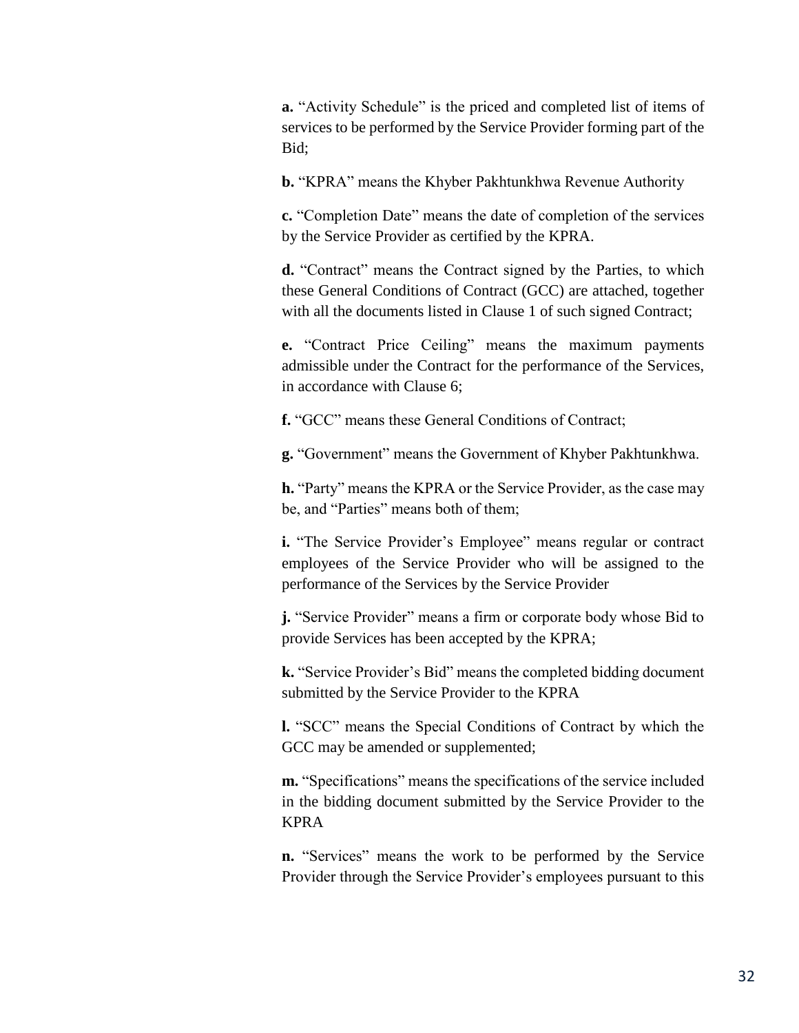**a.** “Activity Schedule” is the priced and completed list of items of services to be performed by the Service Provider forming part of the Bid;

**b.** “KPRA” means the Khyber Pakhtunkhwa Revenue Authority

**c.** “Completion Date” means the date of completion of the services by the Service Provider as certified by the KPRA.

**d.** “Contract” means the Contract signed by the Parties, to which these General Conditions of Contract (GCC) are attached, together with all the documents listed in Clause 1 of such signed Contract;

**e.** “Contract Price Ceiling” means the maximum payments admissible under the Contract for the performance of the Services, in accordance with Clause 6;

**f.** “GCC” means these General Conditions of Contract;

**g.** “Government” means the Government of Khyber Pakhtunkhwa.

**h.** “Party” means the KPRA or the Service Provider, as the case may be, and “Parties” means both of them;

**i.** “The Service Provider’s Employee” means regular or contract employees of the Service Provider who will be assigned to the performance of the Services by the Service Provider

**j.** “Service Provider” means a firm or corporate body whose Bid to provide Services has been accepted by the KPRA;

**k.** “Service Provider’s Bid” means the completed bidding document submitted by the Service Provider to the KPRA

**l.** “SCC” means the Special Conditions of Contract by which the GCC may be amended or supplemented;

**m.** “Specifications” means the specifications of the service included in the bidding document submitted by the Service Provider to the KPRA

**n.** “Services” means the work to be performed by the Service Provider through the Service Provider’s employees pursuant to this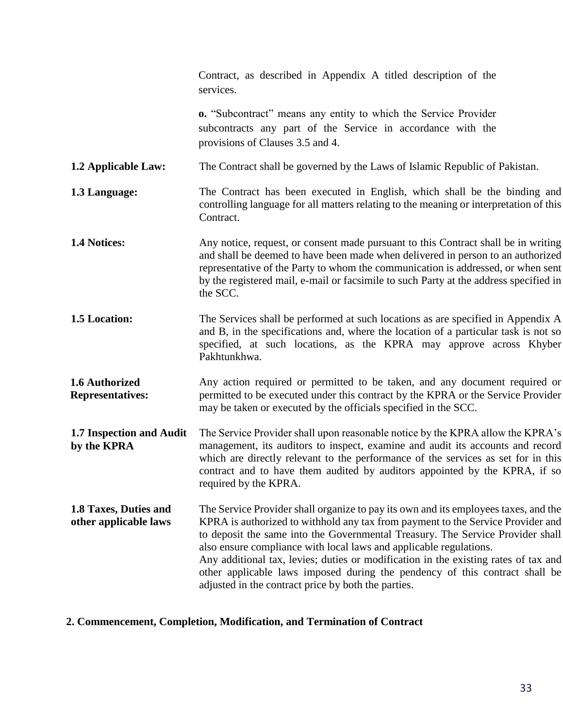Contract, as described in Appendix A titled description of the services.

**o.** "Subcontract" means any entity to which the Service Provider subcontracts any part of the Service in accordance with the provisions of Clauses 3.5 and 4.

**1.2 Applicable Law:** The Contract shall be governed by the Laws of Islamic Republic of Pakistan.

**1.3 Language:** The Contract has been executed in English, which shall be the binding and controlling language for all matters relating to the meaning or interpretation of this Contract.

**1.4 Notices:** Any notice, request, or consent made pursuant to this Contract shall be in writing and shall be deemed to have been made when delivered in person to an authorized representative of the Party to whom the communication is addressed, or when sent by the registered mail, e-mail or facsimile to such Party at the address specified in the SCC.

**1.5 Location:** The Services shall be performed at such locations as are specified in Appendix A and B, in the specifications and, where the location of a particular task is not so specified, at such locations, as the KPRA may approve across Khyber Pakhtunkhwa.

**1.6 Authorized Representatives:** Any action required or permitted to be taken, and any document required or permitted to be executed under this contract by the KPRA or the Service Provider may be taken or executed by the officials specified in the SCC.

**1.7 Inspection and Audit by the KPRA** The Service Provider shall upon reasonable notice by the KPRA allow the KPRA's management, its auditors to inspect, examine and audit its accounts and record which are directly relevant to the performance of the services as set for in this contract and to have them audited by auditors appointed by the KPRA, if so required by the KPRA.

**1.8 Taxes, Duties and other applicable laws** The Service Provider shall organize to pay its own and its employees taxes, and the KPRA is authorized to withhold any tax from payment to the Service Provider and to deposit the same into the Governmental Treasury. The Service Provider shall also ensure compliance with local laws and applicable regulations.
Any additional tax, levies; duties or modification in the existing rates of tax and other applicable laws imposed during the pendency of this contract shall be adjusted in the contract price by both the parties.

## 2. Commencement, Completion, Modification, and Termination of Contract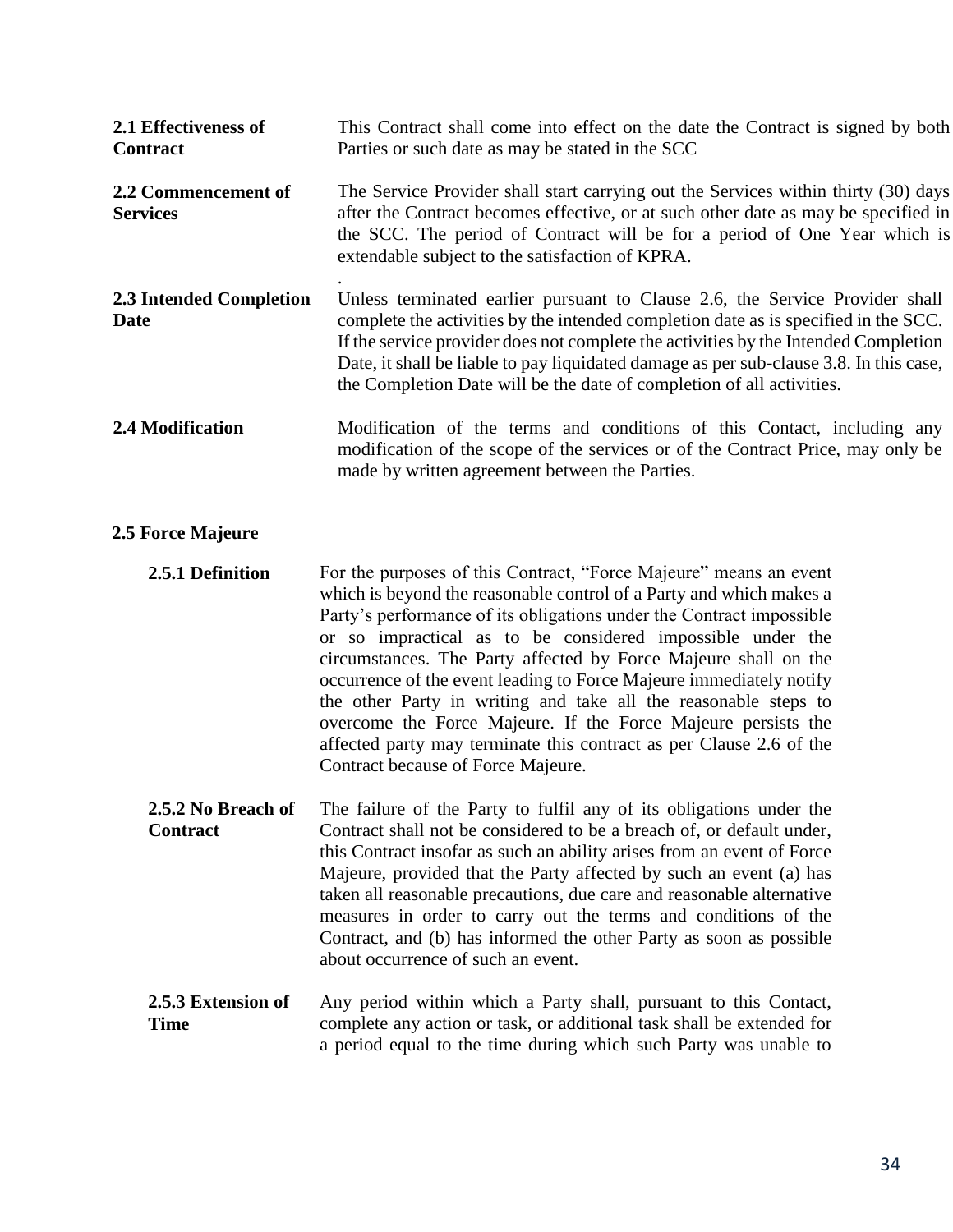**2.1 Effectiveness of Contract**

This Contract shall come into effect on the date the Contract is signed by both Parties or such date as may be stated in the SCC

**2.2 Commencement of Services**

The Service Provider shall start carrying out the Services within thirty (30) days after the Contract becomes effective, or at such other date as may be specified in the SCC. The period of Contract will be for a period of One Year which is extendable subject to the satisfaction of KPRA.

**2.3 Intended Completion Date**

Unless terminated earlier pursuant to Clause 2.6, the Service Provider shall complete the activities by the intended completion date as is specified in the SCC. If the service provider does not complete the activities by the Intended Completion Date, it shall be liable to pay liquidated damage as per sub-clause 3.8. In this case, the Completion Date will be the date of completion of all activities.

**2.4 Modification**

Modification of the terms and conditions of this Contact, including any modification of the scope of the services or of the Contract Price, may only be made by written agreement between the Parties.

**2.5 Force Majeure**

**2.5.1 Definition**

For the purposes of this Contract, "Force Majeure" means an event which is beyond the reasonable control of a Party and which makes a Party's performance of its obligations under the Contract impossible or so impractical as to be considered impossible under the circumstances. The Party affected by Force Majeure shall on the occurrence of the event leading to Force Majeure immediately notify the other Party in writing and take all the reasonable steps to overcome the Force Majeure. If the Force Majeure persists the affected party may terminate this contract as per Clause 2.6 of the Contract because of Force Majeure.

**2.5.2 No Breach of Contract**

The failure of the Party to fulfil any of its obligations under the Contract shall not be considered to be a breach of, or default under, this Contract insofar as such an ability arises from an event of Force Majeure, provided that the Party affected by such an event (a) has taken all reasonable precautions, due care and reasonable alternative measures in order to carry out the terms and conditions of the Contract, and (b) has informed the other Party as soon as possible about occurrence of such an event.

**2.5.3 Extension of Time**

Any period within which a Party shall, pursuant to this Contact, complete any action or task, or additional task shall be extended for a period equal to the time during which such Party was unable to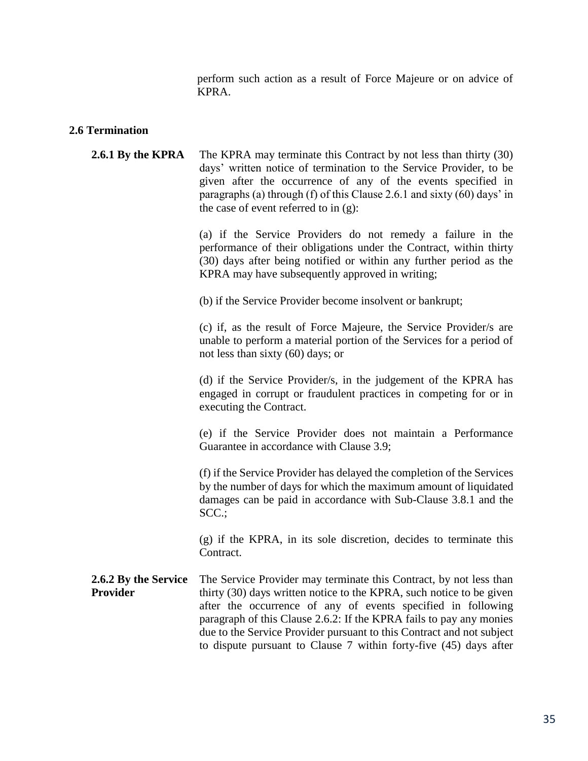perform such action as a result of Force Majeure or on advice of KPRA.

### 2.6 Termination

**2.6.1 By the KPRA**

The KPRA may terminate this Contract by not less than thirty (30) days' written notice of termination to the Service Provider, to be given after the occurrence of any of the events specified in paragraphs (a) through (f) of this Clause 2.6.1 and sixty (60) days' in the case of event referred to in (g):

(a) if the Service Providers do not remedy a failure in the performance of their obligations under the Contract, within thirty (30) days after being notified or within any further period as the KPRA may have subsequently approved in writing;

(b) if the Service Provider become insolvent or bankrupt;

(c) if, as the result of Force Majeure, the Service Provider/s are unable to perform a material portion of the Services for a period of not less than sixty (60) days; or

(d) if the Service Provider/s, in the judgement of the KPRA has engaged in corrupt or fraudulent practices in competing for or in executing the Contract.

(e) if the Service Provider does not maintain a Performance Guarantee in accordance with Clause 3.9;

(f) if the Service Provider has delayed the completion of the Services by the number of days for which the maximum amount of liquidated damages can be paid in accordance with Sub-Clause 3.8.1 and the SCC.;

(g) if the KPRA, in its sole discretion, decides to terminate this Contract.

**2.6.2 By the Service Provider**

The Service Provider may terminate this Contract, by not less than thirty (30) days written notice to the KPRA, such notice to be given after the occurrence of any of events specified in following paragraph of this Clause 2.6.2: If the KPRA fails to pay any monies due to the Service Provider pursuant to this Contract and not subject to dispute pursuant to Clause 7 within forty-five (45) days after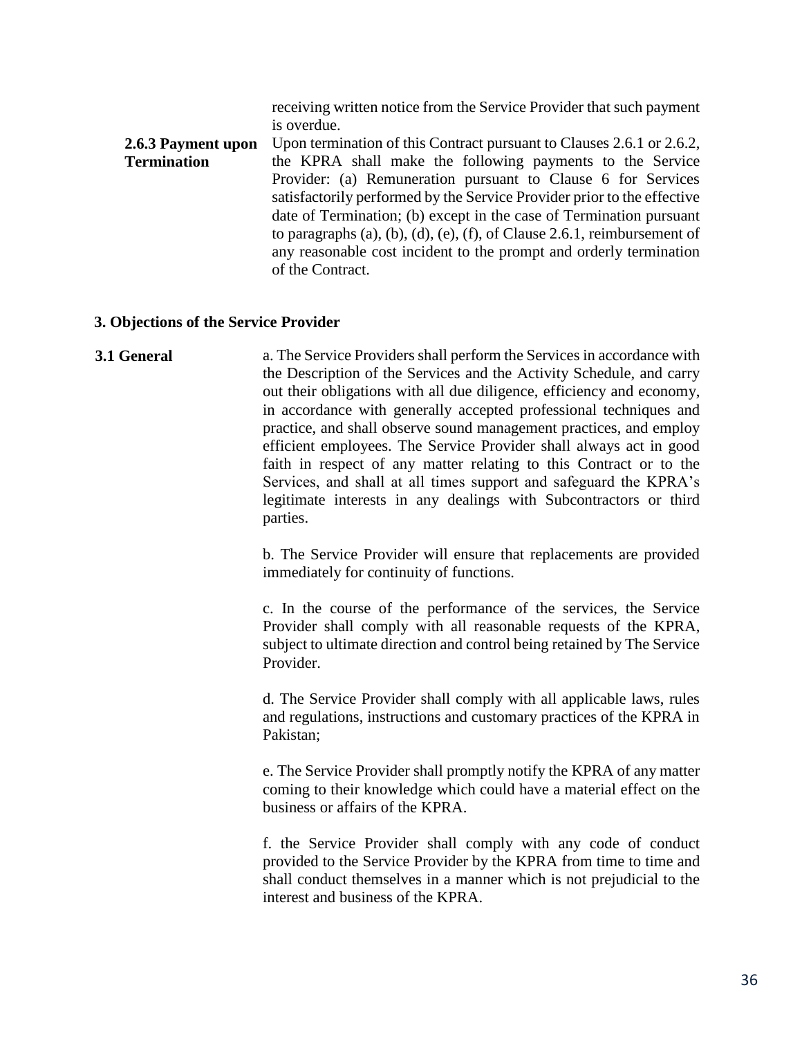receiving written notice from the Service Provider that such payment is overdue.

**2.6.3 Payment upon Termination**

Upon termination of this Contract pursuant to Clauses 2.6.1 or 2.6.2, the KPRA shall make the following payments to the Service Provider: (a) Remuneration pursuant to Clause 6 for Services satisfactorily performed by the Service Provider prior to the effective date of Termination; (b) except in the case of Termination pursuant to paragraphs (a), (b), (d), (e), (f), of Clause 2.6.1, reimbursement of any reasonable cost incident to the prompt and orderly termination of the Contract.

**3. Objections of the Service Provider**

**3.1 General**

a. The Service Providers shall perform the Services in accordance with the Description of the Services and the Activity Schedule, and carry out their obligations with all due diligence, efficiency and economy, in accordance with generally accepted professional techniques and practice, and shall observe sound management practices, and employ efficient employees. The Service Provider shall always act in good faith in respect of any matter relating to this Contract or to the Services, and shall at all times support and safeguard the KPRA's legitimate interests in any dealings with Subcontractors or third parties.

b. The Service Provider will ensure that replacements are provided immediately for continuity of functions.

c. In the course of the performance of the services, the Service Provider shall comply with all reasonable requests of the KPRA, subject to ultimate direction and control being retained by The Service Provider.

d. The Service Provider shall comply with all applicable laws, rules and regulations, instructions and customary practices of the KPRA in Pakistan;

e. The Service Provider shall promptly notify the KPRA of any matter coming to their knowledge which could have a material effect on the business or affairs of the KPRA.

f. the Service Provider shall comply with any code of conduct provided to the Service Provider by the KPRA from time to time and shall conduct themselves in a manner which is not prejudicial to the interest and business of the KPRA.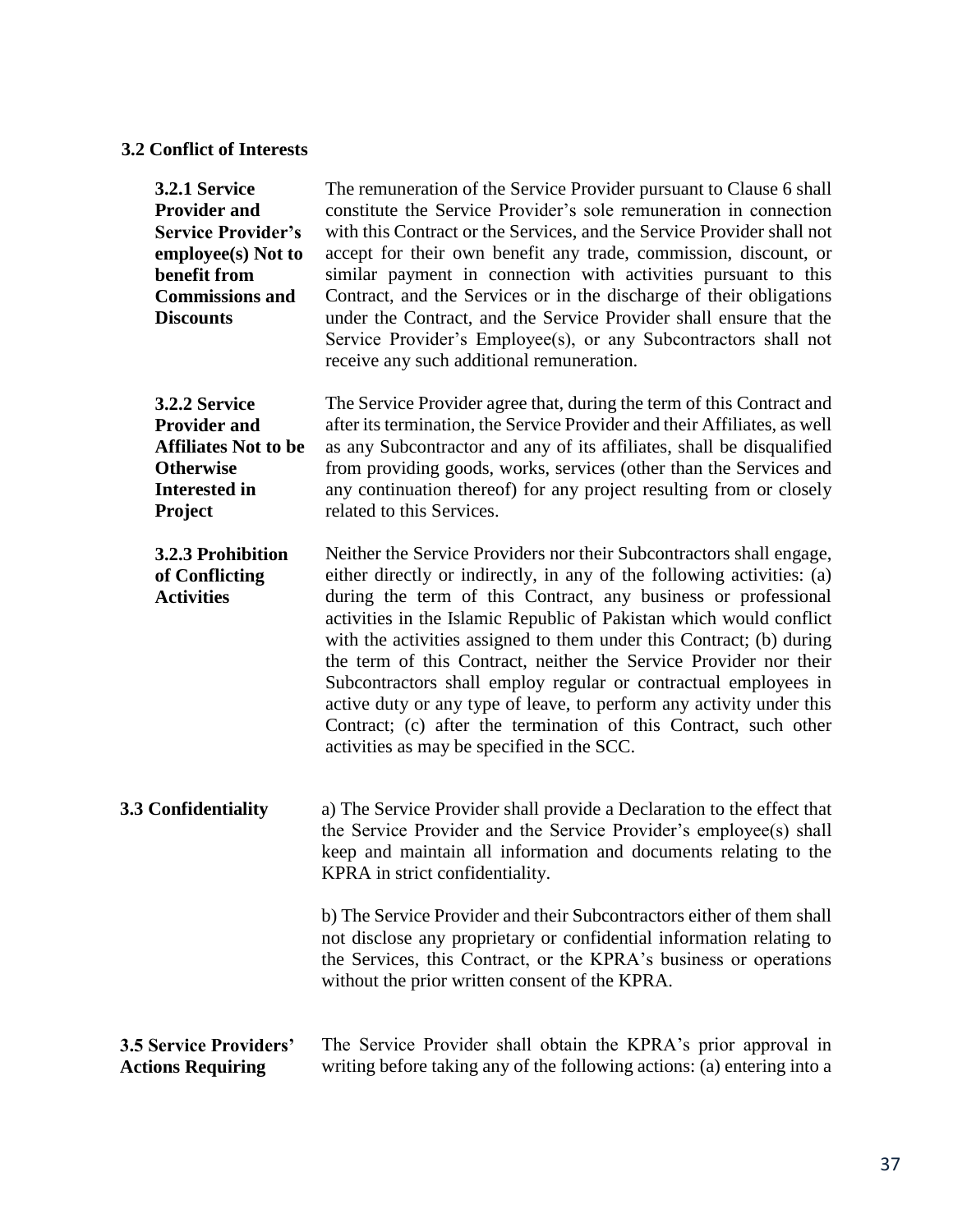### 3.2 Conflict of Interests

**3.2.1 Service Provider and Service Provider's employee(s) Not to benefit from Commissions and Discounts**

The remuneration of the Service Provider pursuant to Clause 6 shall constitute the Service Provider's sole remuneration in connection with this Contract or the Services, and the Service Provider shall not accept for their own benefit any trade, commission, discount, or similar payment in connection with activities pursuant to this Contract, and the Services or in the discharge of their obligations under the Contract, and the Service Provider shall ensure that the Service Provider's Employee(s), or any Subcontractors shall not receive any such additional remuneration.

**3.2.2 Service Provider and Affiliates Not to be Otherwise Interested in Project**

The Service Provider agree that, during the term of this Contract and after its termination, the Service Provider and their Affiliates, as well as any Subcontractor and any of its affiliates, shall be disqualified from providing goods, works, services (other than the Services and any continuation thereof) for any project resulting from or closely related to this Services.

**3.2.3 Prohibition of Conflicting Activities**

Neither the Service Providers nor their Subcontractors shall engage, either directly or indirectly, in any of the following activities: (a) during the term of this Contract, any business or professional activities in the Islamic Republic of Pakistan which would conflict with the activities assigned to them under this Contract; (b) during the term of this Contract, neither the Service Provider nor their Subcontractors shall employ regular or contractual employees in active duty or any type of leave, to perform any activity under this Contract; (c) after the termination of this Contract, such other activities as may be specified in the SCC.

### 3.3 Confidentiality

a) The Service Provider shall provide a Declaration to the effect that the Service Provider and the Service Provider's employee(s) shall keep and maintain all information and documents relating to the KPRA in strict confidentiality.

b) The Service Provider and their Subcontractors either of them shall not disclose any proprietary or confidential information relating to the Services, this Contract, or the KPRA's business or operations without the prior written consent of the KPRA.

### 3.5 Service Providers' Actions Requiring

The Service Provider shall obtain the KPRA's prior approval in writing before taking any of the following actions: (a) entering into a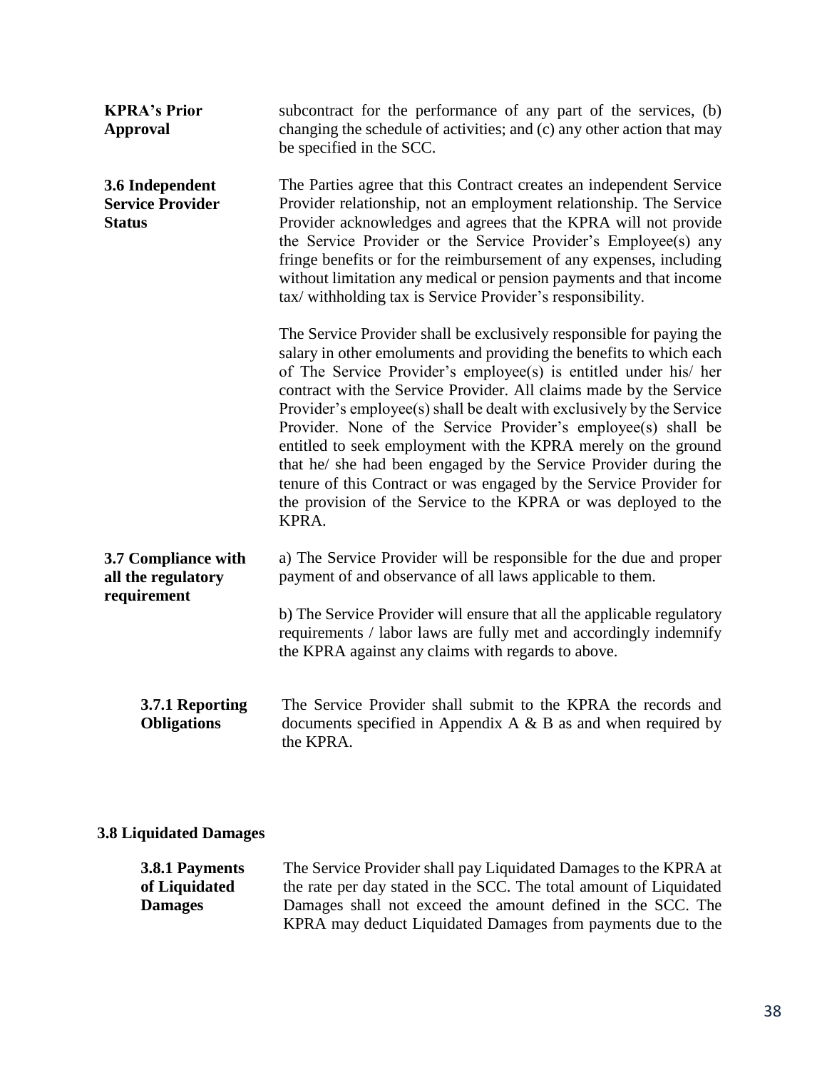**KPRA's Prior Approval**

subcontract for the performance of any part of the services, (b) changing the schedule of activities; and (c) any other action that may be specified in the SCC.

**3.6 Independent Service Provider Status**

The Parties agree that this Contract creates an independent Service Provider relationship, not an employment relationship. The Service Provider acknowledges and agrees that the KPRA will not provide the Service Provider or the Service Provider's Employee(s) any fringe benefits or for the reimbursement of any expenses, including without limitation any medical or pension payments and that income tax/ withholding tax is Service Provider's responsibility.

The Service Provider shall be exclusively responsible for paying the salary in other emoluments and providing the benefits to which each of The Service Provider's employee(s) is entitled under his/ her contract with the Service Provider. All claims made by the Service Provider's employee(s) shall be dealt with exclusively by the Service Provider. None of the Service Provider's employee(s) shall be entitled to seek employment with the KPRA merely on the ground that he/ she had been engaged by the Service Provider during the tenure of this Contract or was engaged by the Service Provider for the provision of the Service to the KPRA or was deployed to the KPRA.

**3.7 Compliance with all the regulatory requirement**

a) The Service Provider will be responsible for the due and proper payment of and observance of all laws applicable to them.

b) The Service Provider will ensure that all the applicable regulatory requirements / labor laws are fully met and accordingly indemnify the KPRA against any claims with regards to above.

**3.7.1 Reporting Obligations**

The Service Provider shall submit to the KPRA the records and documents specified in Appendix A & B as and when required by the KPRA.

**3.8 Liquidated Damages**

**3.8.1 Payments of Liquidated Damages**

The Service Provider shall pay Liquidated Damages to the KPRA at the rate per day stated in the SCC. The total amount of Liquidated Damages shall not exceed the amount defined in the SCC. The KPRA may deduct Liquidated Damages from payments due to the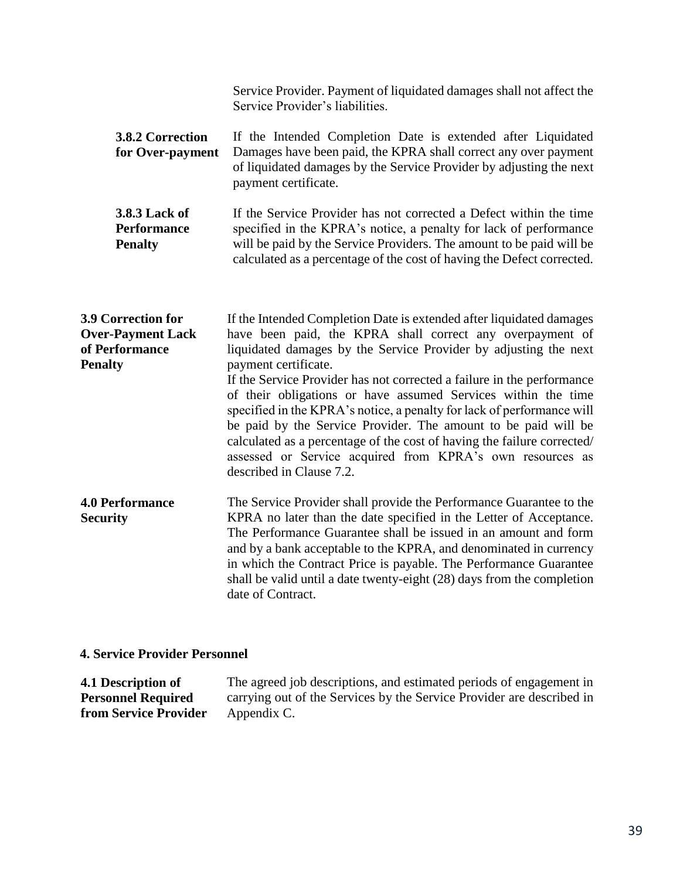Service Provider. Payment of liquidated damages shall not affect the Service Provider's liabilities.

**3.8.2 Correction for Over-payment** If the Intended Completion Date is extended after Liquidated Damages have been paid, the KPRA shall correct any over payment of liquidated damages by the Service Provider by adjusting the next payment certificate.

**3.8.3 Lack of Performance Penalty** If the Service Provider has not corrected a Defect within the time specified in the KPRA's notice, a penalty for lack of performance will be paid by the Service Providers. The amount to be paid will be calculated as a percentage of the cost of having the Defect corrected.

**3.9 Correction for Over-Payment Lack of Performance Penalty** If the Intended Completion Date is extended after liquidated damages have been paid, the KPRA shall correct any overpayment of liquidated damages by the Service Provider by adjusting the next payment certificate.

If the Service Provider has not corrected a failure in the performance of their obligations or have assumed Services within the time specified in the KPRA's notice, a penalty for lack of performance will be paid by the Service Provider. The amount to be paid will be calculated as a percentage of the cost of having the failure corrected/ assessed or Service acquired from KPRA's own resources as described in Clause 7.2.

**4.0 Performance Security** The Service Provider shall provide the Performance Guarantee to the KPRA no later than the date specified in the Letter of Acceptance. The Performance Guarantee shall be issued in an amount and form and by a bank acceptable to the KPRA, and denominated in currency in which the Contract Price is payable. The Performance Guarantee shall be valid until a date twenty-eight (28) days from the completion date of Contract.

## 4. Service Provider Personnel

**4.1 Description of Personnel Required from Service Provider** The agreed job descriptions, and estimated periods of engagement in carrying out of the Services by the Service Provider are described in Appendix C.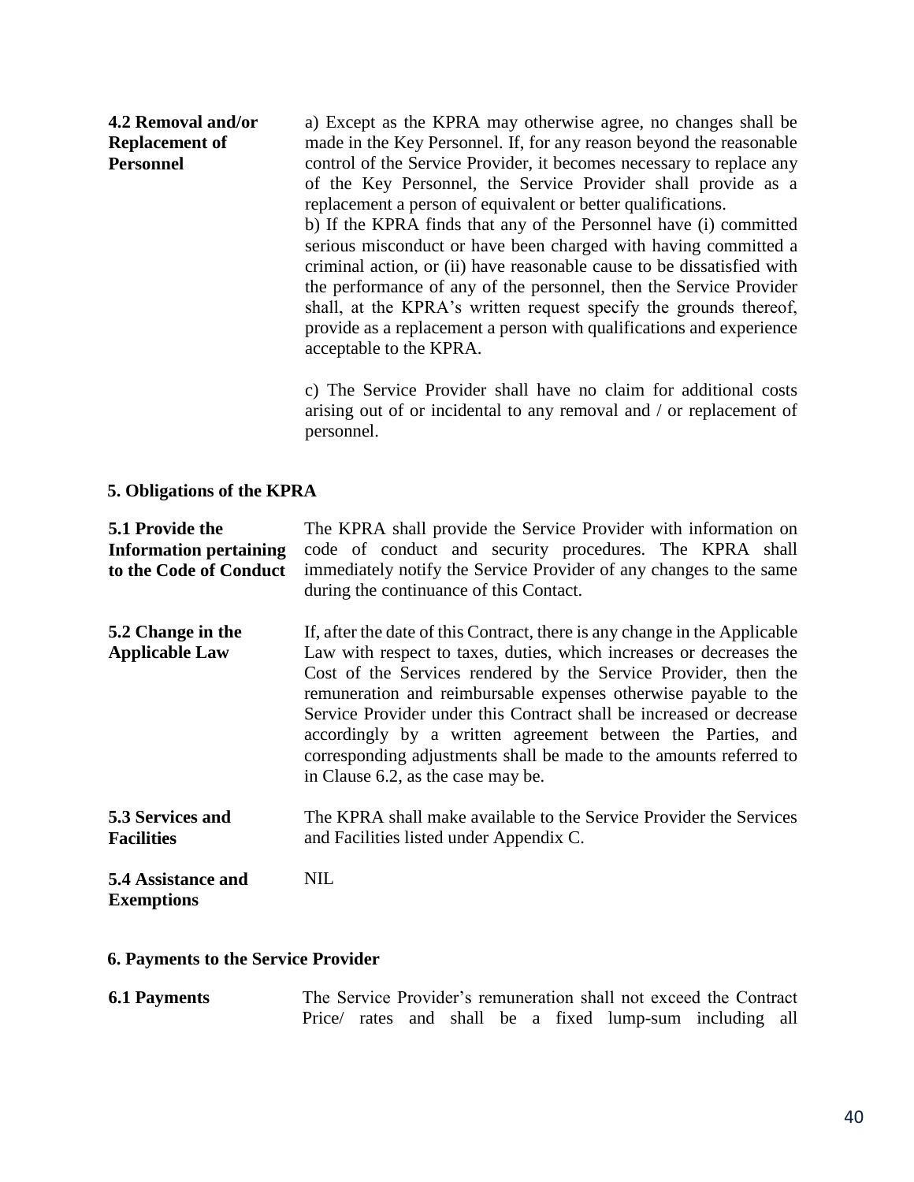**4.2 Removal and/or Replacement of Personnel**

a) Except as the KPRA may otherwise agree, no changes shall be made in the Key Personnel. If, for any reason beyond the reasonable control of the Service Provider, it becomes necessary to replace any of the Key Personnel, the Service Provider shall provide as a replacement a person of equivalent or better qualifications.

b) If the KPRA finds that any of the Personnel have (i) committed serious misconduct or have been charged with having committed a criminal action, or (ii) have reasonable cause to be dissatisfied with the performance of any of the personnel, then the Service Provider shall, at the KPRA's written request specify the grounds thereof, provide as a replacement a person with qualifications and experience acceptable to the KPRA.

c) The Service Provider shall have no claim for additional costs arising out of or incidental to any removal and / or replacement of personnel.

## 5. Obligations of the KPRA

**5.1 Provide the Information pertaining to the Code of Conduct**

The KPRA shall provide the Service Provider with information on code of conduct and security procedures. The KPRA shall immediately notify the Service Provider of any changes to the same during the continuance of this Contact.

**5.2 Change in the Applicable Law**

If, after the date of this Contract, there is any change in the Applicable Law with respect to taxes, duties, which increases or decreases the Cost of the Services rendered by the Service Provider, then the remuneration and reimbursable expenses otherwise payable to the Service Provider under this Contract shall be increased or decrease accordingly by a written agreement between the Parties, and corresponding adjustments shall be made to the amounts referred to in Clause 6.2, as the case may be.

**5.3 Services and Facilities**

The KPRA shall make available to the Service Provider the Services and Facilities listed under Appendix C.

**5.4 Assistance and Exemptions**

NIL

## 6. Payments to the Service Provider

**6.1 Payments**

The Service Provider's remuneration shall not exceed the Contract Price/ rates and shall be a fixed lump-sum including all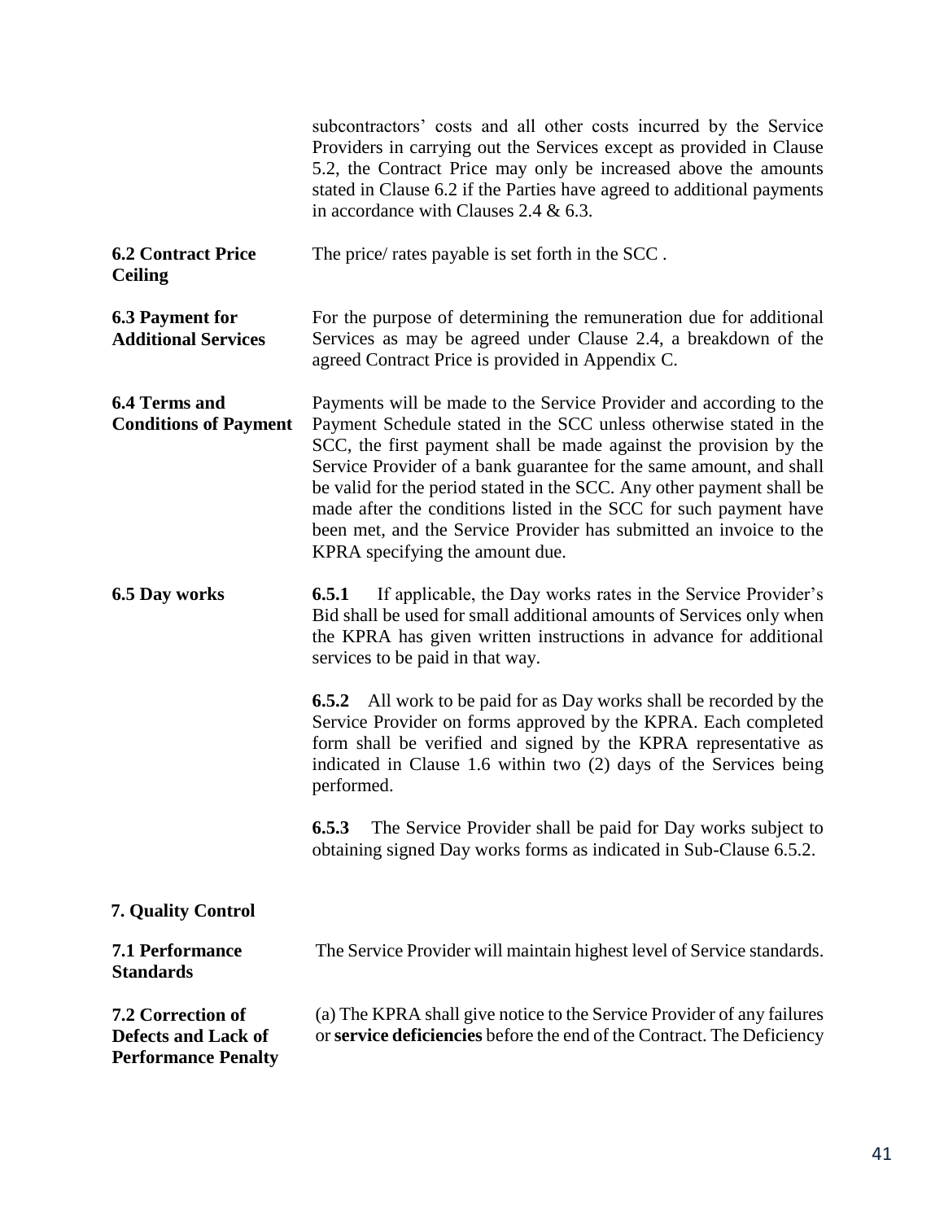subcontractors' costs and all other costs incurred by the Service Providers in carrying out the Services except as provided in Clause 5.2, the Contract Price may only be increased above the amounts stated in Clause 6.2 if the Parties have agreed to additional payments in accordance with Clauses 2.4 & 6.3.

**6.2 Contract Price Ceiling**

The price/ rates payable is set forth in the SCC .

**6.3 Payment for Additional Services**

For the purpose of determining the remuneration due for additional Services as may be agreed under Clause 2.4, a breakdown of the agreed Contract Price is provided in Appendix C.

**6.4 Terms and Conditions of Payment**

Payments will be made to the Service Provider and according to the Payment Schedule stated in the SCC unless otherwise stated in the SCC, the first payment shall be made against the provision by the Service Provider of a bank guarantee for the same amount, and shall be valid for the period stated in the SCC. Any other payment shall be made after the conditions listed in the SCC for such payment have been met, and the Service Provider has submitted an invoice to the KPRA specifying the amount due.

**6.5 Day works**

**6.5.1** If applicable, the Day works rates in the Service Provider's Bid shall be used for small additional amounts of Services only when the KPRA has given written instructions in advance for additional services to be paid in that way.

**6.5.2** All work to be paid for as Day works shall be recorded by the Service Provider on forms approved by the KPRA. Each completed form shall be verified and signed by the KPRA representative as indicated in Clause 1.6 within two (2) days of the Services being performed.

**6.5.3** The Service Provider shall be paid for Day works subject to obtaining signed Day works forms as indicated in Sub-Clause 6.5.2.

**7. Quality Control**

**7.1 Performance Standards**

The Service Provider will maintain highest level of Service standards.

**7.2 Correction of Defects and Lack of Performance Penalty**

(a) The KPRA shall give notice to the Service Provider of any failures or **service deficiencies** before the end of the Contract. The Deficiency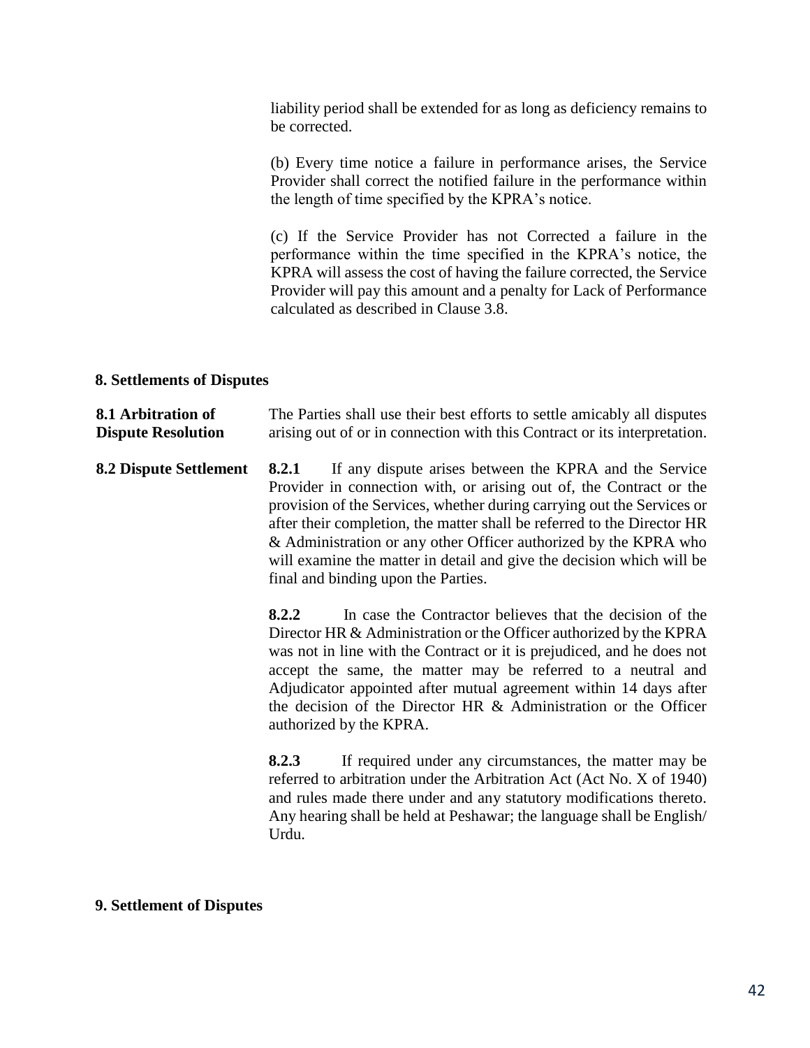liability period shall be extended for as long as deficiency remains to be corrected.

(b) Every time notice a failure in performance arises, the Service Provider shall correct the notified failure in the performance within the length of time specified by the KPRA's notice.

(c) If the Service Provider has not Corrected a failure in the performance within the time specified in the KPRA's notice, the KPRA will assess the cost of having the failure corrected, the Service Provider will pay this amount and a penalty for Lack of Performance calculated as described in Clause 3.8.

## 8. Settlements of Disputes

**8.1 Arbitration of Dispute Resolution**

The Parties shall use their best efforts to settle amicably all disputes arising out of or in connection with this Contract or its interpretation.

**8.2 Dispute Settlement**

**8.2.1** If any dispute arises between the KPRA and the Service Provider in connection with, or arising out of, the Contract or the provision of the Services, whether during carrying out the Services or after their completion, the matter shall be referred to the Director HR & Administration or any other Officer authorized by the KPRA who will examine the matter in detail and give the decision which will be final and binding upon the Parties.

**8.2.2** In case the Contractor believes that the decision of the Director HR & Administration or the Officer authorized by the KPRA was not in line with the Contract or it is prejudiced, and he does not accept the same, the matter may be referred to a neutral and Adjudicator appointed after mutual agreement within 14 days after the decision of the Director HR & Administration or the Officer authorized by the KPRA.

**8.2.3** If required under any circumstances, the matter may be referred to arbitration under the Arbitration Act (Act No. X of 1940) and rules made there under and any statutory modifications thereto. Any hearing shall be held at Peshawar; the language shall be English/ Urdu.

## 9. Settlement of Disputes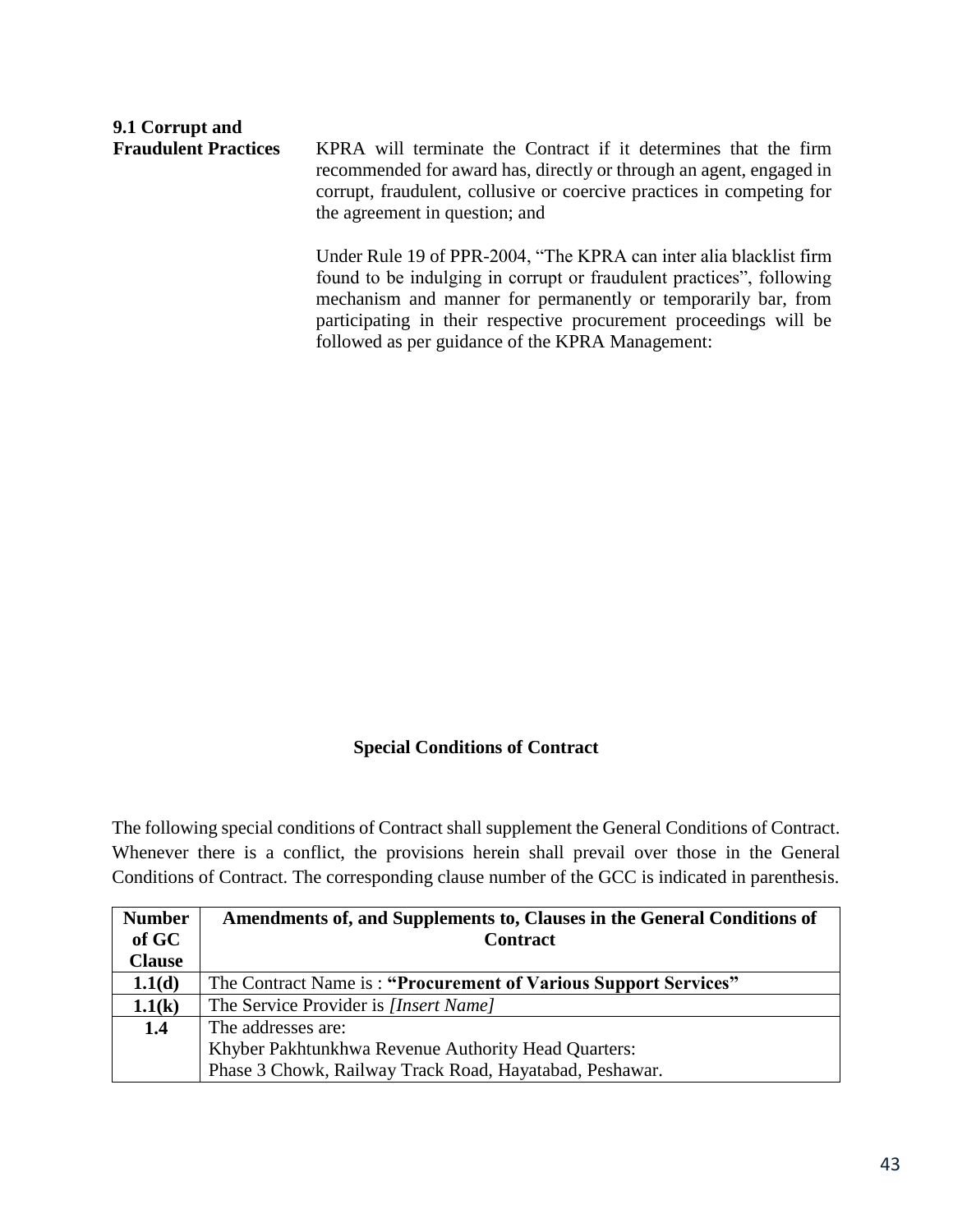**9.1 Corrupt and Fraudulent Practices**

KPRA will terminate the Contract if it determines that the firm recommended for award has, directly or through an agent, engaged in corrupt, fraudulent, collusive or coercive practices in competing for the agreement in question; and

Under Rule 19 of PPR-2004, "The KPRA can inter alia blacklist firm found to be indulging in corrupt or fraudulent practices", following mechanism and manner for permanently or temporarily bar, from participating in their respective procurement proceedings will be followed as per guidance of the KPRA Management:

## Special Conditions of Contract

The following special conditions of Contract shall supplement the General Conditions of Contract. Whenever there is a conflict, the provisions herein shall prevail over those in the General Conditions of Contract. The corresponding clause number of the GCC is indicated in parenthesis.

| Number of GC Clause | Amendments of, and Supplements to, Clauses in the General Conditions of Contract |
|---|---|
| **1.1(d)** | The Contract Name is : **"Procurement of Various Support Services"** |
| **1.1(k)** | The Service Provider is *[Insert Name]* |
| **1.4** | The addresses are:<br>Khyber Pakhtunkhwa Revenue Authority Head Quarters:<br>Phase 3 Chowk, Railway Track Road, Hayatabad, Peshawar. |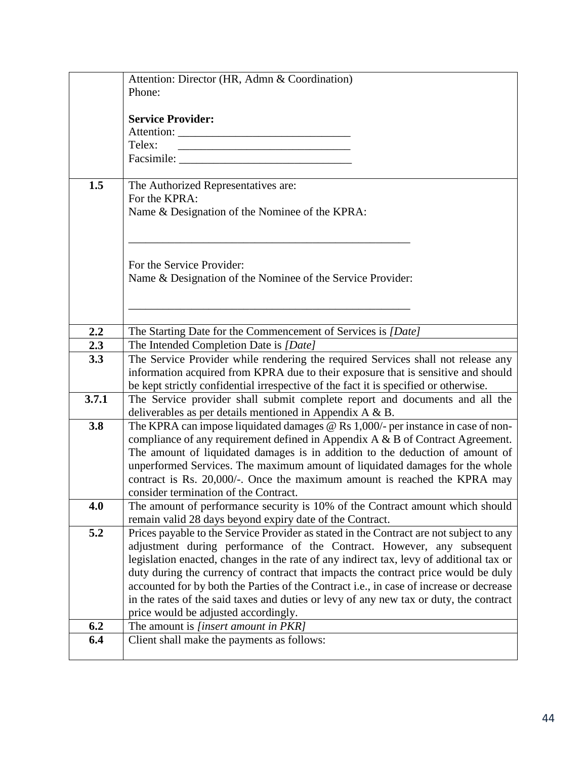| | |
|---|---|
| | Attention: Director (HR, Admn & Coordination)<br>Phone:<br><br>**Service Provider:**<br>Attention: ______________________________<br>Telex: ______________________________<br>Facsimile: ______________________________ |
| **1.5** | The Authorized Representatives are:<br>For the KPRA:<br>Name & Designation of the Nominee of the KPRA:<br><br>____________________________________________________<br><br>For the Service Provider:<br>Name & Designation of the Nominee of the Service Provider:<br><br>____________________________________________________ |
| **2.2** | The Starting Date for the Commencement of Services is *[Date]* |
| **2.3** | The Intended Completion Date is *[Date]* |
| **3.3** | The Service Provider while rendering the required Services shall not release any information acquired from KPRA due to their exposure that is sensitive and should be kept strictly confidential irrespective of the fact it is specified or otherwise. |
| **3.7.1** | The Service provider shall submit complete report and documents and all the deliverables as per details mentioned in Appendix A & B. |
| **3.8** | The KPRA can impose liquidated damages @ Rs 1,000/- per instance in case of non-compliance of any requirement defined in Appendix A & B of Contract Agreement. The amount of liquidated damages is in addition to the deduction of amount of unperformed Services. The maximum amount of liquidated damages for the whole contract is Rs. 20,000/-. Once the maximum amount is reached the KPRA may consider termination of the Contract. |
| **4.0** | The amount of performance security is 10% of the Contract amount which should remain valid 28 days beyond expiry date of the Contract. |
| **5.2** | Prices payable to the Service Provider as stated in the Contract are not subject to any adjustment during performance of the Contract. However, any subsequent legislation enacted, changes in the rate of any indirect tax, levy of additional tax or duty during the currency of contract that impacts the contract price would be duly accounted for by both the Parties of the Contract i.e., in case of increase or decrease in the rates of the said taxes and duties or levy of any new tax or duty, the contract price would be adjusted accordingly. |
| **6.2** | The amount is *[insert amount in PKR]* |
| **6.4** | Client shall make the payments as follows: |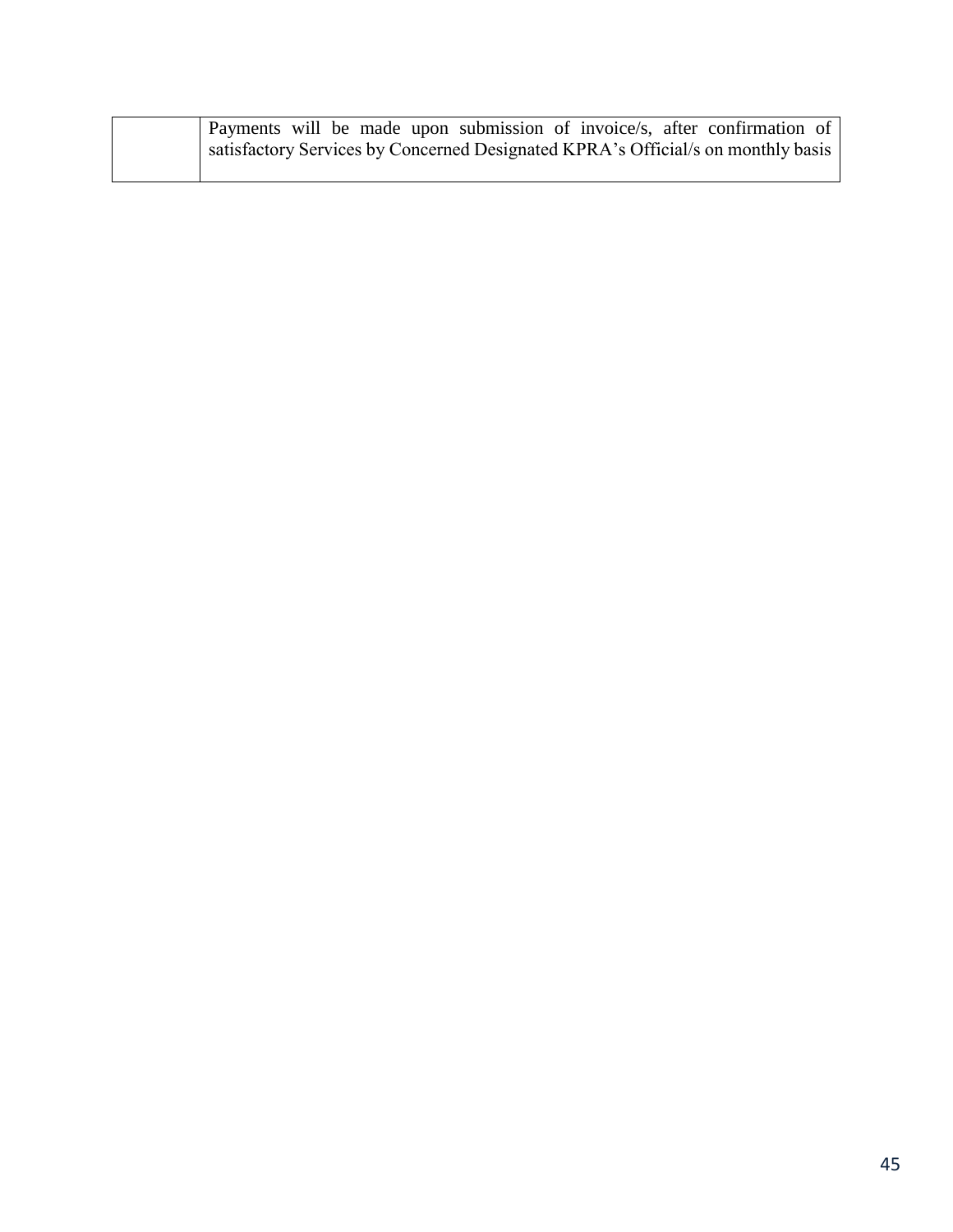|  | Payments will be made upon submission of invoice/s, after confirmation of satisfactory Services by Concerned Designated KPRA's Official/s on monthly basis |
|---|---|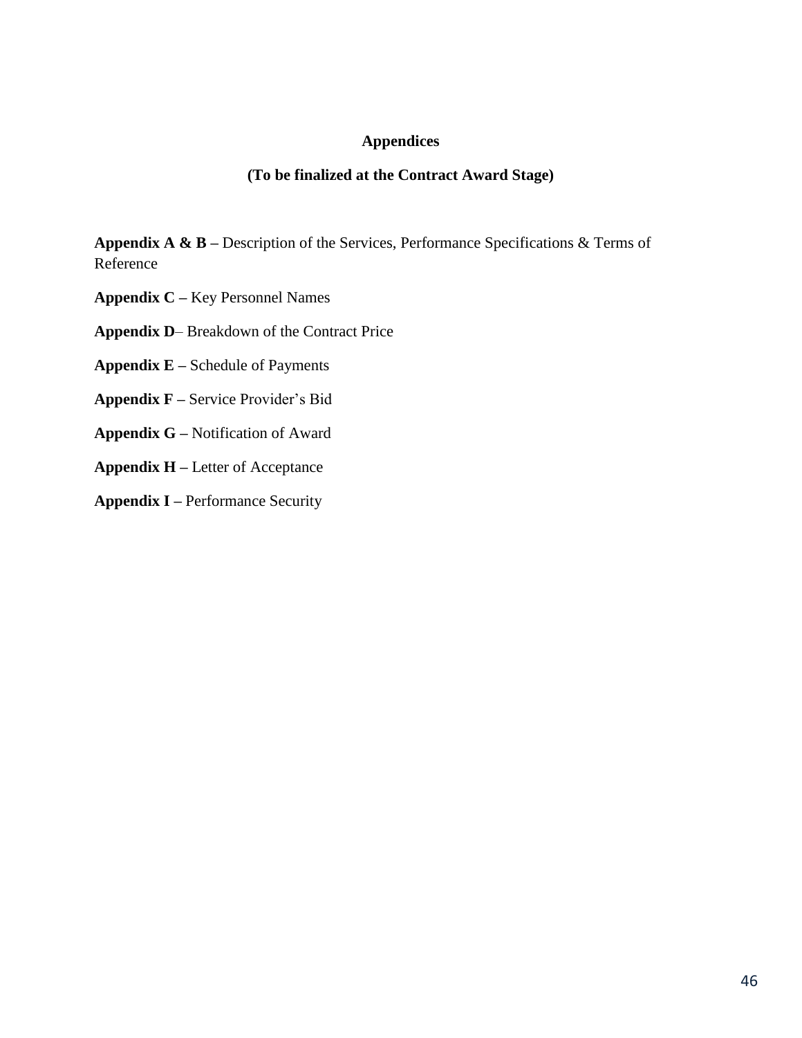# Appendices

## (To be finalized at the Contract Award Stage)

**Appendix A & B –** Description of the Services, Performance Specifications & Terms of Reference

**Appendix C –** Key Personnel Names

**Appendix D**– Breakdown of the Contract Price

**Appendix E –** Schedule of Payments

**Appendix F –** Service Provider's Bid

**Appendix G –** Notification of Award

**Appendix H –** Letter of Acceptance

**Appendix I –** Performance Security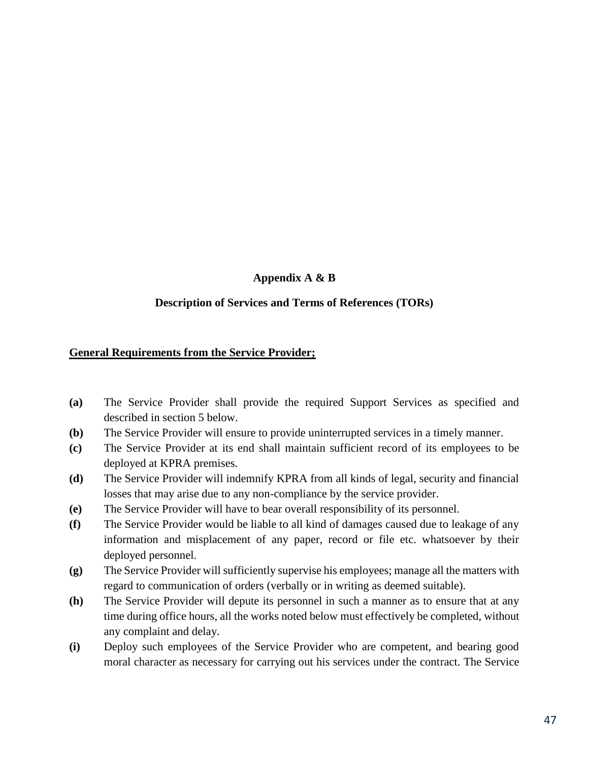**Appendix A & B**

**Description of Services and Terms of References (TORs)**

**General Requirements from the Service Provider;**

**(a)** The Service Provider shall provide the required Support Services as specified and described in section 5 below.

**(b)** The Service Provider will ensure to provide uninterrupted services in a timely manner.

**(c)** The Service Provider at its end shall maintain sufficient record of its employees to be deployed at KPRA premises.

**(d)** The Service Provider will indemnify KPRA from all kinds of legal, security and financial losses that may arise due to any non-compliance by the service provider.

**(e)** The Service Provider will have to bear overall responsibility of its personnel.

**(f)** The Service Provider would be liable to all kind of damages caused due to leakage of any information and misplacement of any paper, record or file etc. whatsoever by their deployed personnel.

**(g)** The Service Provider will sufficiently supervise his employees; manage all the matters with regard to communication of orders (verbally or in writing as deemed suitable).

**(h)** The Service Provider will depute its personnel in such a manner as to ensure that at any time during office hours, all the works noted below must effectively be completed, without any complaint and delay.

**(i)** Deploy such employees of the Service Provider who are competent, and bearing good moral character as necessary for carrying out his services under the contract. The Service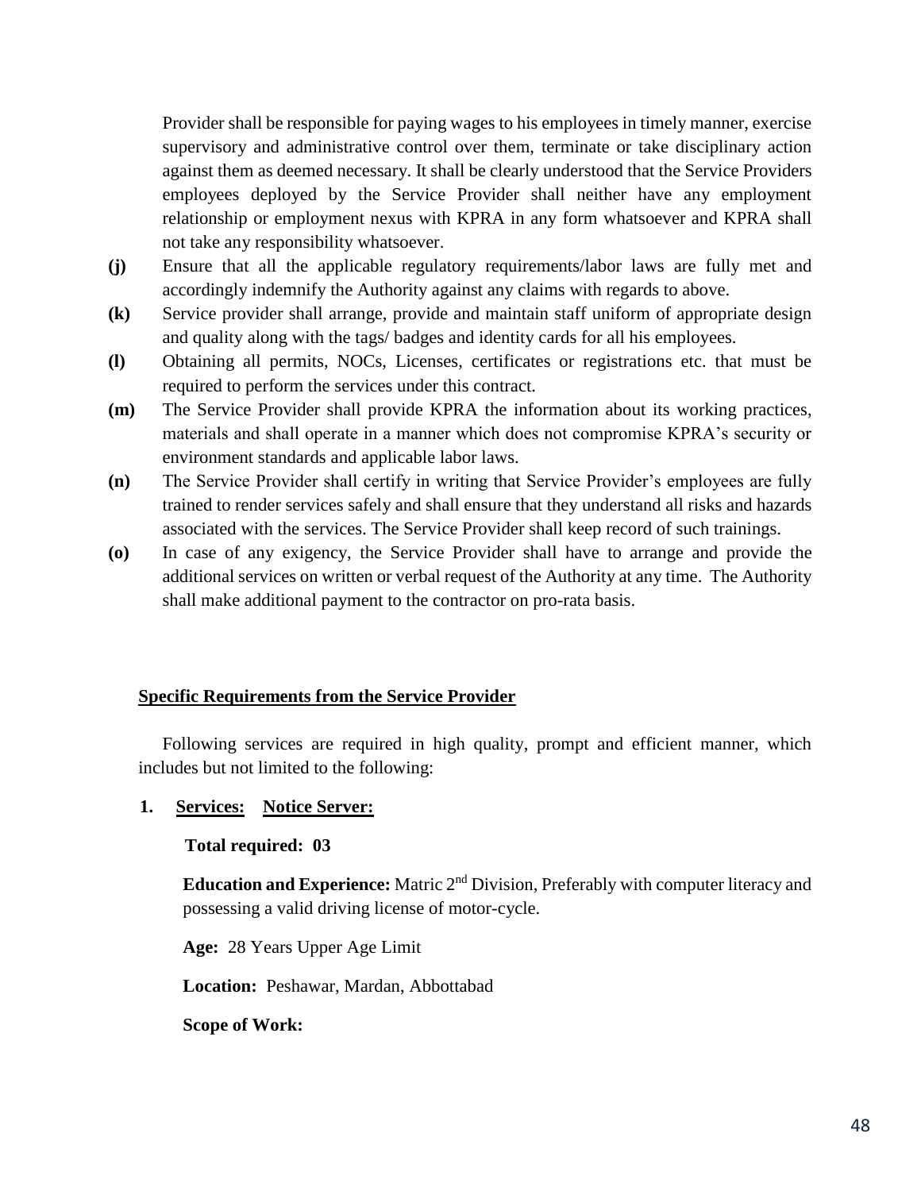Provider shall be responsible for paying wages to his employees in timely manner, exercise supervisory and administrative control over them, terminate or take disciplinary action against them as deemed necessary. It shall be clearly understood that the Service Providers employees deployed by the Service Provider shall neither have any employment relationship or employment nexus with KPRA in any form whatsoever and KPRA shall not take any responsibility whatsoever.

**(j)** Ensure that all the applicable regulatory requirements/labor laws are fully met and accordingly indemnify the Authority against any claims with regards to above.

**(k)** Service provider shall arrange, provide and maintain staff uniform of appropriate design and quality along with the tags/ badges and identity cards for all his employees.

**(l)** Obtaining all permits, NOCs, Licenses, certificates or registrations etc. that must be required to perform the services under this contract.

**(m)** The Service Provider shall provide KPRA the information about its working practices, materials and shall operate in a manner which does not compromise KPRA's security or environment standards and applicable labor laws.

**(n)** The Service Provider shall certify in writing that Service Provider's employees are fully trained to render services safely and shall ensure that they understand all risks and hazards associated with the services. The Service Provider shall keep record of such trainings.

**(o)** In case of any exigency, the Service Provider shall have to arrange and provide the additional services on written or verbal request of the Authority at any time. The Authority shall make additional payment to the contractor on pro-rata basis.

## Specific Requirements from the Service Provider

Following services are required in high quality, prompt and efficient manner, which includes but not limited to the following:

**1. Services: Notice Server:**

**Total required: 03**

**Education and Experience:** Matric 2nd Division, Preferably with computer literacy and possessing a valid driving license of motor-cycle.

**Age:** 28 Years Upper Age Limit

**Location:** Peshawar, Mardan, Abbottabad

**Scope of Work:**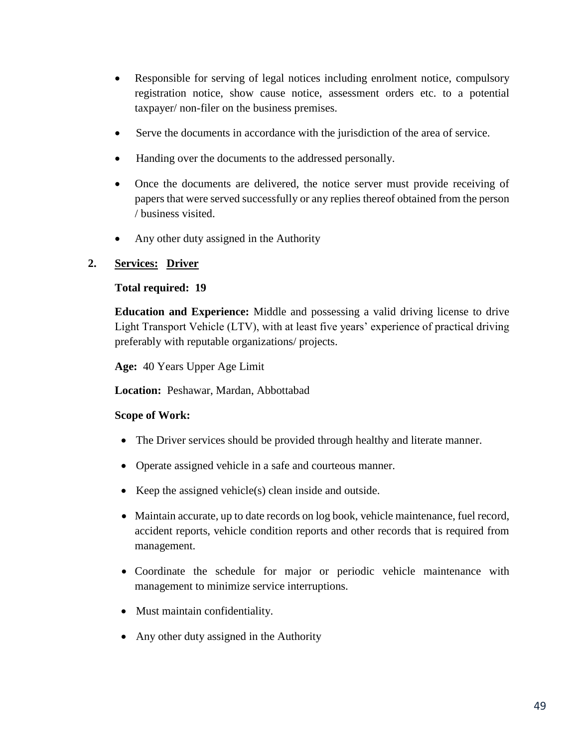- Responsible for serving of legal notices including enrolment notice, compulsory registration notice, show cause notice, assessment orders etc. to a potential taxpayer/ non-filer on the business premises.
- Serve the documents in accordance with the jurisdiction of the area of service.
- Handing over the documents to the addressed personally.
- Once the documents are delivered, the notice server must provide receiving of papers that were served successfully or any replies thereof obtained from the person / business visited.
- Any other duty assigned in the Authority

**2. Services: Driver**

**Total required: 19**

**Education and Experience:** Middle and possessing a valid driving license to drive Light Transport Vehicle (LTV), with at least five years' experience of practical driving preferably with reputable organizations/ projects.

**Age:** 40 Years Upper Age Limit

**Location:** Peshawar, Mardan, Abbottabad

**Scope of Work:**

- The Driver services should be provided through healthy and literate manner.
- Operate assigned vehicle in a safe and courteous manner.
- Keep the assigned vehicle(s) clean inside and outside.
- Maintain accurate, up to date records on log book, vehicle maintenance, fuel record, accident reports, vehicle condition reports and other records that is required from management.
- Coordinate the schedule for major or periodic vehicle maintenance with management to minimize service interruptions.
- Must maintain confidentiality.
- Any other duty assigned in the Authority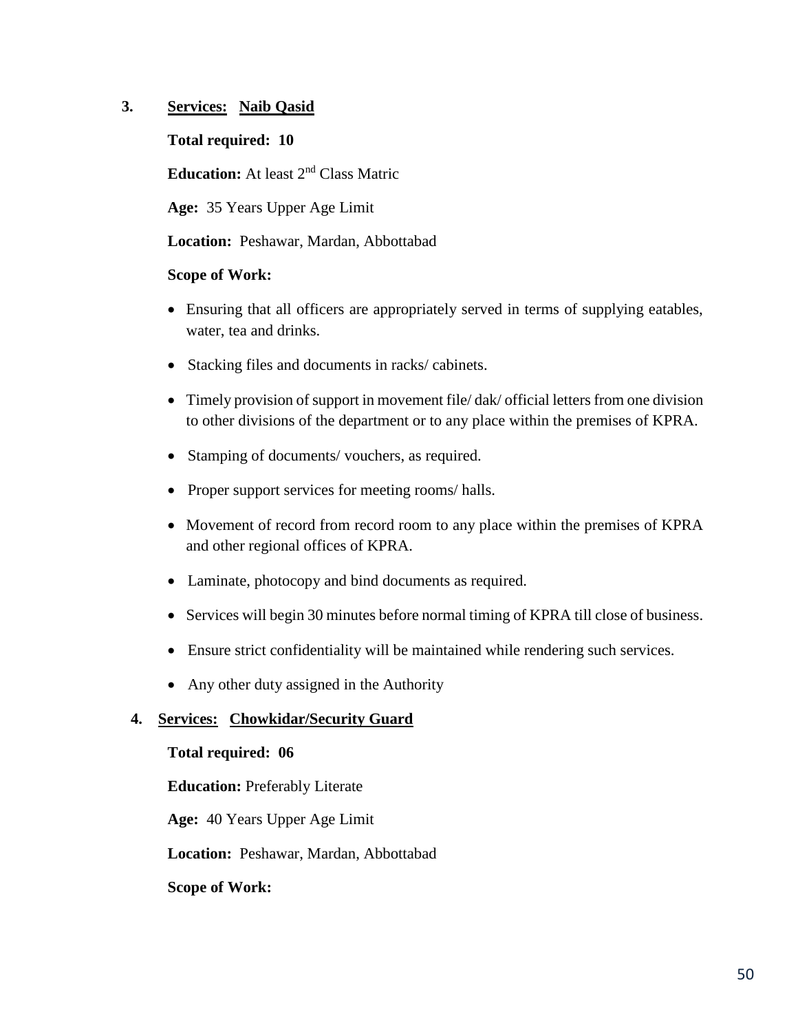**3. <u>Services:</u> <u>Naib Qasid</u>**

**Total required: 10**

**Education:** At least 2nd Class Matric

**Age:** 35 Years Upper Age Limit

**Location:** Peshawar, Mardan, Abbottabad

**Scope of Work:**

- Ensuring that all officers are appropriately served in terms of supplying eatables, water, tea and drinks.
- Stacking files and documents in racks/ cabinets.
- Timely provision of support in movement file/ dak/ official letters from one division to other divisions of the department or to any place within the premises of KPRA.
- Stamping of documents/ vouchers, as required.
- Proper support services for meeting rooms/ halls.
- Movement of record from record room to any place within the premises of KPRA and other regional offices of KPRA.
- Laminate, photocopy and bind documents as required.
- Services will begin 30 minutes before normal timing of KPRA till close of business.
- Ensure strict confidentiality will be maintained while rendering such services.
- Any other duty assigned in the Authority

**4. <u>Services:</u> <u>Chowkidar/Security Guard</u>**

**Total required: 06**

**Education:** Preferably Literate

**Age:** 40 Years Upper Age Limit

**Location:** Peshawar, Mardan, Abbottabad

**Scope of Work:**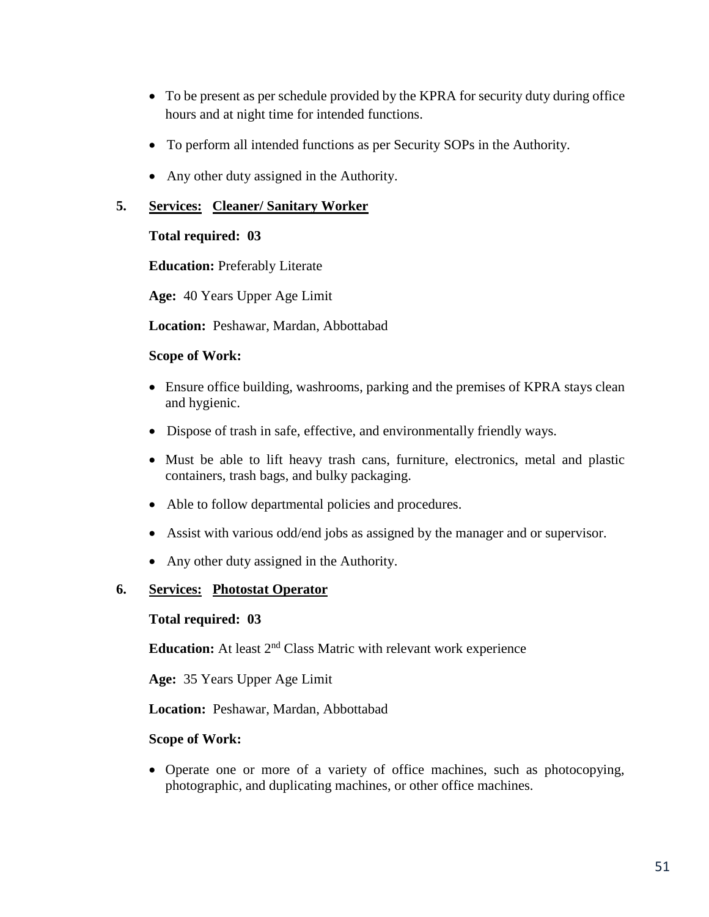- To be present as per schedule provided by the KPRA for security duty during office hours and at night time for intended functions.
- To perform all intended functions as per Security SOPs in the Authority.
- Any other duty assigned in the Authority.

**5. <u>Services:</u> <u>Cleaner/ Sanitary Worker</u>**

**Total required: 03**

**Education:** Preferably Literate

**Age:** 40 Years Upper Age Limit

**Location:** Peshawar, Mardan, Abbottabad

**Scope of Work:**

- Ensure office building, washrooms, parking and the premises of KPRA stays clean and hygienic.
- Dispose of trash in safe, effective, and environmentally friendly ways.
- Must be able to lift heavy trash cans, furniture, electronics, metal and plastic containers, trash bags, and bulky packaging.
- Able to follow departmental policies and procedures.
- Assist with various odd/end jobs as assigned by the manager and or supervisor.
- Any other duty assigned in the Authority.

**6. <u>Services:</u> <u>Photostat Operator</u>**

**Total required: 03**

**Education:** At least 2nd Class Matric with relevant work experience

**Age:** 35 Years Upper Age Limit

**Location:** Peshawar, Mardan, Abbottabad

**Scope of Work:**

- Operate one or more of a variety of office machines, such as photocopying, photographic, and duplicating machines, or other office machines.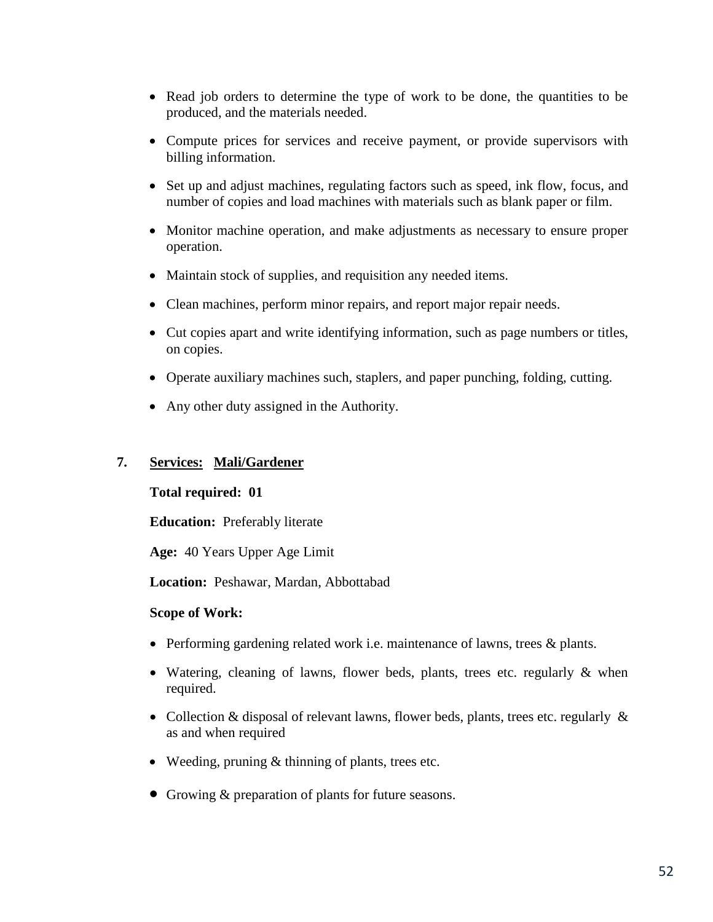- Read job orders to determine the type of work to be done, the quantities to be produced, and the materials needed.
- Compute prices for services and receive payment, or provide supervisors with billing information.
- Set up and adjust machines, regulating factors such as speed, ink flow, focus, and number of copies and load machines with materials such as blank paper or film.
- Monitor machine operation, and make adjustments as necessary to ensure proper operation.
- Maintain stock of supplies, and requisition any needed items.
- Clean machines, perform minor repairs, and report major repair needs.
- Cut copies apart and write identifying information, such as page numbers or titles, on copies.
- Operate auxiliary machines such, staplers, and paper punching, folding, cutting.
- Any other duty assigned in the Authority.

**7. Services: Mali/Gardener**

**Total required: 01**

**Education:** Preferably literate

**Age:** 40 Years Upper Age Limit

**Location:** Peshawar, Mardan, Abbottabad

**Scope of Work:**

- Performing gardening related work i.e. maintenance of lawns, trees & plants.
- Watering, cleaning of lawns, flower beds, plants, trees etc. regularly & when required.
- Collection & disposal of relevant lawns, flower beds, plants, trees etc. regularly & as and when required
- Weeding, pruning & thinning of plants, trees etc.
- Growing & preparation of plants for future seasons.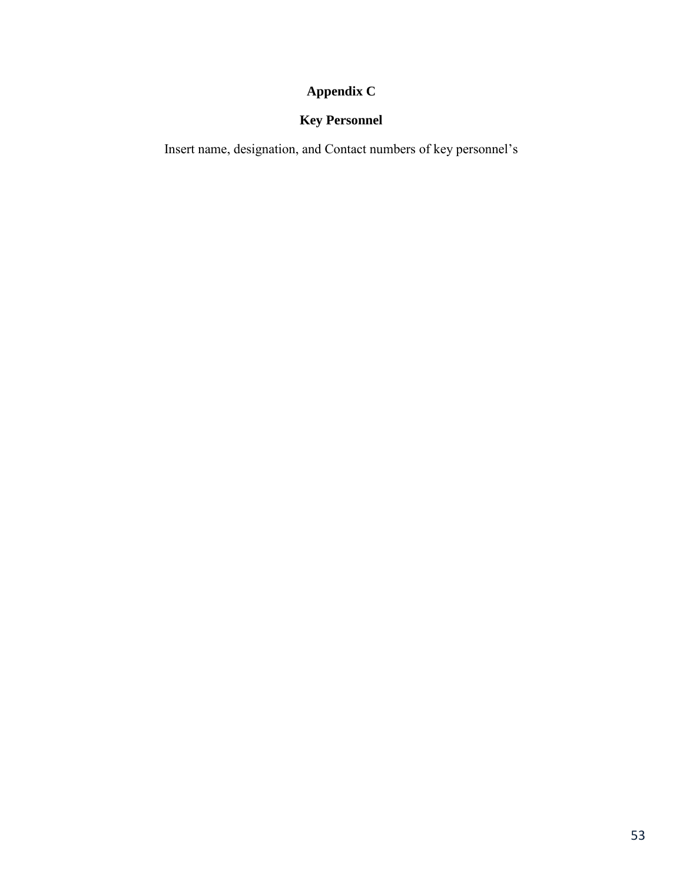# Appendix C

## Key Personnel

Insert name, designation, and Contact numbers of key personnel's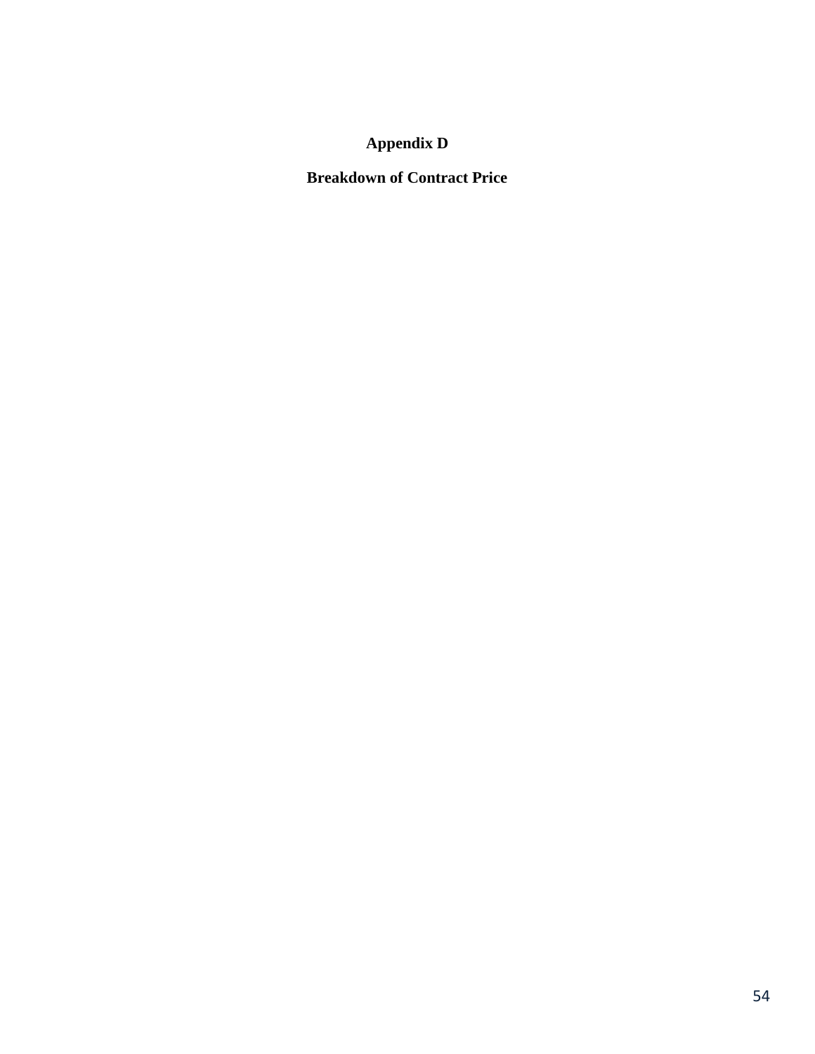# Appendix D

## Breakdown of Contract Price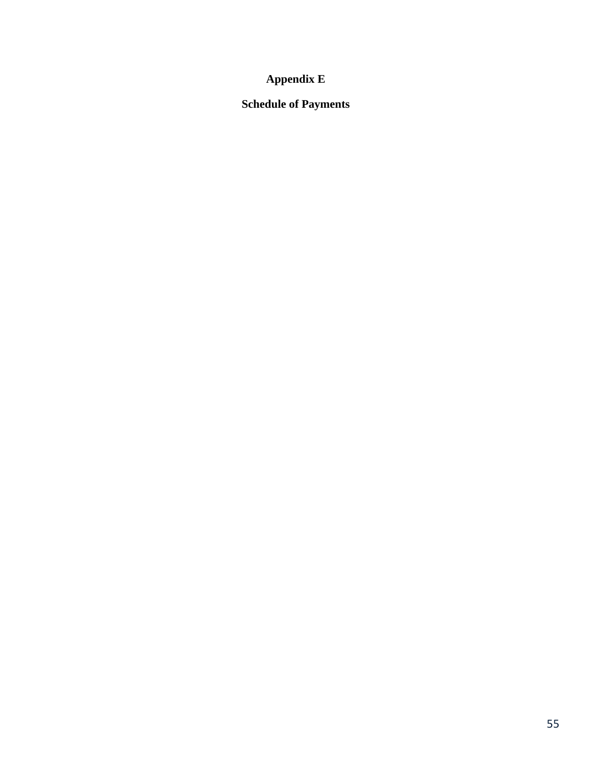# Appendix E

## Schedule of Payments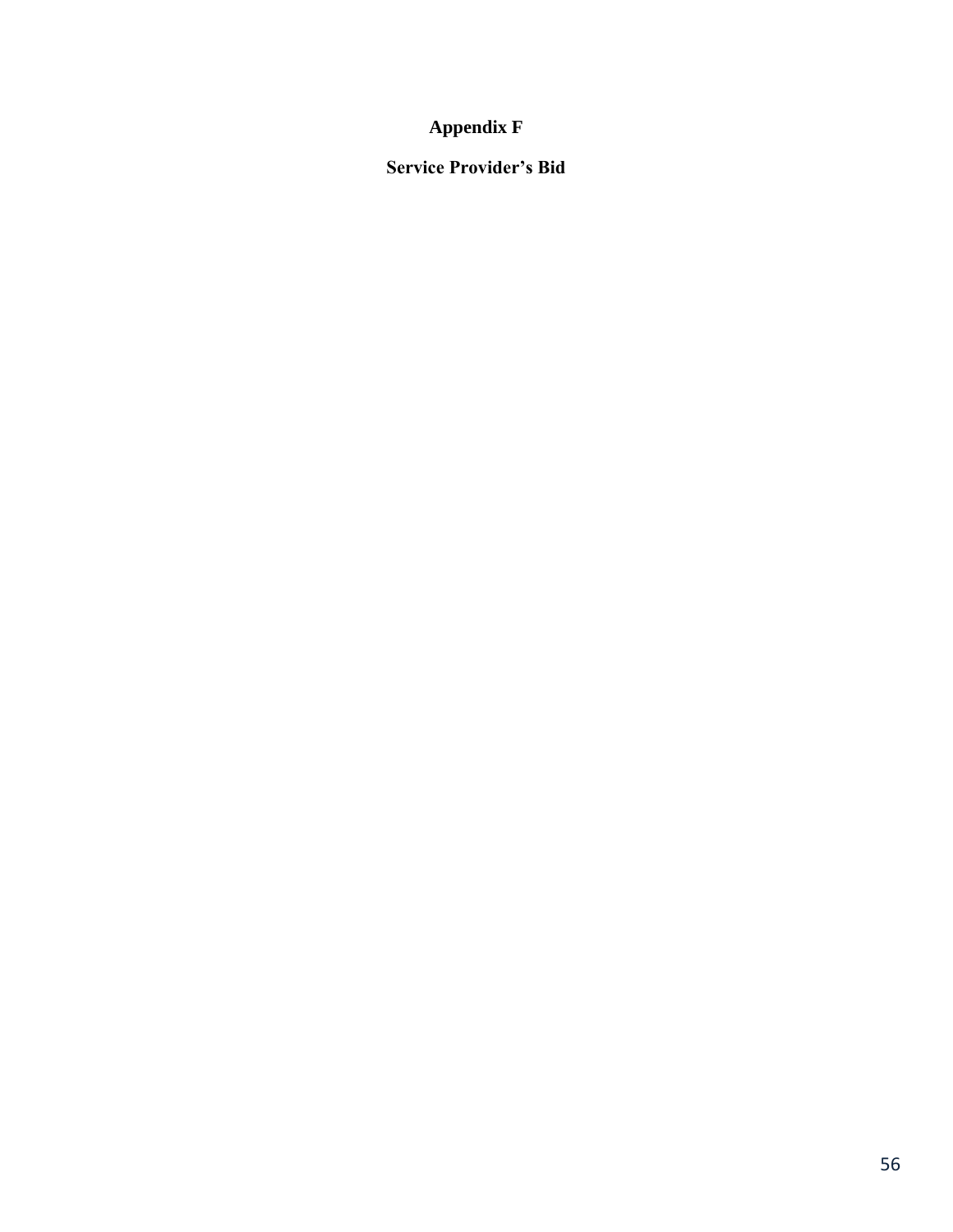# Appendix F

## Service Provider's Bid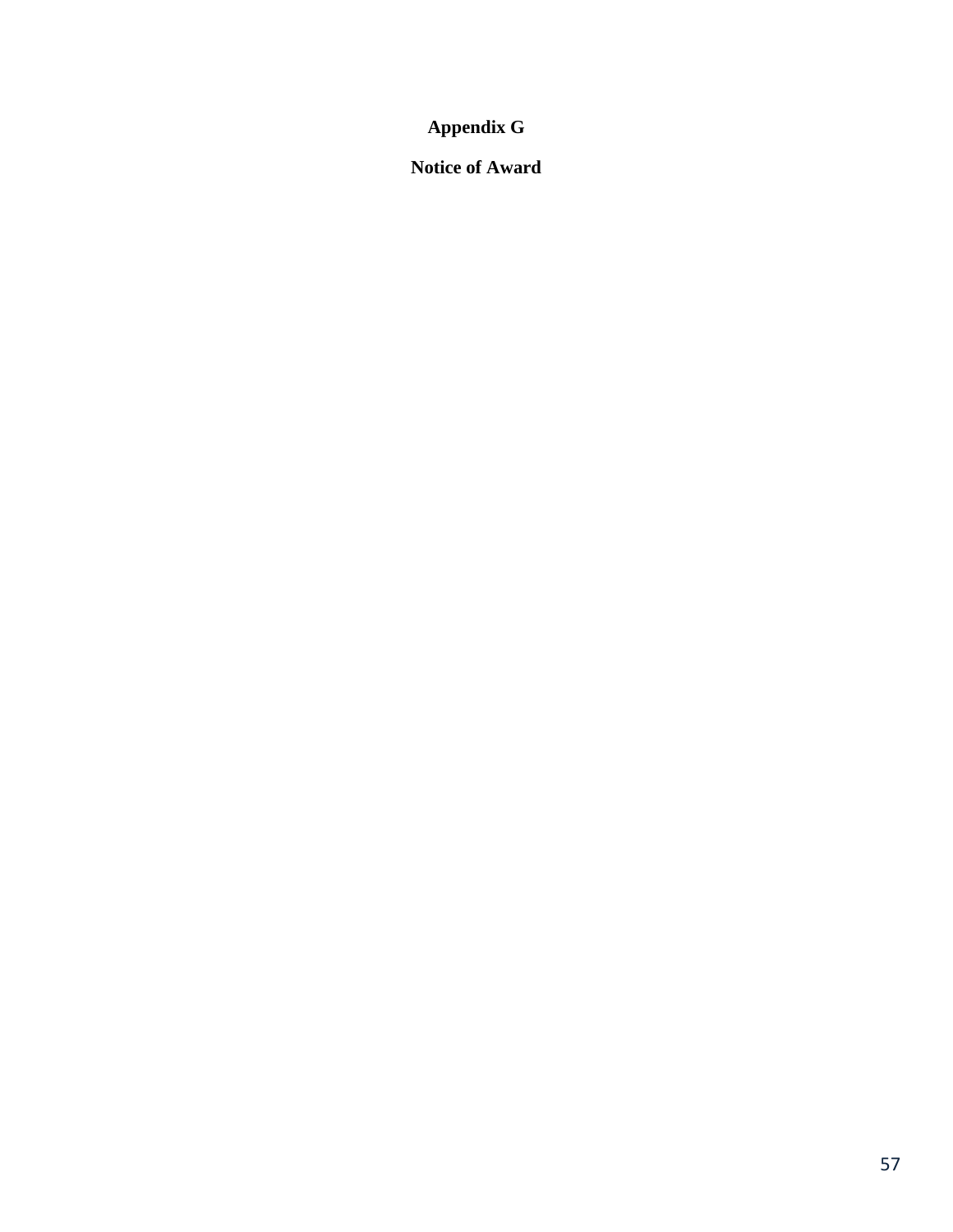# Appendix G

## Notice of Award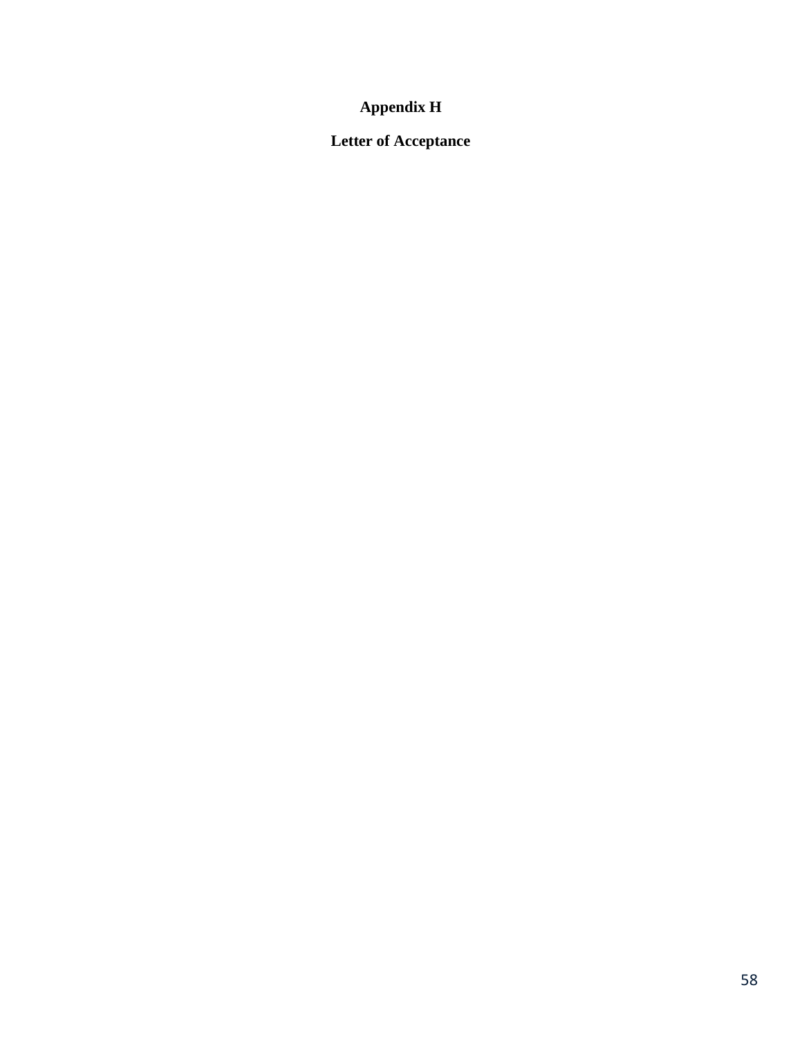# Appendix H

## Letter of Acceptance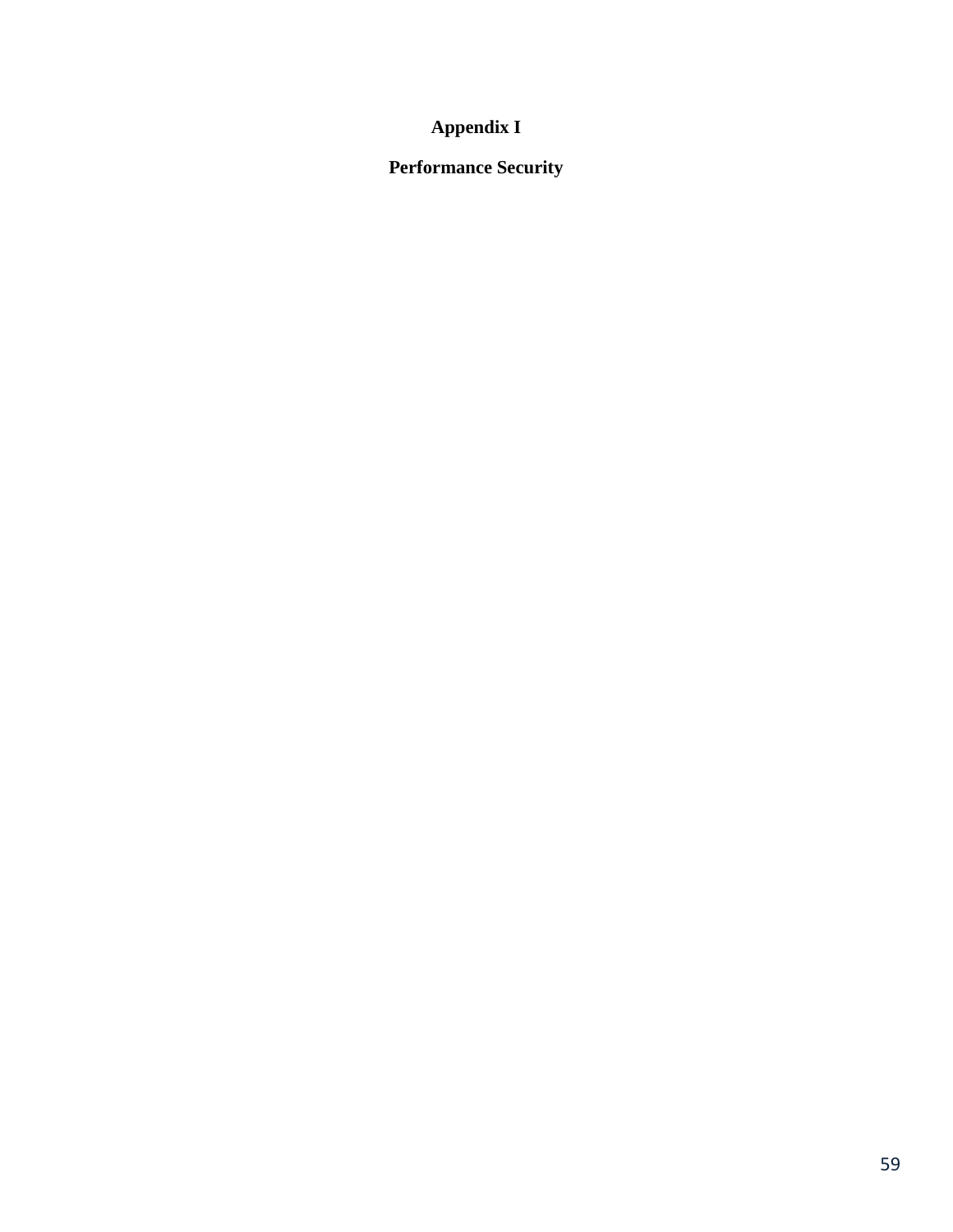## Appendix I

### Performance Security